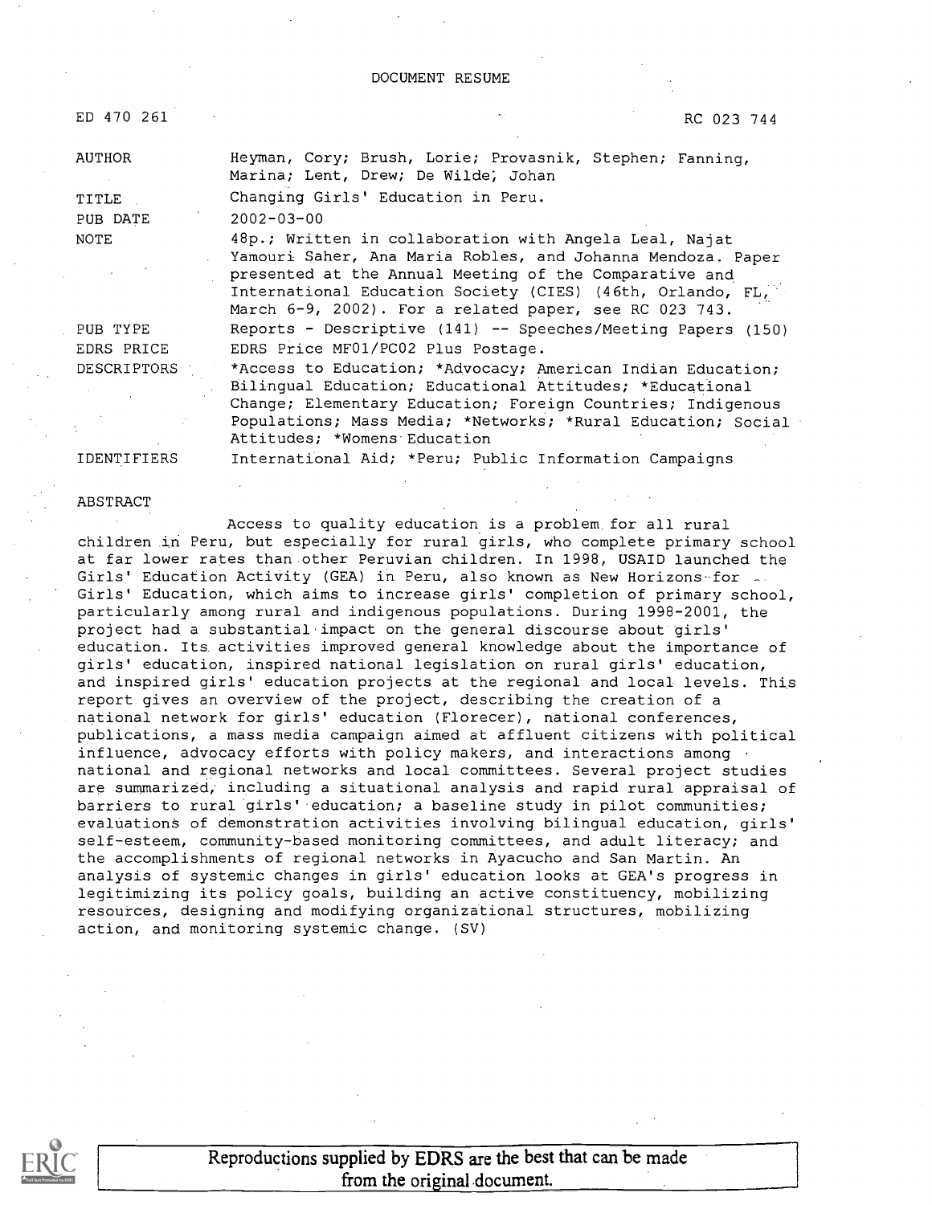DOCUMENT RESUME

ED 470 261 RC 023 744

| | |
|---|---|
| AUTHOR | Heyman, Cory; Brush, Lorie; Provasnik, Stephen; Fanning, Marina; Lent, Drew; De Wilde, Johan |
| TITLE | Changing Girls' Education in Peru. |
| PUB DATE | 2002-03-00 |
| NOTE | 48p.; Written in collaboration with Angela Leal, Najat Yamouri Saher, Ana Maria Robles, and Johanna Mendoza. Paper presented at the Annual Meeting of the Comparative and International Education Society (CIES) (46th, Orlando, FL, March 6-9, 2002). For a related paper, see RC 023 743. |
| PUB TYPE | Reports - Descriptive (141) -- Speeches/Meeting Papers (150) |
| EDRS PRICE | EDRS Price MF01/PC02 Plus Postage. |
| DESCRIPTORS | *Access to Education; *Advocacy; American Indian Education; Bilingual Education; Educational Attitudes; *Educational Change; Elementary Education; Foreign Countries; Indigenous Populations; Mass Media; *Networks; *Rural Education; Social Attitudes; *Womens Education |
| IDENTIFIERS | International Aid; *Peru; Public Information Campaigns |

ABSTRACT

Access to quality education is a problem for all rural children in Peru, but especially for rural girls, who complete primary school at far lower rates than other Peruvian children. In 1998, USAID launched the Girls' Education Activity (GEA) in Peru, also known as New Horizons for Girls' Education, which aims to increase girls' completion of primary school, particularly among rural and indigenous populations. During 1998-2001, the project had a substantial impact on the general discourse about girls' education. Its activities improved general knowledge about the importance of girls' education, inspired national legislation on rural girls' education, and inspired girls' education projects at the regional and local levels. This report gives an overview of the project, describing the creation of a national network for girls' education (Florecer), national conferences, publications, a mass media campaign aimed at affluent citizens with political influence, advocacy efforts with policy makers, and interactions among national and regional networks and local committees. Several project studies are summarized, including a situational analysis and rapid rural appraisal of barriers to rural girls' education; a baseline study in pilot communities; evaluations of demonstration activities involving bilingual education, girls' self-esteem, community-based monitoring committees, and adult literacy; and the accomplishments of regional networks in Ayacucho and San Martin. An analysis of systemic changes in girls' education looks at GEA's progress in legitimizing its policy goals, building an active constituency, mobilizing resources, designing and modifying organizational structures, mobilizing action, and monitoring systemic change. (SV)

Reproductions supplied by EDRS are the best that can be made from the original document.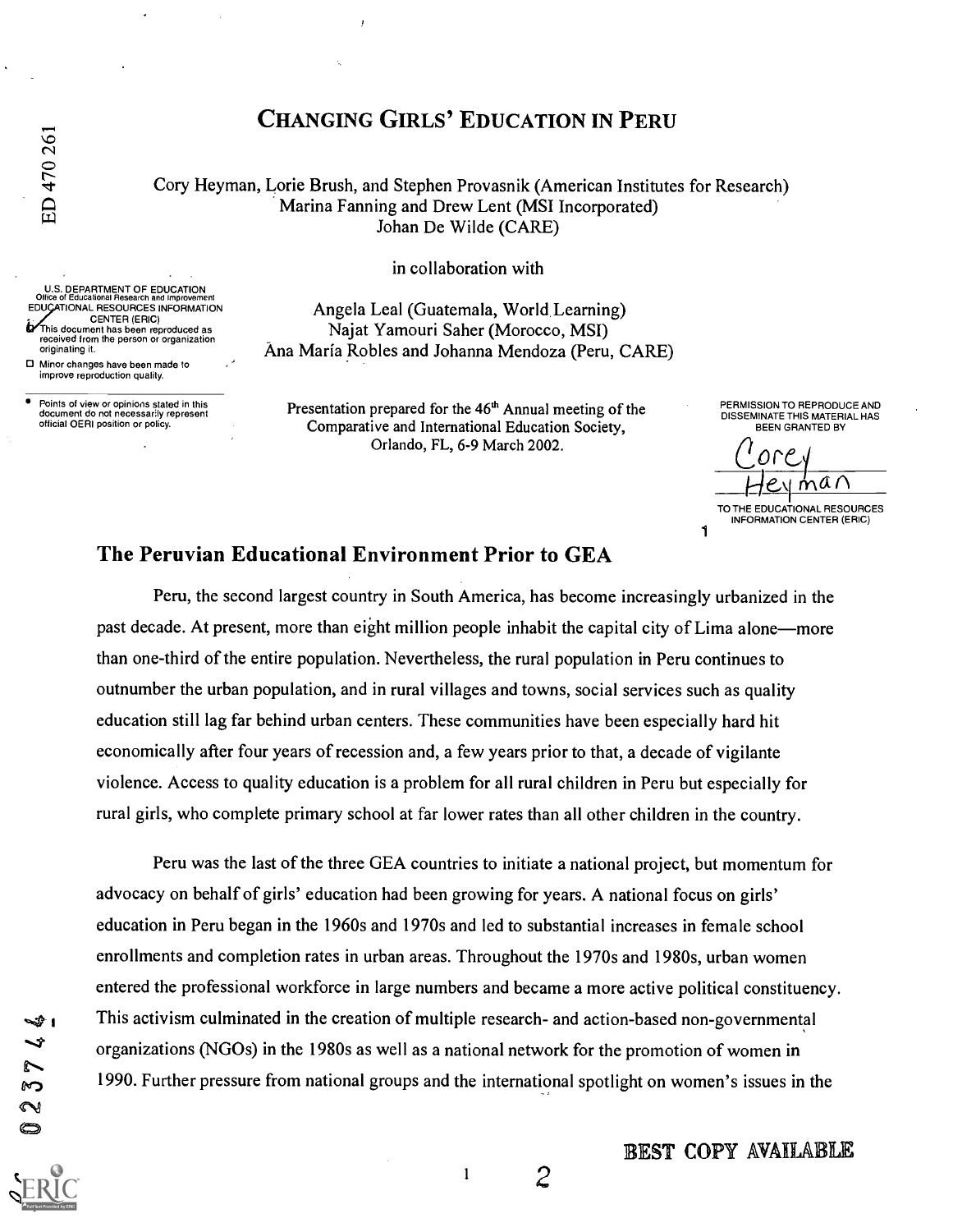# CHANGING GIRLS' EDUCATION IN PERU

Cory Heyman, Lorie Brush, and Stephen Provasnik (American Institutes for Research)
Marina Fanning and Drew Lent (MSI Incorporated)
Johan De Wilde (CARE)

in collaboration with

Angela Leal (Guatemala, World Learning)
Najat Yamouri Saher (Morocco, MSI)
Ana María Robles and Johanna Mendoza (Peru, CARE)

Presentation prepared for the 46th Annual meeting of the Comparative and International Education Society, Orlando, FL, 6-9 March 2002.

## The Peruvian Educational Environment Prior to GEA

Peru, the second largest country in South America, has become increasingly urbanized in the past decade. At present, more than eight million people inhabit the capital city of Lima alone—more than one-third of the entire population. Nevertheless, the rural population in Peru continues to outnumber the urban population, and in rural villages and towns, social services such as quality education still lag far behind urban centers. These communities have been especially hard hit economically after four years of recession and, a few years prior to that, a decade of vigilante violence. Access to quality education is a problem for all rural children in Peru but especially for rural girls, who complete primary school at far lower rates than all other children in the country.

Peru was the last of the three GEA countries to initiate a national project, but momentum for advocacy on behalf of girls' education had been growing for years. A national focus on girls' education in Peru began in the 1960s and 1970s and led to substantial increases in female school enrollments and completion rates in urban areas. Throughout the 1970s and 1980s, urban women entered the professional workforce in large numbers and became a more active political constituency. This activism culminated in the creation of multiple research- and action-based non-governmental organizations (NGOs) in the 1980s as well as a national network for the promotion of women in 1990. Further pressure from national groups and the international spotlight on women's issues in the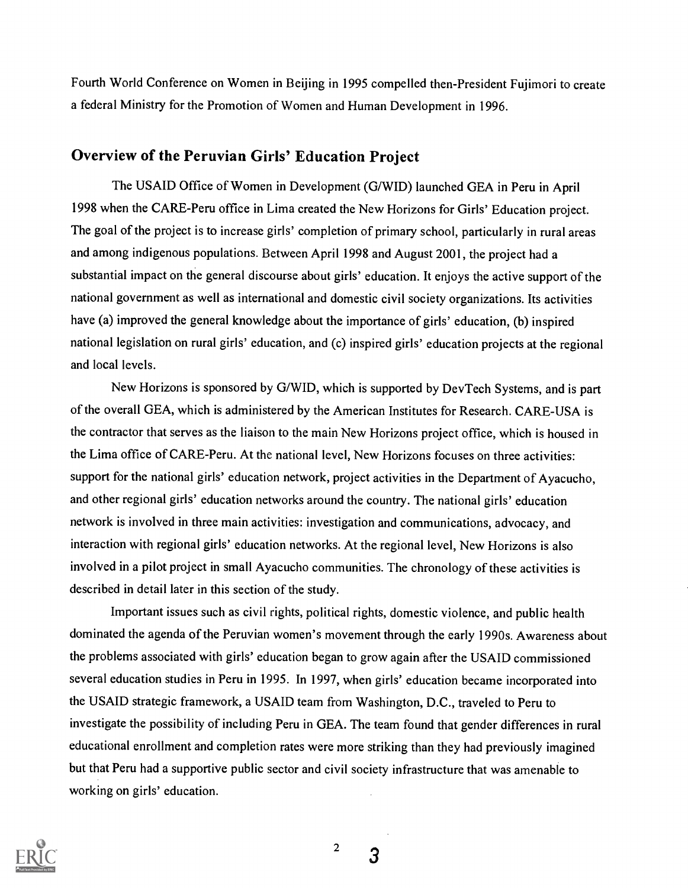Fourth World Conference on Women in Beijing in 1995 compelled then-President Fujimori to create a federal Ministry for the Promotion of Women and Human Development in 1996.

## Overview of the Peruvian Girls' Education Project

The USAID Office of Women in Development (G/WID) launched GEA in Peru in April 1998 when the CARE-Peru office in Lima created the New Horizons for Girls' Education project. The goal of the project is to increase girls' completion of primary school, particularly in rural areas and among indigenous populations. Between April 1998 and August 2001, the project had a substantial impact on the general discourse about girls' education. It enjoys the active support of the national government as well as international and domestic civil society organizations. Its activities have (a) improved the general knowledge about the importance of girls' education, (b) inspired national legislation on rural girls' education, and (c) inspired girls' education projects at the regional and local levels.

New Horizons is sponsored by G/WID, which is supported by DevTech Systems, and is part of the overall GEA, which is administered by the American Institutes for Research. CARE-USA is the contractor that serves as the liaison to the main New Horizons project office, which is housed in the Lima office of CARE-Peru. At the national level, New Horizons focuses on three activities: support for the national girls' education network, project activities in the Department of Ayacucho, and other regional girls' education networks around the country. The national girls' education network is involved in three main activities: investigation and communications, advocacy, and interaction with regional girls' education networks. At the regional level, New Horizons is also involved in a pilot project in small Ayacucho communities. The chronology of these activities is described in detail later in this section of the study.

Important issues such as civil rights, political rights, domestic violence, and public health dominated the agenda of the Peruvian women's movement through the early 1990s. Awareness about the problems associated with girls' education began to grow again after the USAID commissioned several education studies in Peru in 1995. In 1997, when girls' education became incorporated into the USAID strategic framework, a USAID team from Washington, D.C., traveled to Peru to investigate the possibility of including Peru in GEA. The team found that gender differences in rural educational enrollment and completion rates were more striking than they had previously imagined but that Peru had a supportive public sector and civil society infrastructure that was amenable to working on girls' education.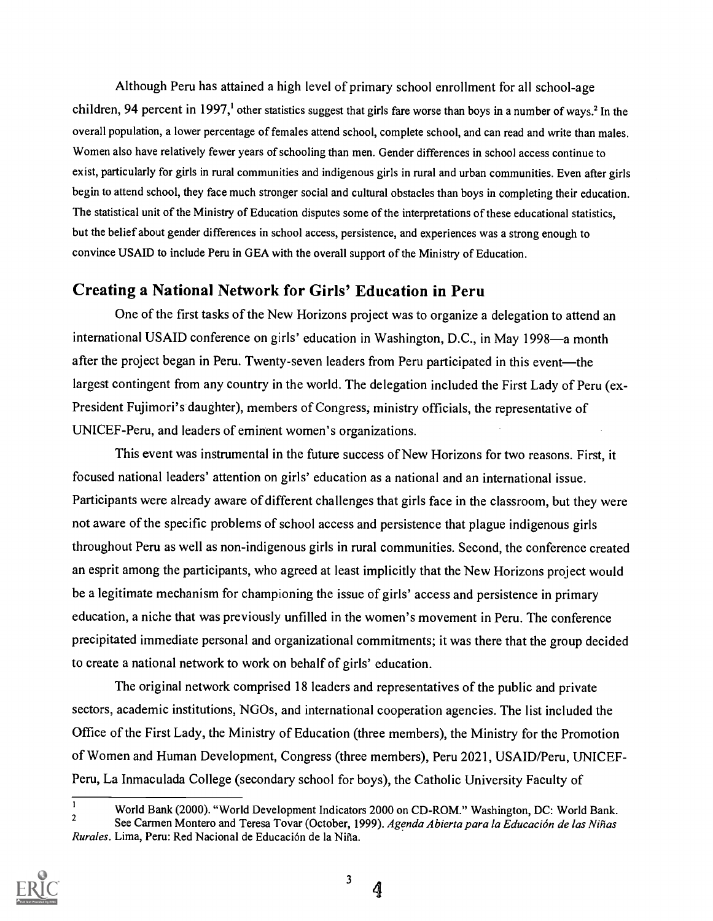Although Peru has attained a high level of primary school enrollment for all school-age children, 94 percent in 1997,[1] other statistics suggest that girls fare worse than boys in a number of ways.[2] In the overall population, a lower percentage of females attend school, complete school, and can read and write than males. Women also have relatively fewer years of schooling than men. Gender differences in school access continue to exist, particularly for girls in rural communities and indigenous girls in rural and urban communities. Even after girls begin to attend school, they face much stronger social and cultural obstacles than boys in completing their education. The statistical unit of the Ministry of Education disputes some of the interpretations of these educational statistics, but the belief about gender differences in school access, persistence, and experiences was a strong enough to convince USAID to include Peru in GEA with the overall support of the Ministry of Education.

## Creating a National Network for Girls' Education in Peru

One of the first tasks of the New Horizons project was to organize a delegation to attend an international USAID conference on girls' education in Washington, D.C., in May 1998—a month after the project began in Peru. Twenty-seven leaders from Peru participated in this event—the largest contingent from any country in the world. The delegation included the First Lady of Peru (ex-President Fujimori's daughter), members of Congress, ministry officials, the representative of UNICEF-Peru, and leaders of eminent women's organizations.

This event was instrumental in the future success of New Horizons for two reasons. First, it focused national leaders' attention on girls' education as a national and an international issue. Participants were already aware of different challenges that girls face in the classroom, but they were not aware of the specific problems of school access and persistence that plague indigenous girls throughout Peru as well as non-indigenous girls in rural communities. Second, the conference created an esprit among the participants, who agreed at least implicitly that the New Horizons project would be a legitimate mechanism for championing the issue of girls' access and persistence in primary education, a niche that was previously unfilled in the women's movement in Peru. The conference precipitated immediate personal and organizational commitments; it was there that the group decided to create a national network to work on behalf of girls' education.

The original network comprised 18 leaders and representatives of the public and private sectors, academic institutions, NGOs, and international cooperation agencies. The list included the Office of the First Lady, the Ministry of Education (three members), the Ministry for the Promotion of Women and Human Development, Congress (three members), Peru 2021, USAID/Peru, UNICEF-Peru, La Inmaculada College (secondary school for boys), the Catholic University Faculty of

---

[1] World Bank (2000). "World Development Indicators 2000 on CD-ROM." Washington, DC: World Bank.

[2] See Carmen Montero and Teresa Tovar (October, 1999). *Agenda Abierta para la Educación de las Niñas Rurales*. Lima, Peru: Red Nacional de Educación de la Niña.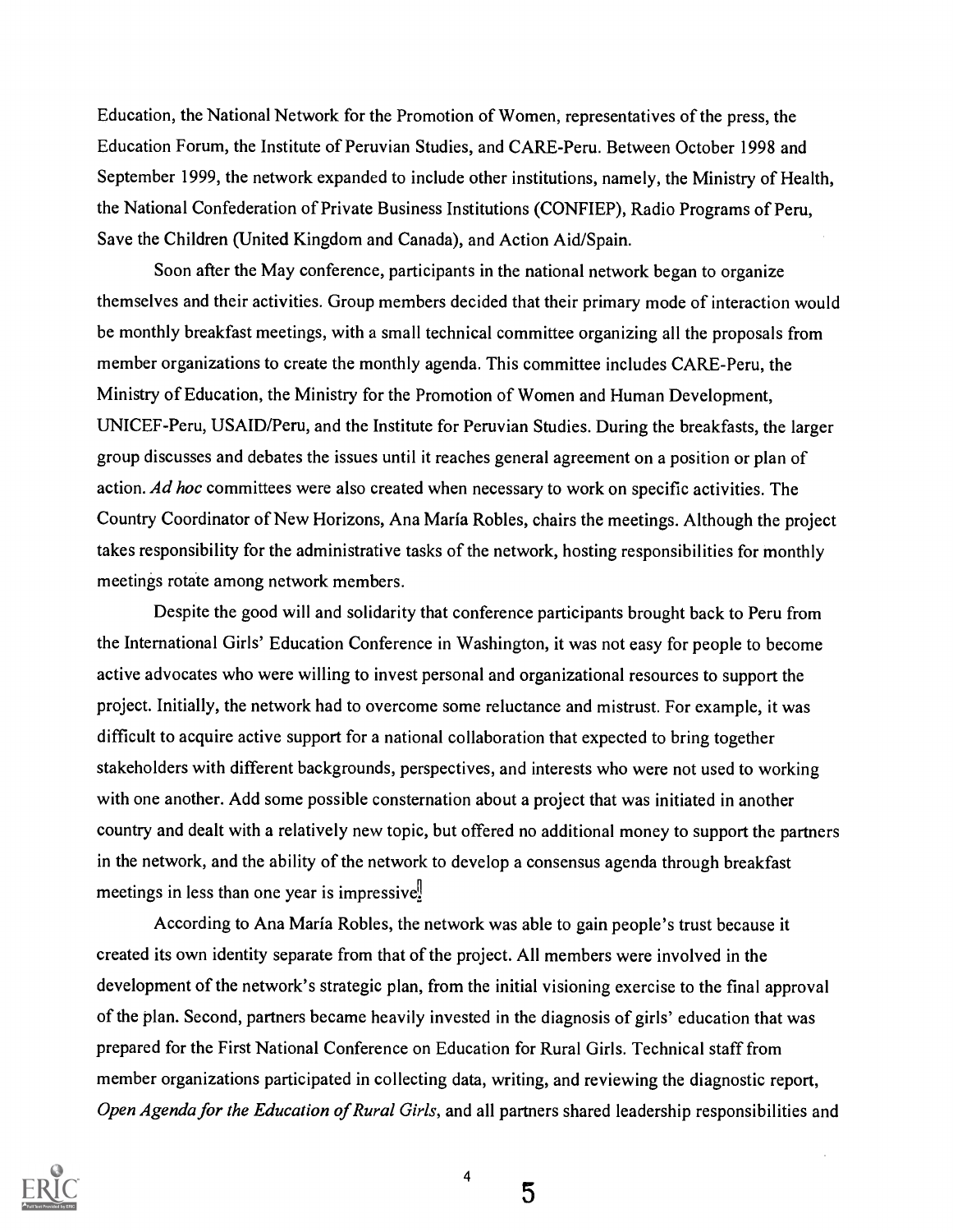Education, the National Network for the Promotion of Women, representatives of the press, the Education Forum, the Institute of Peruvian Studies, and CARE-Peru. Between October 1998 and September 1999, the network expanded to include other institutions, namely, the Ministry of Health, the National Confederation of Private Business Institutions (CONFIEP), Radio Programs of Peru, Save the Children (United Kingdom and Canada), and Action Aid/Spain.

Soon after the May conference, participants in the national network began to organize themselves and their activities. Group members decided that their primary mode of interaction would be monthly breakfast meetings, with a small technical committee organizing all the proposals from member organizations to create the monthly agenda. This committee includes CARE-Peru, the Ministry of Education, the Ministry for the Promotion of Women and Human Development, UNICEF-Peru, USAID/Peru, and the Institute for Peruvian Studies. During the breakfasts, the larger group discusses and debates the issues until it reaches general agreement on a position or plan of action. *Ad hoc* committees were also created when necessary to work on specific activities. The Country Coordinator of New Horizons, Ana María Robles, chairs the meetings. Although the project takes responsibility for the administrative tasks of the network, hosting responsibilities for monthly meetings rotate among network members.

Despite the good will and solidarity that conference participants brought back to Peru from the International Girls' Education Conference in Washington, it was not easy for people to become active advocates who were willing to invest personal and organizational resources to support the project. Initially, the network had to overcome some reluctance and mistrust. For example, it was difficult to acquire active support for a national collaboration that expected to bring together stakeholders with different backgrounds, perspectives, and interests who were not used to working with one another. Add some possible consternation about a project that was initiated in another country and dealt with a relatively new topic, but offered no additional money to support the partners in the network, and the ability of the network to develop a consensus agenda through breakfast meetings in less than one year is impressive.

According to Ana María Robles, the network was able to gain people's trust because it created its own identity separate from that of the project. All members were involved in the development of the network's strategic plan, from the initial visioning exercise to the final approval of the plan. Second, partners became heavily invested in the diagnosis of girls' education that was prepared for the First National Conference on Education for Rural Girls. Technical staff from member organizations participated in collecting data, writing, and reviewing the diagnostic report, *Open Agenda for the Education of Rural Girls*, and all partners shared leadership responsibilities and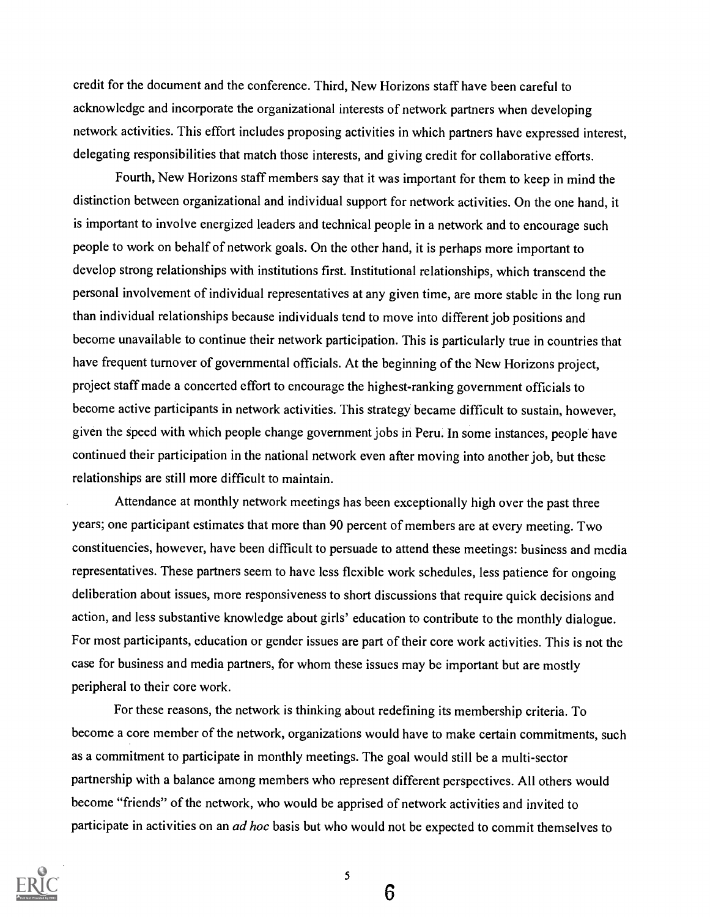credit for the document and the conference. Third, New Horizons staff have been careful to acknowledge and incorporate the organizational interests of network partners when developing network activities. This effort includes proposing activities in which partners have expressed interest, delegating responsibilities that match those interests, and giving credit for collaborative efforts.

Fourth, New Horizons staff members say that it was important for them to keep in mind the distinction between organizational and individual support for network activities. On the one hand, it is important to involve energized leaders and technical people in a network and to encourage such people to work on behalf of network goals. On the other hand, it is perhaps more important to develop strong relationships with institutions first. Institutional relationships, which transcend the personal involvement of individual representatives at any given time, are more stable in the long run than individual relationships because individuals tend to move into different job positions and become unavailable to continue their network participation. This is particularly true in countries that have frequent turnover of governmental officials. At the beginning of the New Horizons project, project staff made a concerted effort to encourage the highest-ranking government officials to become active participants in network activities. This strategy became difficult to sustain, however, given the speed with which people change government jobs in Peru. In some instances, people have continued their participation in the national network even after moving into another job, but these relationships are still more difficult to maintain.

Attendance at monthly network meetings has been exceptionally high over the past three years; one participant estimates that more than 90 percent of members are at every meeting. Two constituencies, however, have been difficult to persuade to attend these meetings: business and media representatives. These partners seem to have less flexible work schedules, less patience for ongoing deliberation about issues, more responsiveness to short discussions that require quick decisions and action, and less substantive knowledge about girls' education to contribute to the monthly dialogue. For most participants, education or gender issues are part of their core work activities. This is not the case for business and media partners, for whom these issues may be important but are mostly peripheral to their core work.

For these reasons, the network is thinking about redefining its membership criteria. To become a core member of the network, organizations would have to make certain commitments, such as a commitment to participate in monthly meetings. The goal would still be a multi-sector partnership with a balance among members who represent different perspectives. All others would become "friends" of the network, who would be apprised of network activities and invited to participate in activities on an *ad hoc* basis but who would not be expected to commit themselves to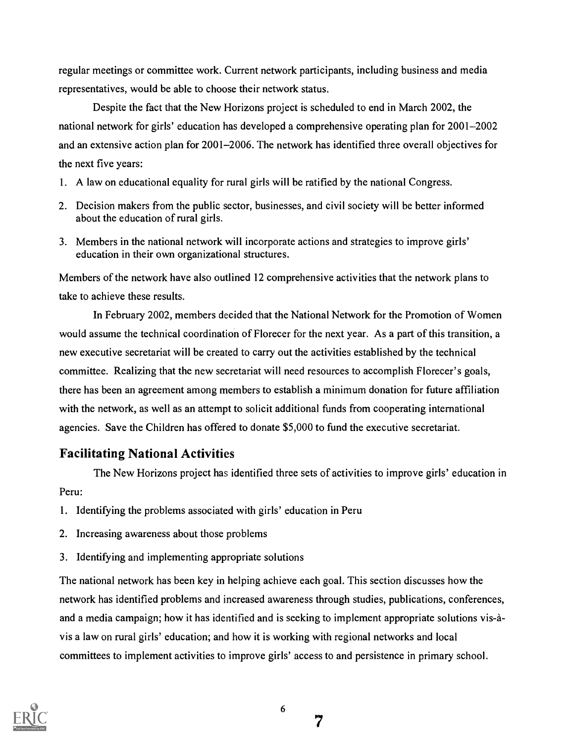regular meetings or committee work. Current network participants, including business and media representatives, would be able to choose their network status.

Despite the fact that the New Horizons project is scheduled to end in March 2002, the national network for girls' education has developed a comprehensive operating plan for 2001–2002 and an extensive action plan for 2001–2006. The network has identified three overall objectives for the next five years:

1. A law on educational equality for rural girls will be ratified by the national Congress.
2. Decision makers from the public sector, businesses, and civil society will be better informed about the education of rural girls.
3. Members in the national network will incorporate actions and strategies to improve girls' education in their own organizational structures.

Members of the network have also outlined 12 comprehensive activities that the network plans to take to achieve these results.

In February 2002, members decided that the National Network for the Promotion of Women would assume the technical coordination of Florecer for the next year. As a part of this transition, a new executive secretariat will be created to carry out the activities established by the technical committee. Realizing that the new secretariat will need resources to accomplish Florecer's goals, there has been an agreement among members to establish a minimum donation for future affiliation with the network, as well as an attempt to solicit additional funds from cooperating international agencies. Save the Children has offered to donate $5,000 to fund the executive secretariat.

## Facilitating National Activities

The New Horizons project has identified three sets of activities to improve girls' education in Peru:

1. Identifying the problems associated with girls' education in Peru
2. Increasing awareness about those problems
3. Identifying and implementing appropriate solutions

The national network has been key in helping achieve each goal. This section discusses how the network has identified problems and increased awareness through studies, publications, conferences, and a media campaign; how it has identified and is seeking to implement appropriate solutions vis-à-vis a law on rural girls' education; and how it is working with regional networks and local committees to implement activities to improve girls' access to and persistence in primary school.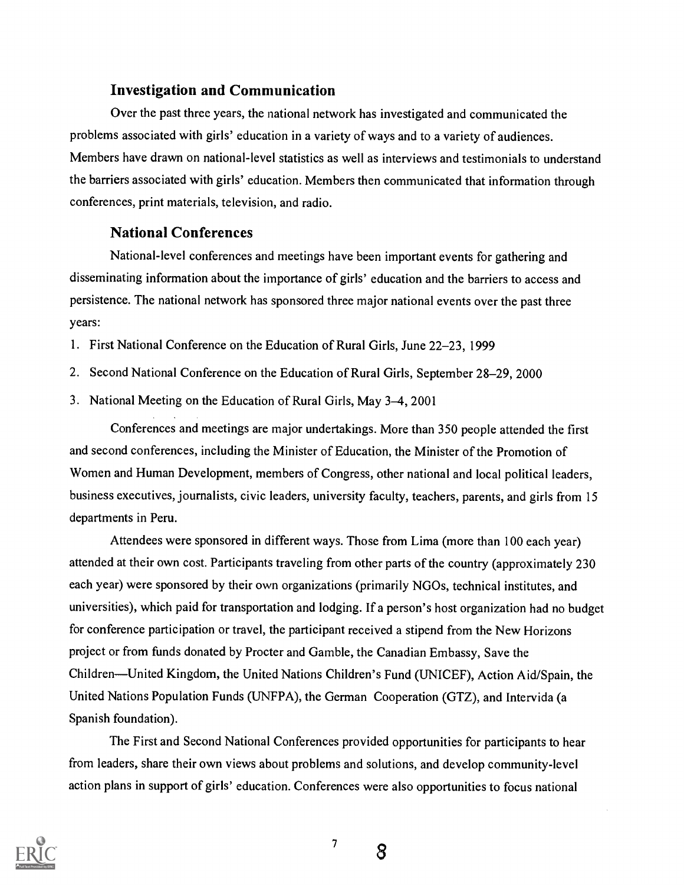### Investigation and Communication

Over the past three years, the national network has investigated and communicated the problems associated with girls' education in a variety of ways and to a variety of audiences. Members have drawn on national-level statistics as well as interviews and testimonials to understand the barriers associated with girls' education. Members then communicated that information through conferences, print materials, television, and radio.

### National Conferences

National-level conferences and meetings have been important events for gathering and disseminating information about the importance of girls' education and the barriers to access and persistence. The national network has sponsored three major national events over the past three years:

1. First National Conference on the Education of Rural Girls, June 22–23, 1999
2. Second National Conference on the Education of Rural Girls, September 28–29, 2000
3. National Meeting on the Education of Rural Girls, May 3–4, 2001

Conferences and meetings are major undertakings. More than 350 people attended the first and second conferences, including the Minister of Education, the Minister of the Promotion of Women and Human Development, members of Congress, other national and local political leaders, business executives, journalists, civic leaders, university faculty, teachers, parents, and girls from 15 departments in Peru.

Attendees were sponsored in different ways. Those from Lima (more than 100 each year) attended at their own cost. Participants traveling from other parts of the country (approximately 230 each year) were sponsored by their own organizations (primarily NGOs, technical institutes, and universities), which paid for transportation and lodging. If a person's host organization had no budget for conference participation or travel, the participant received a stipend from the New Horizons project or from funds donated by Procter and Gamble, the Canadian Embassy, Save the Children—United Kingdom, the United Nations Children's Fund (UNICEF), Action Aid/Spain, the United Nations Population Funds (UNFPA), the German Cooperation (GTZ), and Intervida (a Spanish foundation).

The First and Second National Conferences provided opportunities for participants to hear from leaders, share their own views about problems and solutions, and develop community-level action plans in support of girls' education. Conferences were also opportunities to focus national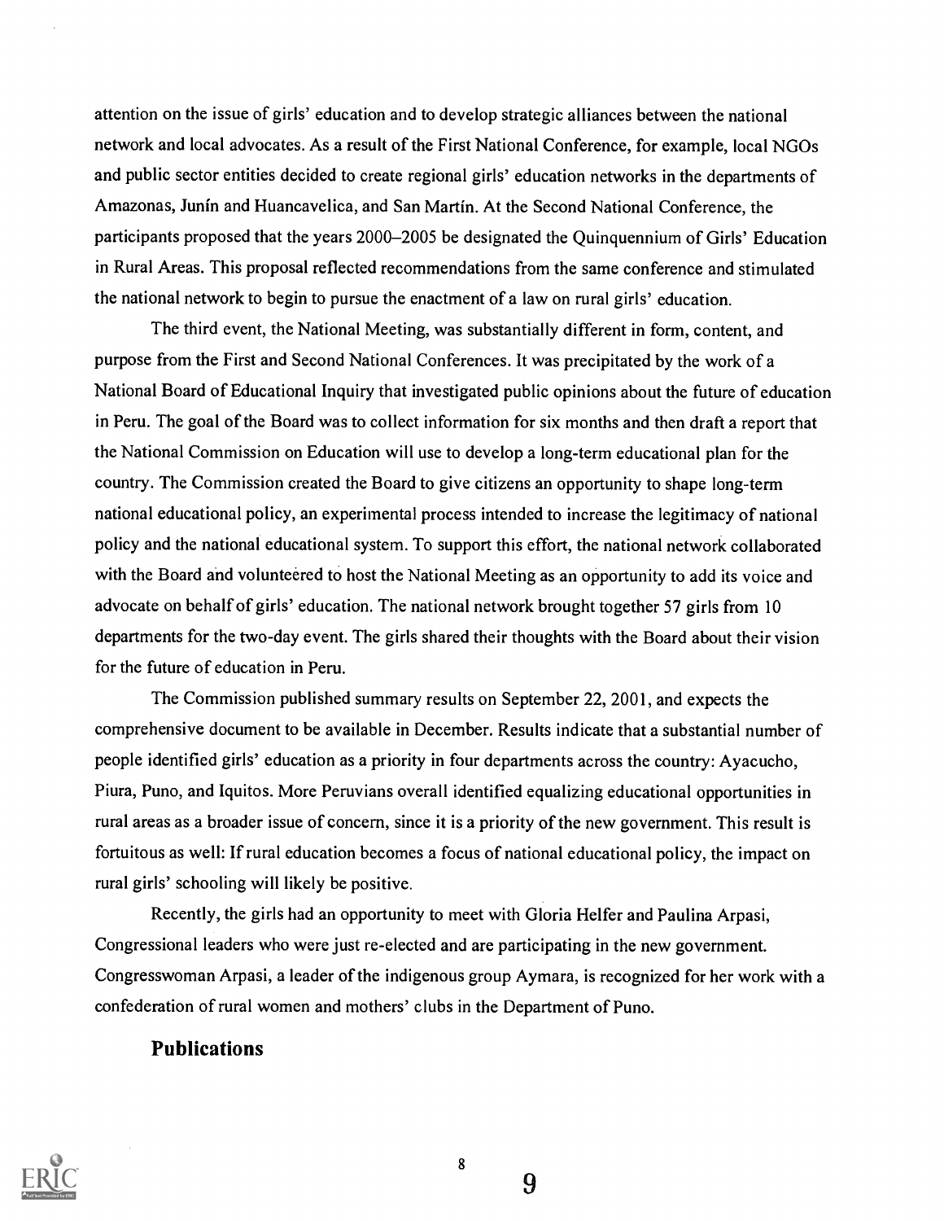attention on the issue of girls' education and to develop strategic alliances between the national network and local advocates. As a result of the First National Conference, for example, local NGOs and public sector entities decided to create regional girls' education networks in the departments of Amazonas, Junín and Huancavelica, and San Martín. At the Second National Conference, the participants proposed that the years 2000–2005 be designated the Quinquennium of Girls' Education in Rural Areas. This proposal reflected recommendations from the same conference and stimulated the national network to begin to pursue the enactment of a law on rural girls' education.

The third event, the National Meeting, was substantially different in form, content, and purpose from the First and Second National Conferences. It was precipitated by the work of a National Board of Educational Inquiry that investigated public opinions about the future of education in Peru. The goal of the Board was to collect information for six months and then draft a report that the National Commission on Education will use to develop a long-term educational plan for the country. The Commission created the Board to give citizens an opportunity to shape long-term national educational policy, an experimental process intended to increase the legitimacy of national policy and the national educational system. To support this effort, the national network collaborated with the Board and volunteered to host the National Meeting as an opportunity to add its voice and advocate on behalf of girls' education. The national network brought together 57 girls from 10 departments for the two-day event. The girls shared their thoughts with the Board about their vision for the future of education in Peru.

The Commission published summary results on September 22, 2001, and expects the comprehensive document to be available in December. Results indicate that a substantial number of people identified girls' education as a priority in four departments across the country: Ayacucho, Piura, Puno, and Iquitos. More Peruvians overall identified equalizing educational opportunities in rural areas as a broader issue of concern, since it is a priority of the new government. This result is fortuitous as well: If rural education becomes a focus of national educational policy, the impact on rural girls' schooling will likely be positive.

Recently, the girls had an opportunity to meet with Gloria Helfer and Paulina Arpasi, Congressional leaders who were just re-elected and are participating in the new government. Congresswoman Arpasi, a leader of the indigenous group Aymara, is recognized for her work with a confederation of rural women and mothers' clubs in the Department of Puno.

## Publications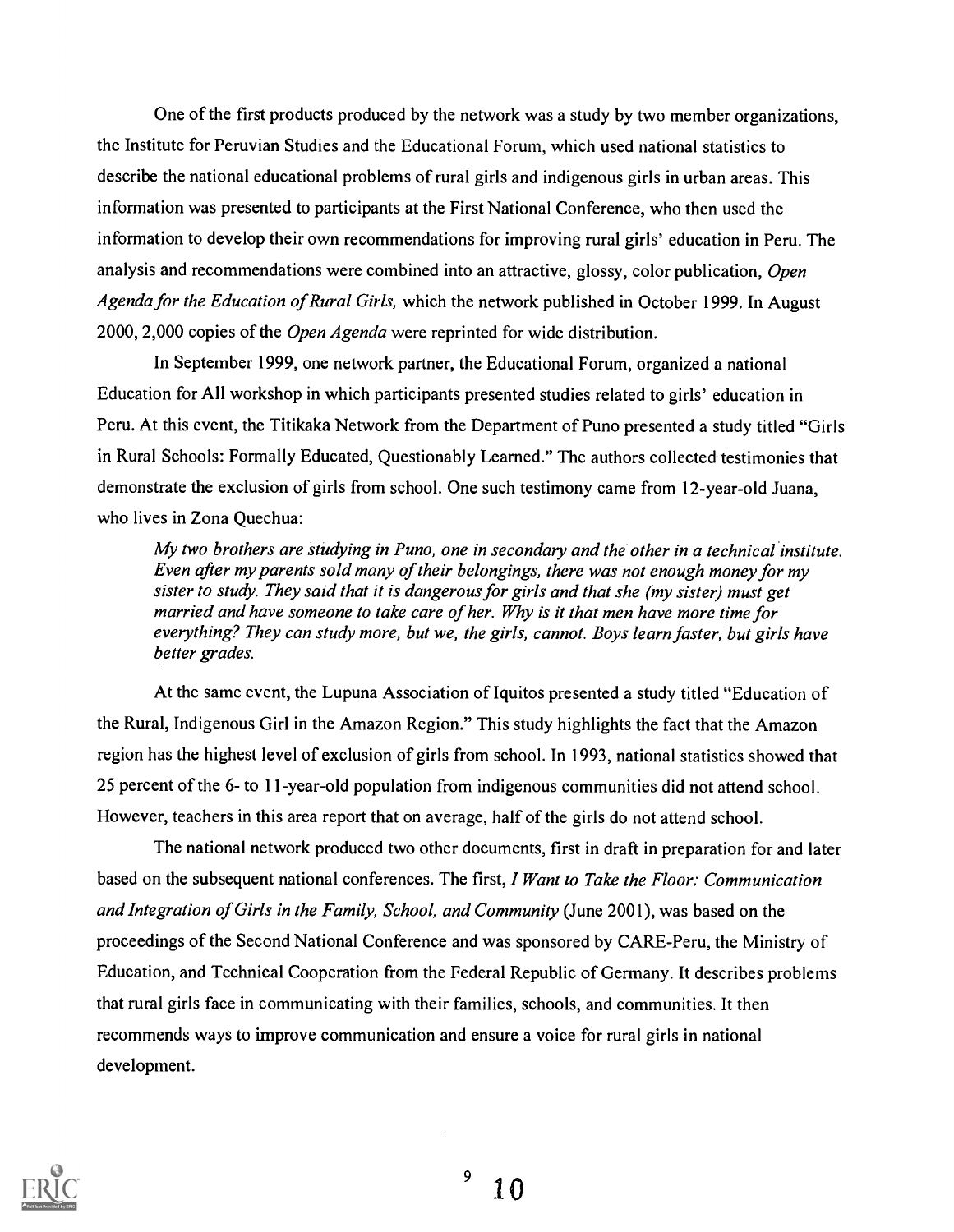One of the first products produced by the network was a study by two member organizations, the Institute for Peruvian Studies and the Educational Forum, which used national statistics to describe the national educational problems of rural girls and indigenous girls in urban areas. This information was presented to participants at the First National Conference, who then used the information to develop their own recommendations for improving rural girls' education in Peru. The analysis and recommendations were combined into an attractive, glossy, color publication, *Open Agenda for the Education of Rural Girls,* which the network published in October 1999. In August 2000, 2,000 copies of the *Open Agenda* were reprinted for wide distribution.

In September 1999, one network partner, the Educational Forum, organized a national Education for All workshop in which participants presented studies related to girls' education in Peru. At this event, the Titikaka Network from the Department of Puno presented a study titled "Girls in Rural Schools: Formally Educated, Questionably Learned." The authors collected testimonies that demonstrate the exclusion of girls from school. One such testimony came from 12-year-old Juana, who lives in Zona Quechua:

> *My two brothers are studying in Puno, one in secondary and the other in a technical institute. Even after my parents sold many of their belongings, there was not enough money for my sister to study. They said that it is dangerous for girls and that she (my sister) must get married and have someone to take care of her. Why is it that men have more time for everything? They can study more, but we, the girls, cannot. Boys learn faster, but girls have better grades.*

At the same event, the Lupuna Association of Iquitos presented a study titled "Education of the Rural, Indigenous Girl in the Amazon Region." This study highlights the fact that the Amazon region has the highest level of exclusion of girls from school. In 1993, national statistics showed that 25 percent of the 6- to 11-year-old population from indigenous communities did not attend school. However, teachers in this area report that on average, half of the girls do not attend school.

The national network produced two other documents, first in draft in preparation for and later based on the subsequent national conferences. The first, *I Want to Take the Floor: Communication and Integration of Girls in the Family, School, and Community* (June 2001), was based on the proceedings of the Second National Conference and was sponsored by CARE-Peru, the Ministry of Education, and Technical Cooperation from the Federal Republic of Germany. It describes problems that rural girls face in communicating with their families, schools, and communities. It then recommends ways to improve communication and ensure a voice for rural girls in national development.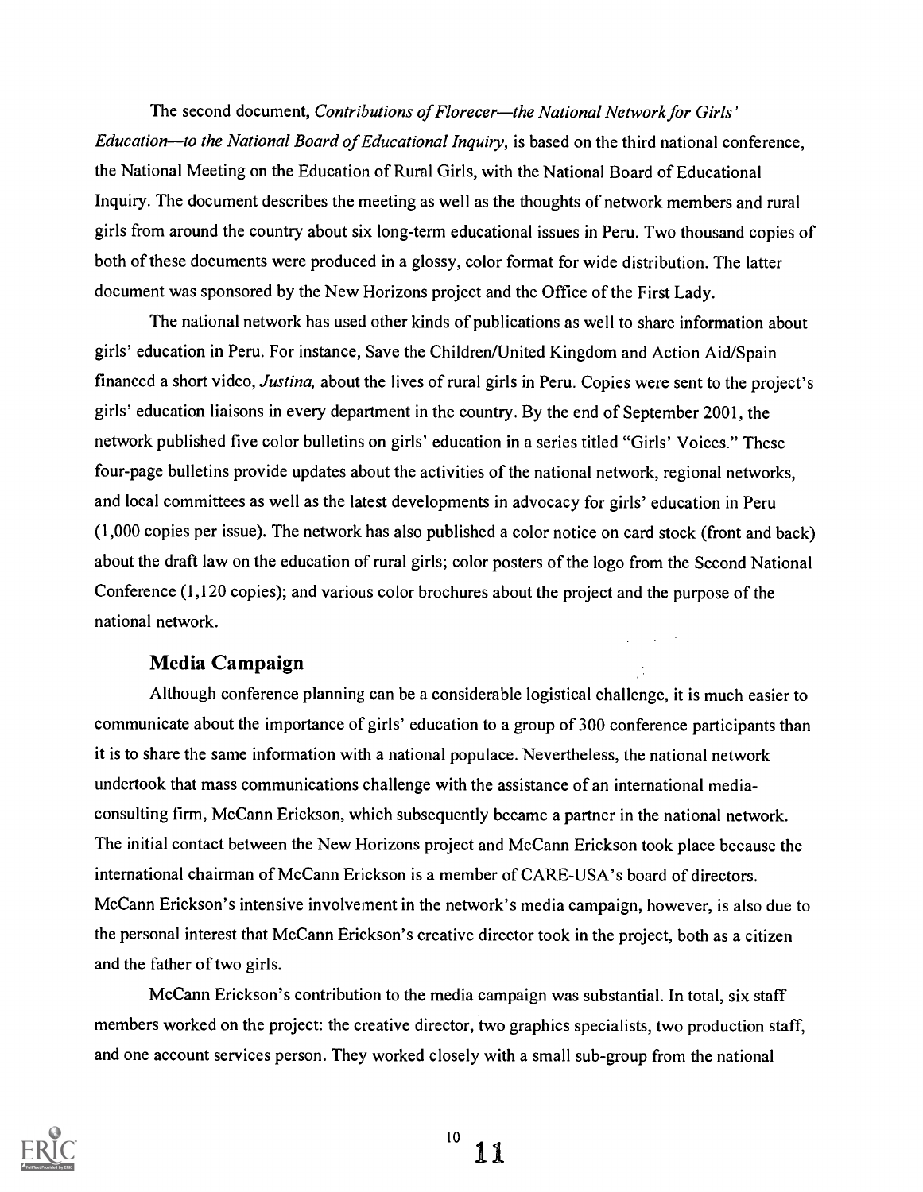The second document, *Contributions of Florecer—the National Network for Girls' Education—to the National Board of Educational Inquiry*, is based on the third national conference, the National Meeting on the Education of Rural Girls, with the National Board of Educational Inquiry. The document describes the meeting as well as the thoughts of network members and rural girls from around the country about six long-term educational issues in Peru. Two thousand copies of both of these documents were produced in a glossy, color format for wide distribution. The latter document was sponsored by the New Horizons project and the Office of the First Lady.

The national network has used other kinds of publications as well to share information about girls' education in Peru. For instance, Save the Children/United Kingdom and Action Aid/Spain financed a short video, *Justina,* about the lives of rural girls in Peru. Copies were sent to the project's girls' education liaisons in every department in the country. By the end of September 2001, the network published five color bulletins on girls' education in a series titled "Girls' Voices." These four-page bulletins provide updates about the activities of the national network, regional networks, and local committees as well as the latest developments in advocacy for girls' education in Peru (1,000 copies per issue). The network has also published a color notice on card stock (front and back) about the draft law on the education of rural girls; color posters of the logo from the Second National Conference (1,120 copies); and various color brochures about the project and the purpose of the national network.

### Media Campaign

Although conference planning can be a considerable logistical challenge, it is much easier to communicate about the importance of girls' education to a group of 300 conference participants than it is to share the same information with a national populace. Nevertheless, the national network undertook that mass communications challenge with the assistance of an international media-consulting firm, McCann Erickson, which subsequently became a partner in the national network. The initial contact between the New Horizons project and McCann Erickson took place because the international chairman of McCann Erickson is a member of CARE-USA's board of directors. McCann Erickson's intensive involvement in the network's media campaign, however, is also due to the personal interest that McCann Erickson's creative director took in the project, both as a citizen and the father of two girls.

McCann Erickson's contribution to the media campaign was substantial. In total, six staff members worked on the project: the creative director, two graphics specialists, two production staff, and one account services person. They worked closely with a small sub-group from the national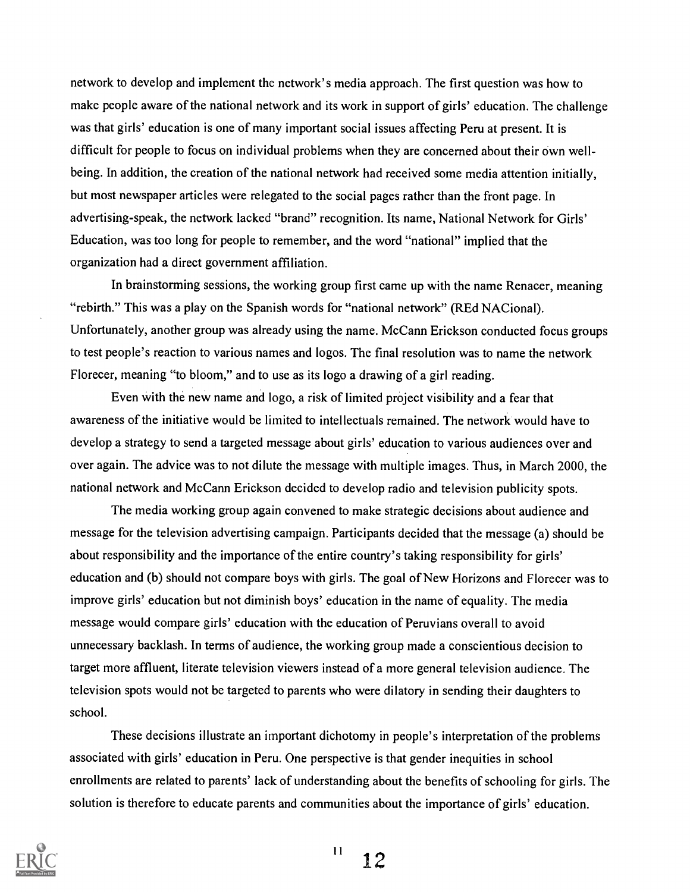network to develop and implement the network's media approach. The first question was how to make people aware of the national network and its work in support of girls' education. The challenge was that girls' education is one of many important social issues affecting Peru at present. It is difficult for people to focus on individual problems when they are concerned about their own well-being. In addition, the creation of the national network had received some media attention initially, but most newspaper articles were relegated to the social pages rather than the front page. In advertising-speak, the network lacked "brand" recognition. Its name, National Network for Girls' Education, was too long for people to remember, and the word "national" implied that the organization had a direct government affiliation.

In brainstorming sessions, the working group first came up with the name Renacer, meaning "rebirth." This was a play on the Spanish words for "national network" (REd NACional). Unfortunately, another group was already using the name. McCann Erickson conducted focus groups to test people's reaction to various names and logos. The final resolution was to name the network Florecer, meaning "to bloom," and to use as its logo a drawing of a girl reading.

Even with the new name and logo, a risk of limited project visibility and a fear that awareness of the initiative would be limited to intellectuals remained. The network would have to develop a strategy to send a targeted message about girls' education to various audiences over and over again. The advice was to not dilute the message with multiple images. Thus, in March 2000, the national network and McCann Erickson decided to develop radio and television publicity spots.

The media working group again convened to make strategic decisions about audience and message for the television advertising campaign. Participants decided that the message (a) should be about responsibility and the importance of the entire country's taking responsibility for girls' education and (b) should not compare boys with girls. The goal of New Horizons and Florecer was to improve girls' education but not diminish boys' education in the name of equality. The media message would compare girls' education with the education of Peruvians overall to avoid unnecessary backlash. In terms of audience, the working group made a conscientious decision to target more affluent, literate television viewers instead of a more general television audience. The television spots would not be targeted to parents who were dilatory in sending their daughters to school.

These decisions illustrate an important dichotomy in people's interpretation of the problems associated with girls' education in Peru. One perspective is that gender inequities in school enrollments are related to parents' lack of understanding about the benefits of schooling for girls. The solution is therefore to educate parents and communities about the importance of girls' education.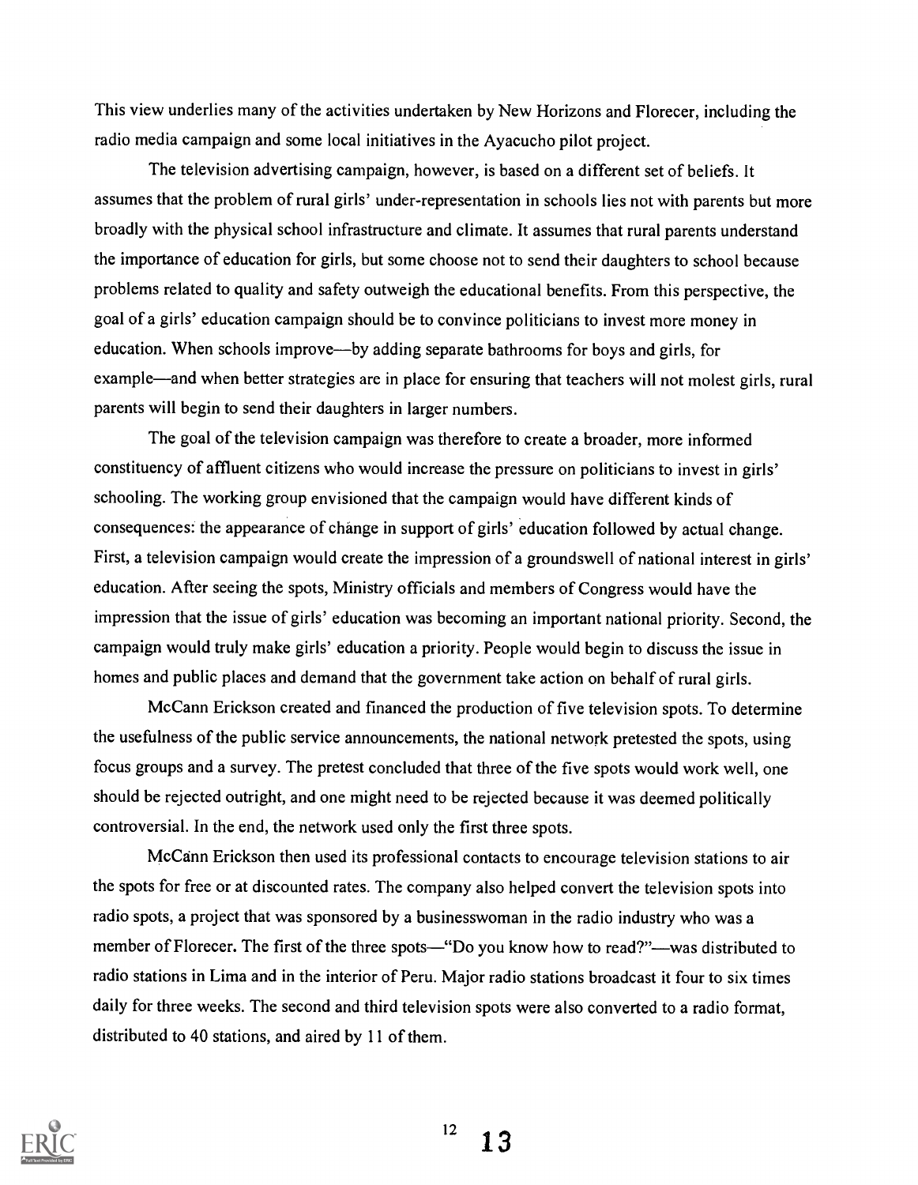This view underlies many of the activities undertaken by New Horizons and Florecer, including the radio media campaign and some local initiatives in the Ayacucho pilot project.

The television advertising campaign, however, is based on a different set of beliefs. It assumes that the problem of rural girls' under-representation in schools lies not with parents but more broadly with the physical school infrastructure and climate. It assumes that rural parents understand the importance of education for girls, but some choose not to send their daughters to school because problems related to quality and safety outweigh the educational benefits. From this perspective, the goal of a girls' education campaign should be to convince politicians to invest more money in education. When schools improve—by adding separate bathrooms for boys and girls, for example—and when better strategies are in place for ensuring that teachers will not molest girls, rural parents will begin to send their daughters in larger numbers.

The goal of the television campaign was therefore to create a broader, more informed constituency of affluent citizens who would increase the pressure on politicians to invest in girls' schooling. The working group envisioned that the campaign would have different kinds of consequences: the appearance of change in support of girls' education followed by actual change. First, a television campaign would create the impression of a groundswell of national interest in girls' education. After seeing the spots, Ministry officials and members of Congress would have the impression that the issue of girls' education was becoming an important national priority. Second, the campaign would truly make girls' education a priority. People would begin to discuss the issue in homes and public places and demand that the government take action on behalf of rural girls.

McCann Erickson created and financed the production of five television spots. To determine the usefulness of the public service announcements, the national network pretested the spots, using focus groups and a survey. The pretest concluded that three of the five spots would work well, one should be rejected outright, and one might need to be rejected because it was deemed politically controversial. In the end, the network used only the first three spots.

McCann Erickson then used its professional contacts to encourage television stations to air the spots for free or at discounted rates. The company also helped convert the television spots into radio spots, a project that was sponsored by a businesswoman in the radio industry who was a member of Florecer. The first of the three spots—"Do you know how to read?"—was distributed to radio stations in Lima and in the interior of Peru. Major radio stations broadcast it four to six times daily for three weeks. The second and third television spots were also converted to a radio format, distributed to 40 stations, and aired by 11 of them.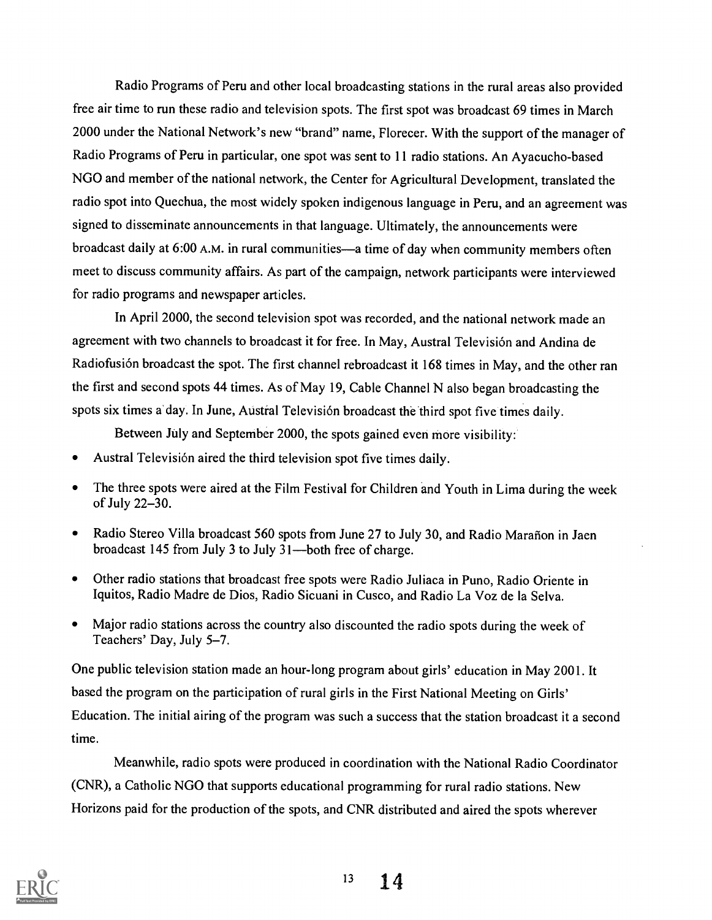Radio Programs of Peru and other local broadcasting stations in the rural areas also provided free air time to run these radio and television spots. The first spot was broadcast 69 times in March 2000 under the National Network's new "brand" name, Florecer. With the support of the manager of Radio Programs of Peru in particular, one spot was sent to 11 radio stations. An Ayacucho-based NGO and member of the national network, the Center for Agricultural Development, translated the radio spot into Quechua, the most widely spoken indigenous language in Peru, and an agreement was signed to disseminate announcements in that language. Ultimately, the announcements were broadcast daily at 6:00 A.M. in rural communities—a time of day when community members often meet to discuss community affairs. As part of the campaign, network participants were interviewed for radio programs and newspaper articles.

In April 2000, the second television spot was recorded, and the national network made an agreement with two channels to broadcast it for free. In May, Austral Televisión and Andina de Radiofusión broadcast the spot. The first channel rebroadcast it 168 times in May, and the other ran the first and second spots 44 times. As of May 19, Cable Channel N also began broadcasting the spots six times a day. In June, Austral Televisión broadcast the third spot five times daily.

Between July and September 2000, the spots gained even more visibility:

- Austral Televisión aired the third television spot five times daily.
- The three spots were aired at the Film Festival for Children and Youth in Lima during the week of July 22–30.
- Radio Stereo Villa broadcast 560 spots from June 27 to July 30, and Radio Marañon in Jaen broadcast 145 from July 3 to July 31—both free of charge.
- Other radio stations that broadcast free spots were Radio Juliaca in Puno, Radio Oriente in Iquitos, Radio Madre de Dios, Radio Sicuani in Cusco, and Radio La Voz de la Selva.
- Major radio stations across the country also discounted the radio spots during the week of Teachers' Day, July 5–7.

One public television station made an hour-long program about girls' education in May 2001. It based the program on the participation of rural girls in the First National Meeting on Girls' Education. The initial airing of the program was such a success that the station broadcast it a second time.

Meanwhile, radio spots were produced in coordination with the National Radio Coordinator (CNR), a Catholic NGO that supports educational programming for rural radio stations. New Horizons paid for the production of the spots, and CNR distributed and aired the spots wherever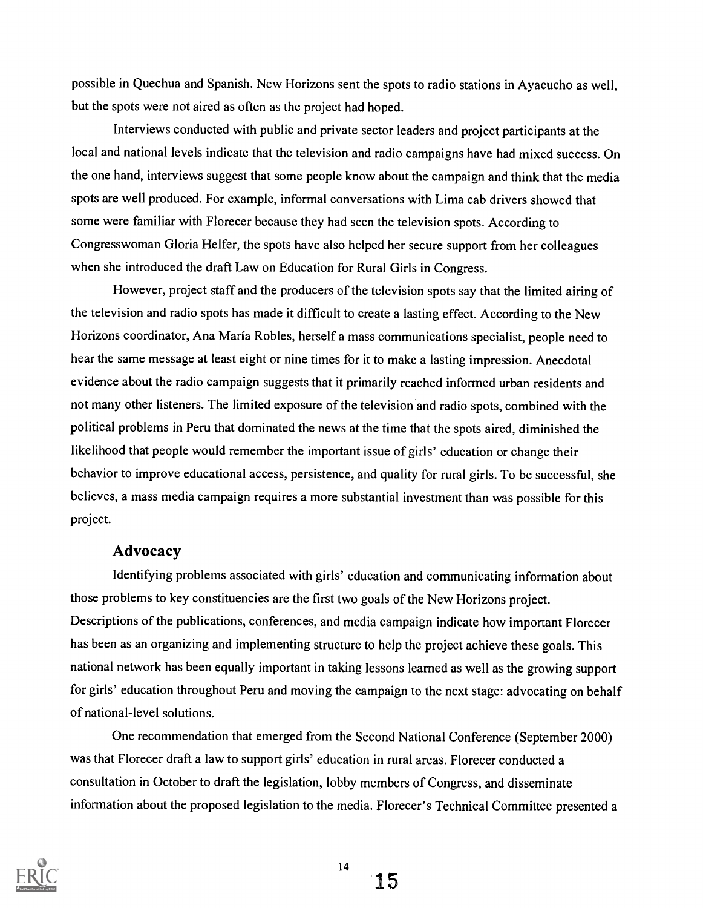possible in Quechua and Spanish. New Horizons sent the spots to radio stations in Ayacucho as well, but the spots were not aired as often as the project had hoped.

Interviews conducted with public and private sector leaders and project participants at the local and national levels indicate that the television and radio campaigns have had mixed success. On the one hand, interviews suggest that some people know about the campaign and think that the media spots are well produced. For example, informal conversations with Lima cab drivers showed that some were familiar with Florecer because they had seen the television spots. According to Congresswoman Gloria Helfer, the spots have also helped her secure support from her colleagues when she introduced the draft Law on Education for Rural Girls in Congress.

However, project staff and the producers of the television spots say that the limited airing of the television and radio spots has made it difficult to create a lasting effect. According to the New Horizons coordinator, Ana María Robles, herself a mass communications specialist, people need to hear the same message at least eight or nine times for it to make a lasting impression. Anecdotal evidence about the radio campaign suggests that it primarily reached informed urban residents and not many other listeners. The limited exposure of the television and radio spots, combined with the political problems in Peru that dominated the news at the time that the spots aired, diminished the likelihood that people would remember the important issue of girls' education or change their behavior to improve educational access, persistence, and quality for rural girls. To be successful, she believes, a mass media campaign requires a more substantial investment than was possible for this project.

### Advocacy

Identifying problems associated with girls' education and communicating information about those problems to key constituencies are the first two goals of the New Horizons project. Descriptions of the publications, conferences, and media campaign indicate how important Florecer has been as an organizing and implementing structure to help the project achieve these goals. This national network has been equally important in taking lessons learned as well as the growing support for girls' education throughout Peru and moving the campaign to the next stage: advocating on behalf of national-level solutions.

One recommendation that emerged from the Second National Conference (September 2000) was that Florecer draft a law to support girls' education in rural areas. Florecer conducted a consultation in October to draft the legislation, lobby members of Congress, and disseminate information about the proposed legislation to the media. Florecer's Technical Committee presented a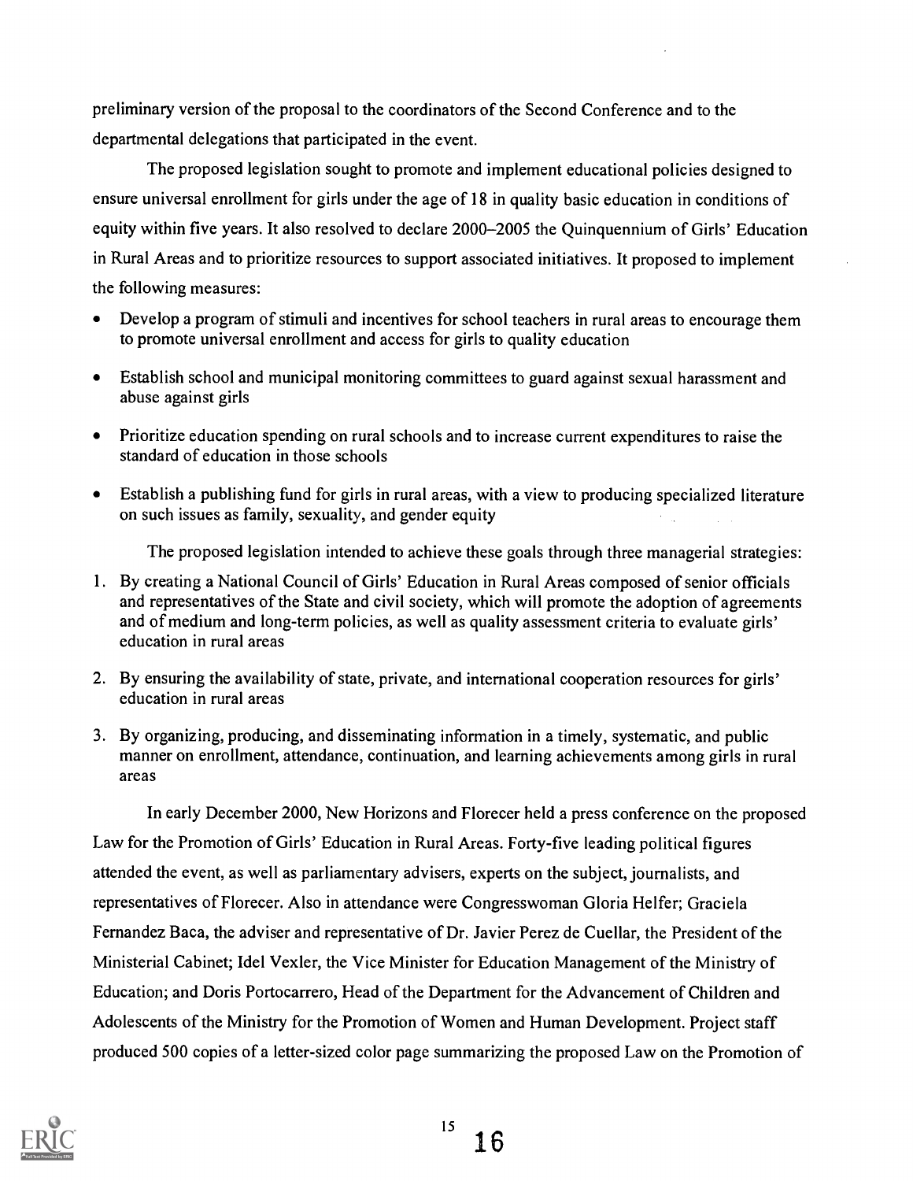preliminary version of the proposal to the coordinators of the Second Conference and to the departmental delegations that participated in the event.

The proposed legislation sought to promote and implement educational policies designed to ensure universal enrollment for girls under the age of 18 in quality basic education in conditions of equity within five years. It also resolved to declare 2000–2005 the Quinquennium of Girls' Education in Rural Areas and to prioritize resources to support associated initiatives. It proposed to implement the following measures:

- Develop a program of stimuli and incentives for school teachers in rural areas to encourage them to promote universal enrollment and access for girls to quality education
- Establish school and municipal monitoring committees to guard against sexual harassment and abuse against girls
- Prioritize education spending on rural schools and to increase current expenditures to raise the standard of education in those schools
- Establish a publishing fund for girls in rural areas, with a view to producing specialized literature on such issues as family, sexuality, and gender equity

The proposed legislation intended to achieve these goals through three managerial strategies:

1. By creating a National Council of Girls' Education in Rural Areas composed of senior officials and representatives of the State and civil society, which will promote the adoption of agreements and of medium and long-term policies, as well as quality assessment criteria to evaluate girls' education in rural areas
2. By ensuring the availability of state, private, and international cooperation resources for girls' education in rural areas
3. By organizing, producing, and disseminating information in a timely, systematic, and public manner on enrollment, attendance, continuation, and learning achievements among girls in rural areas

In early December 2000, New Horizons and Florecer held a press conference on the proposed Law for the Promotion of Girls' Education in Rural Areas. Forty-five leading political figures attended the event, as well as parliamentary advisers, experts on the subject, journalists, and representatives of Florecer. Also in attendance were Congresswoman Gloria Helfer; Graciela Fernandez Baca, the adviser and representative of Dr. Javier Perez de Cuellar, the President of the Ministerial Cabinet; Idel Vexler, the Vice Minister for Education Management of the Ministry of Education; and Doris Portocarrero, Head of the Department for the Advancement of Children and Adolescents of the Ministry for the Promotion of Women and Human Development. Project staff produced 500 copies of a letter-sized color page summarizing the proposed Law on the Promotion of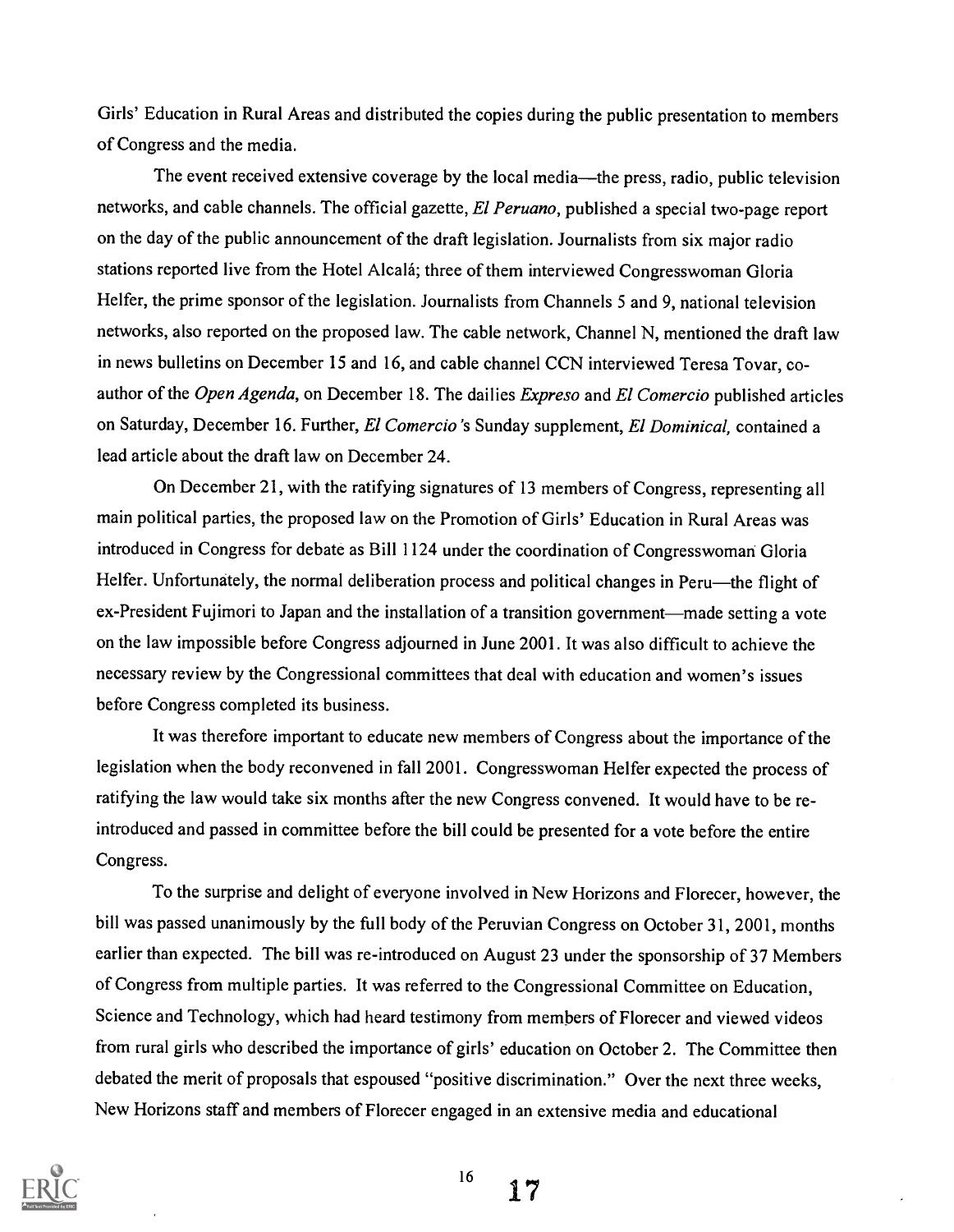Girls' Education in Rural Areas and distributed the copies during the public presentation to members of Congress and the media.

The event received extensive coverage by the local media—the press, radio, public television networks, and cable channels. The official gazette, *El Peruano*, published a special two-page report on the day of the public announcement of the draft legislation. Journalists from six major radio stations reported live from the Hotel Alcalá; three of them interviewed Congresswoman Gloria Helfer, the prime sponsor of the legislation. Journalists from Channels 5 and 9, national television networks, also reported on the proposed law. The cable network, Channel N, mentioned the draft law in news bulletins on December 15 and 16, and cable channel CCN interviewed Teresa Tovar, co-author of the *Open Agenda*, on December 18. The dailies *Expreso* and *El Comercio* published articles on Saturday, December 16. Further, *El Comercio*'s Sunday supplement, *El Dominical,* contained a lead article about the draft law on December 24.

On December 21, with the ratifying signatures of 13 members of Congress, representing all main political parties, the proposed law on the Promotion of Girls' Education in Rural Areas was introduced in Congress for debate as Bill 1124 under the coordination of Congresswoman Gloria Helfer. Unfortunately, the normal deliberation process and political changes in Peru—the flight of ex-President Fujimori to Japan and the installation of a transition government—made setting a vote on the law impossible before Congress adjourned in June 2001. It was also difficult to achieve the necessary review by the Congressional committees that deal with education and women's issues before Congress completed its business.

It was therefore important to educate new members of Congress about the importance of the legislation when the body reconvened in fall 2001. Congresswoman Helfer expected the process of ratifying the law would take six months after the new Congress convened. It would have to be re-introduced and passed in committee before the bill could be presented for a vote before the entire Congress.

To the surprise and delight of everyone involved in New Horizons and Florecer, however, the bill was passed unanimously by the full body of the Peruvian Congress on October 31, 2001, months earlier than expected. The bill was re-introduced on August 23 under the sponsorship of 37 Members of Congress from multiple parties. It was referred to the Congressional Committee on Education, Science and Technology, which had heard testimony from members of Florecer and viewed videos from rural girls who described the importance of girls' education on October 2. The Committee then debated the merit of proposals that espoused "positive discrimination." Over the next three weeks, New Horizons staff and members of Florecer engaged in an extensive media and educational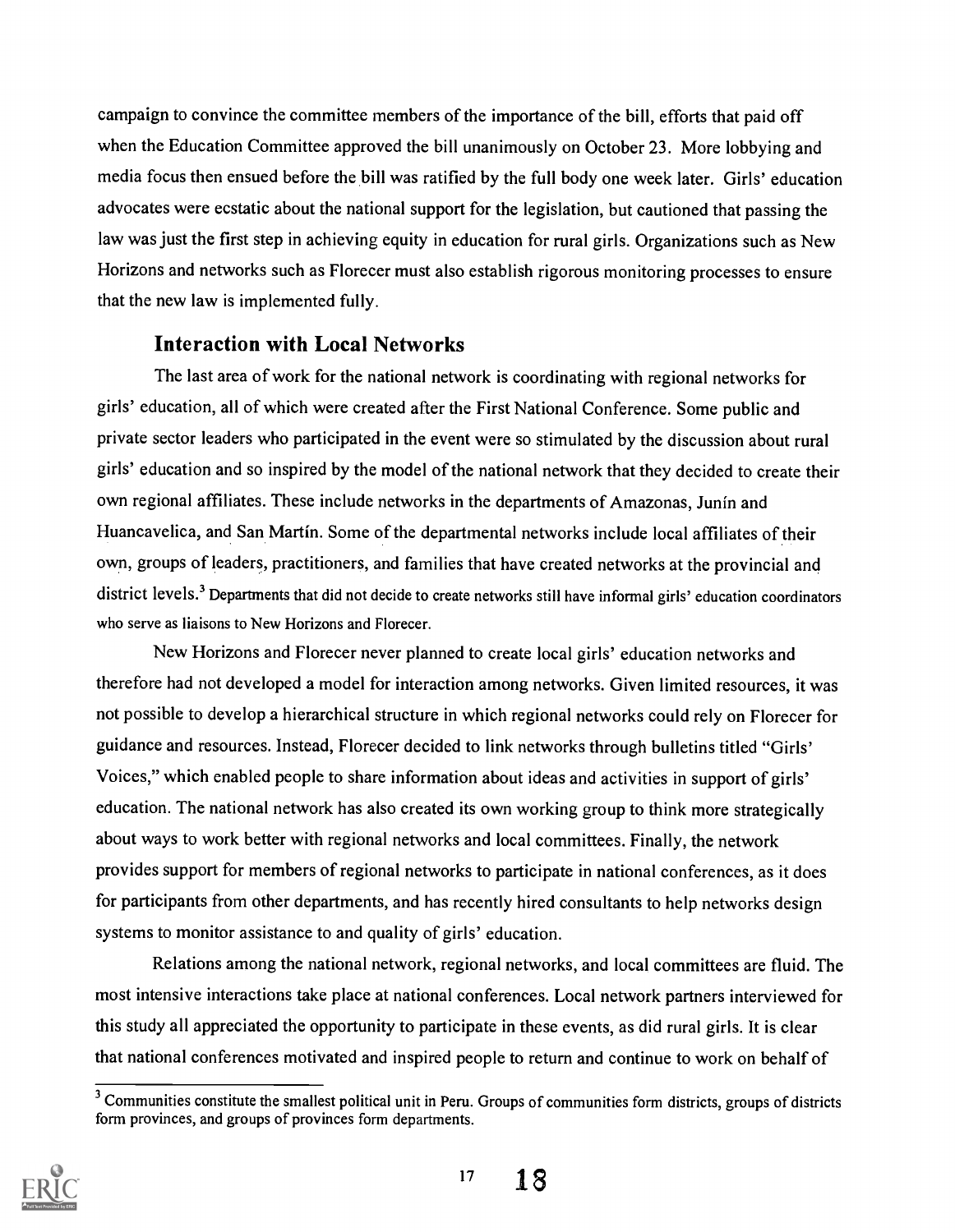campaign to convince the committee members of the importance of the bill, efforts that paid off when the Education Committee approved the bill unanimously on October 23. More lobbying and media focus then ensued before the bill was ratified by the full body one week later. Girls' education advocates were ecstatic about the national support for the legislation, but cautioned that passing the law was just the first step in achieving equity in education for rural girls. Organizations such as New Horizons and networks such as Florecer must also establish rigorous monitoring processes to ensure that the new law is implemented fully.

### Interaction with Local Networks

The last area of work for the national network is coordinating with regional networks for girls' education, all of which were created after the First National Conference. Some public and private sector leaders who participated in the event were so stimulated by the discussion about rural girls' education and so inspired by the model of the national network that they decided to create their own regional affiliates. These include networks in the departments of Amazonas, Junín and Huancavelica, and San Martín. Some of the departmental networks include local affiliates of their own, groups of leaders, practitioners, and families that have created networks at the provincial and district levels.[3] Departments that did not decide to create networks still have informal girls' education coordinators who serve as liaisons to New Horizons and Florecer.

New Horizons and Florecer never planned to create local girls' education networks and therefore had not developed a model for interaction among networks. Given limited resources, it was not possible to develop a hierarchical structure in which regional networks could rely on Florecer for guidance and resources. Instead, Florecer decided to link networks through bulletins titled "Girls' Voices," which enabled people to share information about ideas and activities in support of girls' education. The national network has also created its own working group to think more strategically about ways to work better with regional networks and local committees. Finally, the network provides support for members of regional networks to participate in national conferences, as it does for participants from other departments, and has recently hired consultants to help networks design systems to monitor assistance to and quality of girls' education.

Relations among the national network, regional networks, and local committees are fluid. The most intensive interactions take place at national conferences. Local network partners interviewed for this study all appreciated the opportunity to participate in these events, as did rural girls. It is clear that national conferences motivated and inspired people to return and continue to work on behalf of

---

[3] Communities constitute the smallest political unit in Peru. Groups of communities form districts, groups of districts form provinces, and groups of provinces form departments.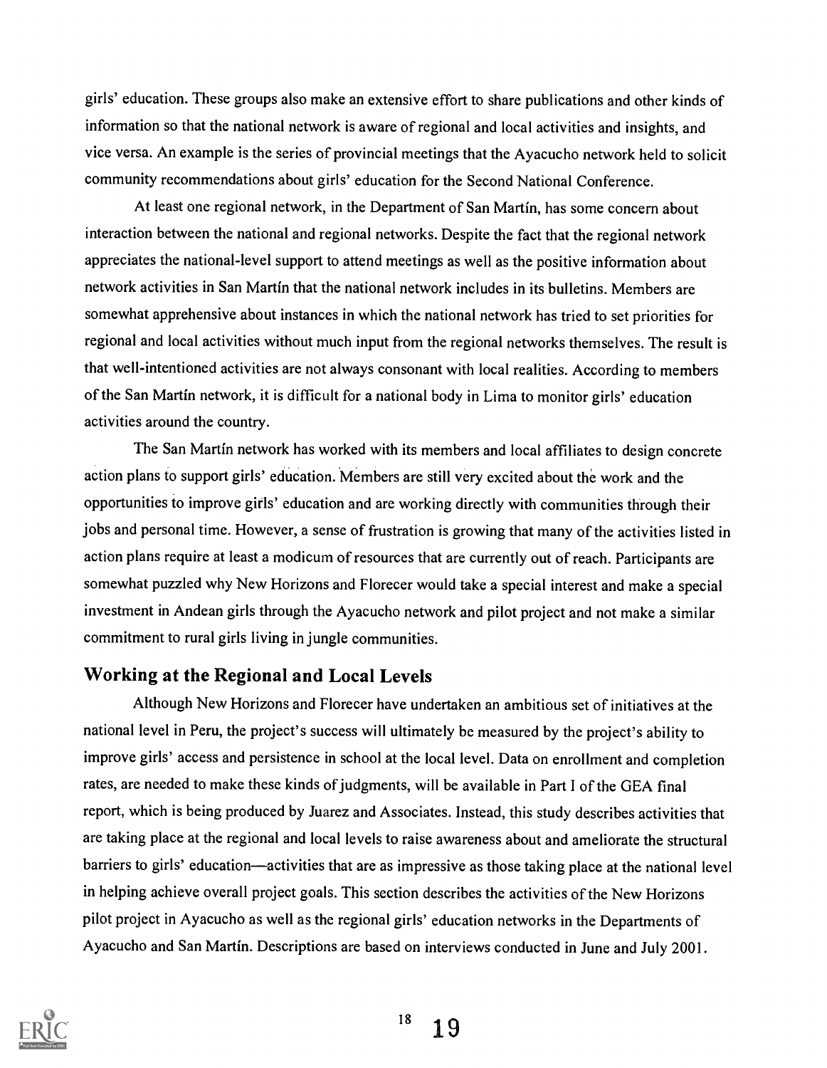girls' education. These groups also make an extensive effort to share publications and other kinds of information so that the national network is aware of regional and local activities and insights, and vice versa. An example is the series of provincial meetings that the Ayacucho network held to solicit community recommendations about girls' education for the Second National Conference.

At least one regional network, in the Department of San Martín, has some concern about interaction between the national and regional networks. Despite the fact that the regional network appreciates the national-level support to attend meetings as well as the positive information about network activities in San Martín that the national network includes in its bulletins. Members are somewhat apprehensive about instances in which the national network has tried to set priorities for regional and local activities without much input from the regional networks themselves. The result is that well-intentioned activities are not always consonant with local realities. According to members of the San Martín network, it is difficult for a national body in Lima to monitor girls' education activities around the country.

The San Martín network has worked with its members and local affiliates to design concrete action plans to support girls' education. Members are still very excited about the work and the opportunities to improve girls' education and are working directly with communities through their jobs and personal time. However, a sense of frustration is growing that many of the activities listed in action plans require at least a modicum of resources that are currently out of reach. Participants are somewhat puzzled why New Horizons and Florecer would take a special interest and make a special investment in Andean girls through the Ayacucho network and pilot project and not make a similar commitment to rural girls living in jungle communities.

## Working at the Regional and Local Levels

Although New Horizons and Florecer have undertaken an ambitious set of initiatives at the national level in Peru, the project's success will ultimately be measured by the project's ability to improve girls' access and persistence in school at the local level. Data on enrollment and completion rates, are needed to make these kinds of judgments, will be available in Part I of the GEA final report, which is being produced by Juarez and Associates. Instead, this study describes activities that are taking place at the regional and local levels to raise awareness about and ameliorate the structural barriers to girls' education—activities that are as impressive as those taking place at the national level in helping achieve overall project goals. This section describes the activities of the New Horizons pilot project in Ayacucho as well as the regional girls' education networks in the Departments of Ayacucho and San Martín. Descriptions are based on interviews conducted in June and July 2001.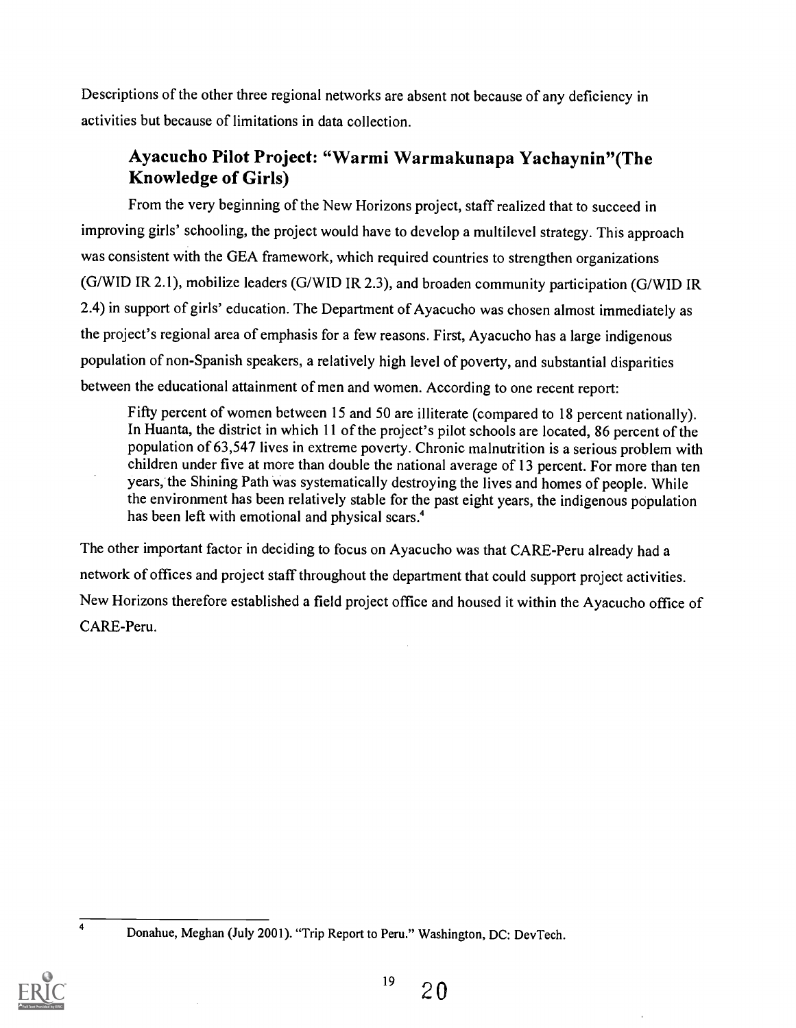Descriptions of the other three regional networks are absent not because of any deficiency in activities but because of limitations in data collection.

### Ayacucho Pilot Project: "Warmi Warmakunapa Yachaynin"(The Knowledge of Girls)

From the very beginning of the New Horizons project, staff realized that to succeed in improving girls' schooling, the project would have to develop a multilevel strategy. This approach was consistent with the GEA framework, which required countries to strengthen organizations (G/WID IR 2.1), mobilize leaders (G/WID IR 2.3), and broaden community participation (G/WID IR 2.4) in support of girls' education. The Department of Ayacucho was chosen almost immediately as the project's regional area of emphasis for a few reasons. First, Ayacucho has a large indigenous population of non-Spanish speakers, a relatively high level of poverty, and substantial disparities between the educational attainment of men and women. According to one recent report:

> Fifty percent of women between 15 and 50 are illiterate (compared to 18 percent nationally). In Huanta, the district in which 11 of the project's pilot schools are located, 86 percent of the population of 63,547 lives in extreme poverty. Chronic malnutrition is a serious problem with children under five at more than double the national average of 13 percent. For more than ten years, the Shining Path was systematically destroying the lives and homes of people. While the environment has been relatively stable for the past eight years, the indigenous population has been left with emotional and physical scars.[4]

The other important factor in deciding to focus on Ayacucho was that CARE-Peru already had a network of offices and project staff throughout the department that could support project activities. New Horizons therefore established a field project office and housed it within the Ayacucho office of CARE-Peru.

---

[4] Donahue, Meghan (July 2001). "Trip Report to Peru." Washington, DC: DevTech.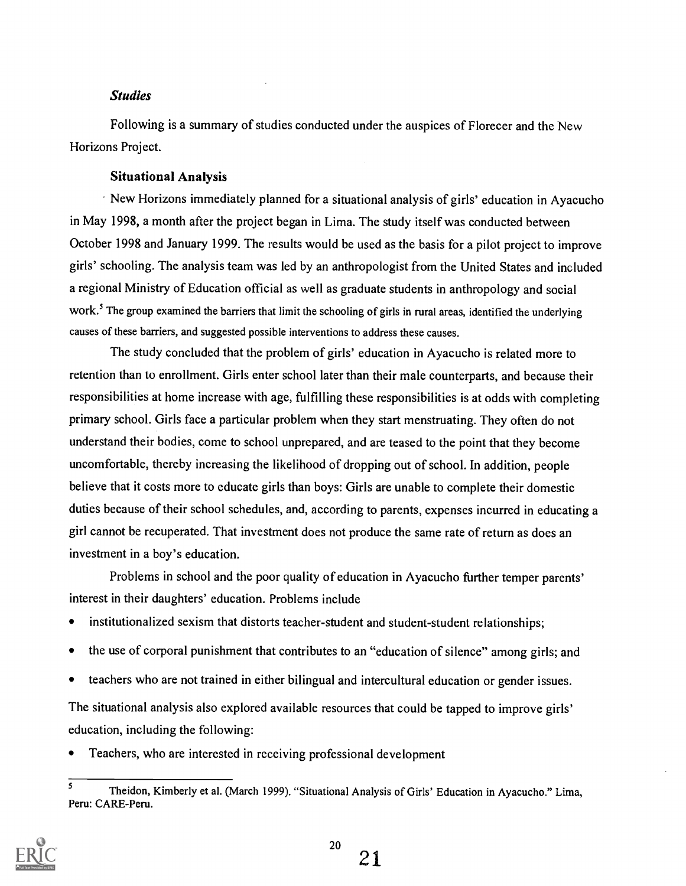### *Studies*

Following is a summary of studies conducted under the auspices of Florecer and the New Horizons Project.

#### Situational Analysis

New Horizons immediately planned for a situational analysis of girls' education in Ayacucho in May 1998, a month after the project began in Lima. The study itself was conducted between October 1998 and January 1999. The results would be used as the basis for a pilot project to improve girls' schooling. The analysis team was led by an anthropologist from the United States and included a regional Ministry of Education official as well as graduate students in anthropology and social work.[5] The group examined the barriers that limit the schooling of girls in rural areas, identified the underlying causes of these barriers, and suggested possible interventions to address these causes.

The study concluded that the problem of girls' education in Ayacucho is related more to retention than to enrollment. Girls enter school later than their male counterparts, and because their responsibilities at home increase with age, fulfilling these responsibilities is at odds with completing primary school. Girls face a particular problem when they start menstruating. They often do not understand their bodies, come to school unprepared, and are teased to the point that they become uncomfortable, thereby increasing the likelihood of dropping out of school. In addition, people believe that it costs more to educate girls than boys: Girls are unable to complete their domestic duties because of their school schedules, and, according to parents, expenses incurred in educating a girl cannot be recuperated. That investment does not produce the same rate of return as does an investment in a boy's education.

Problems in school and the poor quality of education in Ayacucho further temper parents' interest in their daughters' education. Problems include

- institutionalized sexism that distorts teacher-student and student-student relationships;
- the use of corporal punishment that contributes to an "education of silence" among girls; and
- teachers who are not trained in either bilingual and intercultural education or gender issues.

The situational analysis also explored available resources that could be tapped to improve girls' education, including the following:

- Teachers, who are interested in receiving professional development

---

[5] Theidon, Kimberly et al. (March 1999). "Situational Analysis of Girls' Education in Ayacucho." Lima, Peru: CARE-Peru.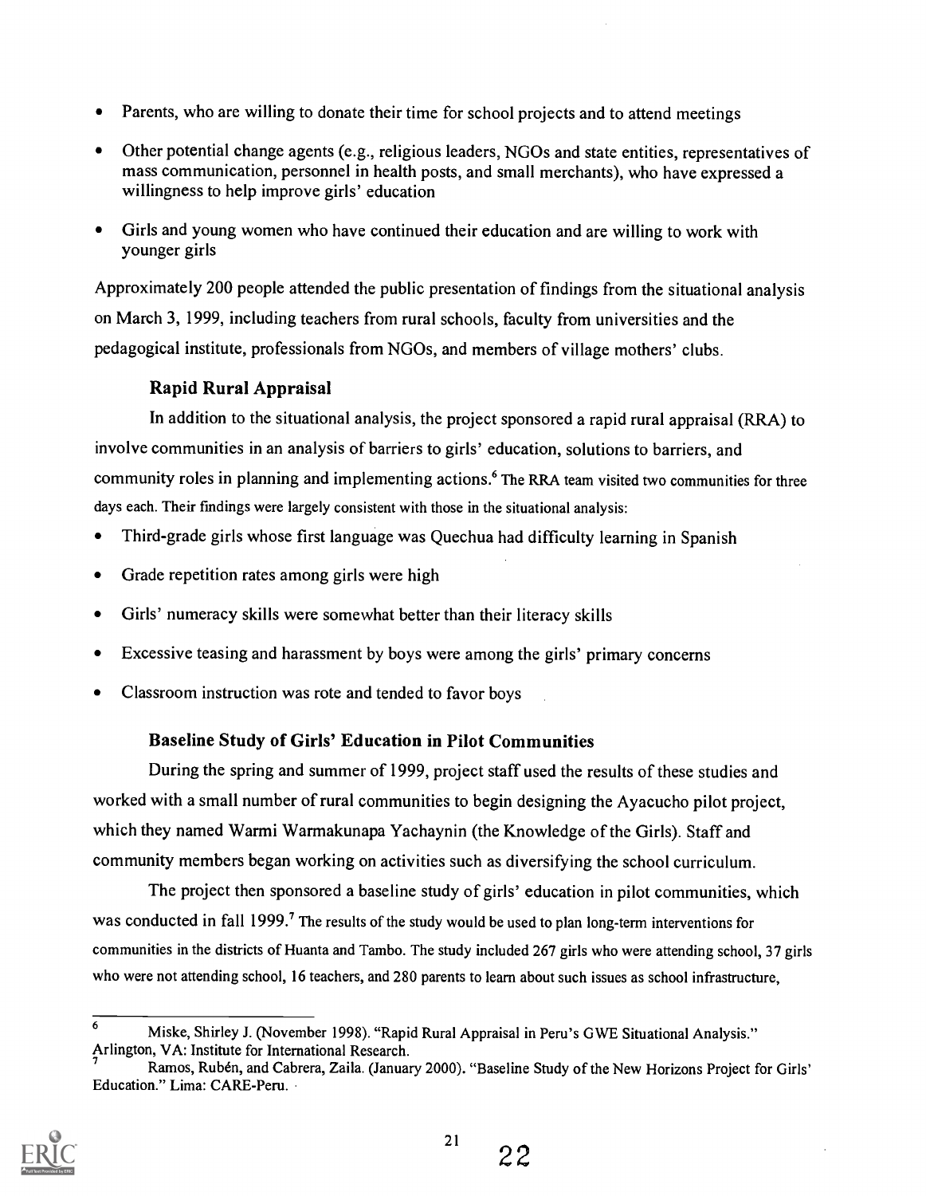- Parents, who are willing to donate their time for school projects and to attend meetings
- Other potential change agents (e.g., religious leaders, NGOs and state entities, representatives of mass communication, personnel in health posts, and small merchants), who have expressed a willingness to help improve girls' education
- Girls and young women who have continued their education and are willing to work with younger girls

Approximately 200 people attended the public presentation of findings from the situational analysis on March 3, 1999, including teachers from rural schools, faculty from universities and the pedagogical institute, professionals from NGOs, and members of village mothers' clubs.

### Rapid Rural Appraisal

In addition to the situational analysis, the project sponsored a rapid rural appraisal (RRA) to involve communities in an analysis of barriers to girls' education, solutions to barriers, and community roles in planning and implementing actions.[6] The RRA team visited two communities for three days each. Their findings were largely consistent with those in the situational analysis:

- Third-grade girls whose first language was Quechua had difficulty learning in Spanish
- Grade repetition rates among girls were high
- Girls' numeracy skills were somewhat better than their literacy skills
- Excessive teasing and harassment by boys were among the girls' primary concerns
- Classroom instruction was rote and tended to favor boys

### Baseline Study of Girls' Education in Pilot Communities

During the spring and summer of 1999, project staff used the results of these studies and worked with a small number of rural communities to begin designing the Ayacucho pilot project, which they named Warmi Warmakunapa Yachaynin (the Knowledge of the Girls). Staff and community members began working on activities such as diversifying the school curriculum.

The project then sponsored a baseline study of girls' education in pilot communities, which was conducted in fall 1999.[7] The results of the study would be used to plan long-term interventions for communities in the districts of Huanta and Tambo. The study included 267 girls who were attending school, 37 girls who were not attending school, 16 teachers, and 280 parents to learn about such issues as school infrastructure,

---

[6] Miske, Shirley J. (November 1998). "Rapid Rural Appraisal in Peru's GWE Situational Analysis." Arlington, VA: Institute for International Research.

[7] Ramos, Rubén, and Cabrera, Zaila. (January 2000). "Baseline Study of the New Horizons Project for Girls' Education." Lima: CARE-Peru.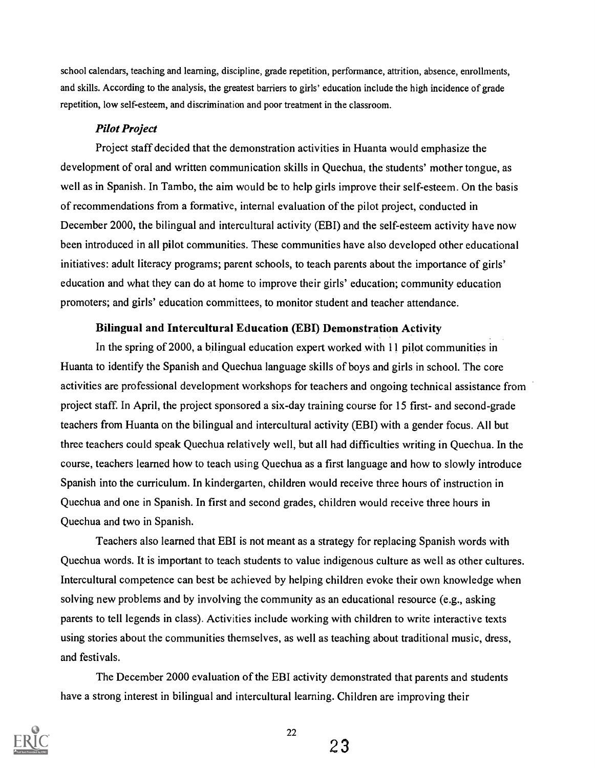school calendars, teaching and learning, discipline, grade repetition, performance, attrition, absence, enrollments, and skills. According to the analysis, the greatest barriers to girls' education include the high incidence of grade repetition, low self-esteem, and discrimination and poor treatment in the classroom.

### *Pilot Project*

Project staff decided that the demonstration activities in Huanta would emphasize the development of oral and written communication skills in Quechua, the students' mother tongue, as well as in Spanish. In Tambo, the aim would be to help girls improve their self-esteem. On the basis of recommendations from a formative, internal evaluation of the pilot project, conducted in December 2000, the bilingual and intercultural activity (EBI) and the self-esteem activity have now been introduced in all pilot communities. These communities have also developed other educational initiatives: adult literacy programs; parent schools, to teach parents about the importance of girls' education and what they can do at home to improve their girls' education; community education promoters; and girls' education committees, to monitor student and teacher attendance.

#### Bilingual and Intercultural Education (EBI) Demonstration Activity

In the spring of 2000, a bilingual education expert worked with 11 pilot communities in Huanta to identify the Spanish and Quechua language skills of boys and girls in school. The core activities are professional development workshops for teachers and ongoing technical assistance from project staff. In April, the project sponsored a six-day training course for 15 first- and second-grade teachers from Huanta on the bilingual and intercultural activity (EBI) with a gender focus. All but three teachers could speak Quechua relatively well, but all had difficulties writing in Quechua. In the course, teachers learned how to teach using Quechua as a first language and how to slowly introduce Spanish into the curriculum. In kindergarten, children would receive three hours of instruction in Quechua and one in Spanish. In first and second grades, children would receive three hours in Quechua and two in Spanish.

Teachers also learned that EBI is not meant as a strategy for replacing Spanish words with Quechua words. It is important to teach students to value indigenous culture as well as other cultures. Intercultural competence can best be achieved by helping children evoke their own knowledge when solving new problems and by involving the community as an educational resource (e.g., asking parents to tell legends in class). Activities include working with children to write interactive texts using stories about the communities themselves, as well as teaching about traditional music, dress, and festivals.

The December 2000 evaluation of the EBI activity demonstrated that parents and students have a strong interest in bilingual and intercultural learning. Children are improving their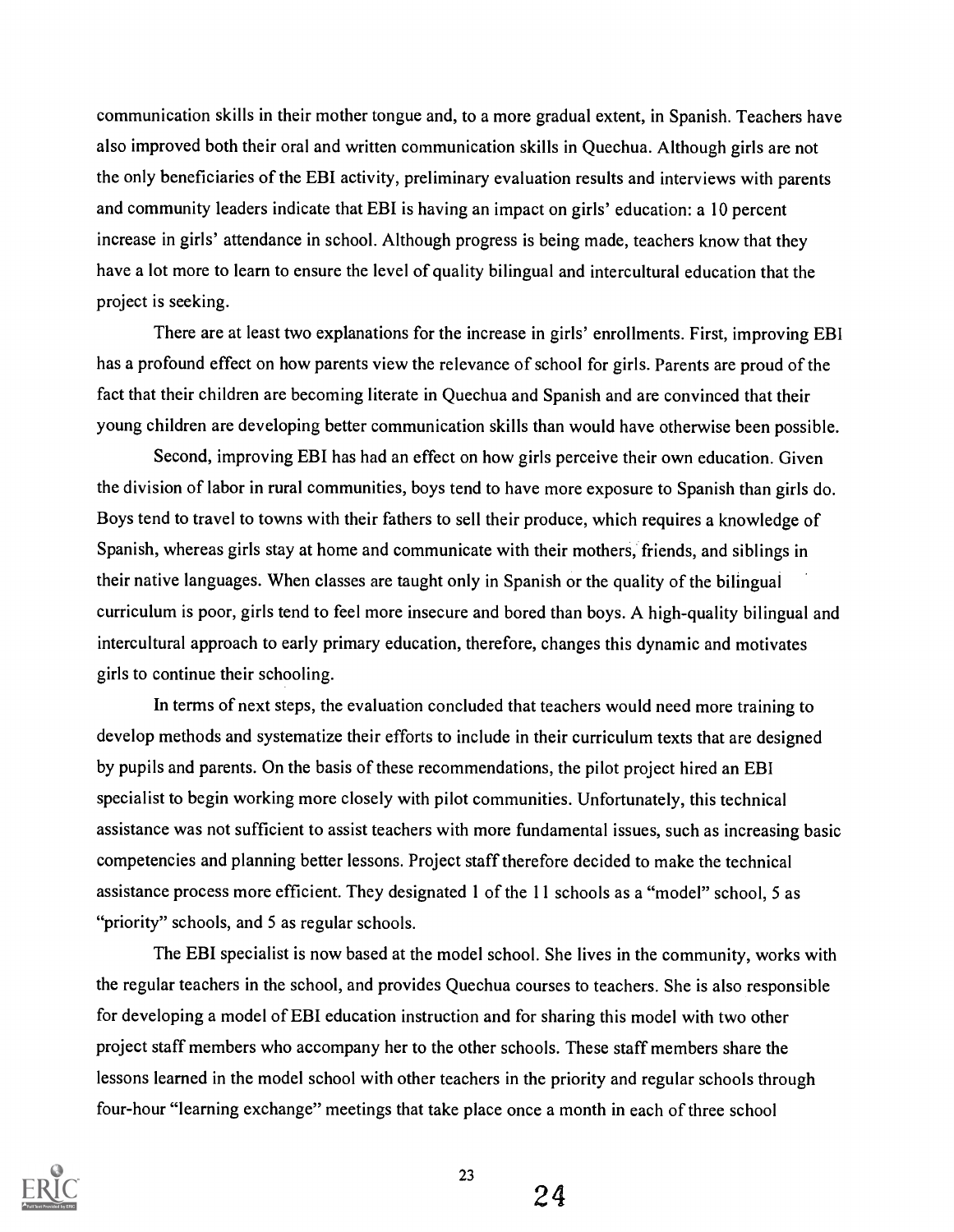communication skills in their mother tongue and, to a more gradual extent, in Spanish. Teachers have also improved both their oral and written communication skills in Quechua. Although girls are not the only beneficiaries of the EBI activity, preliminary evaluation results and interviews with parents and community leaders indicate that EBI is having an impact on girls' education: a 10 percent increase in girls' attendance in school. Although progress is being made, teachers know that they have a lot more to learn to ensure the level of quality bilingual and intercultural education that the project is seeking.

There are at least two explanations for the increase in girls' enrollments. First, improving EBI has a profound effect on how parents view the relevance of school for girls. Parents are proud of the fact that their children are becoming literate in Quechua and Spanish and are convinced that their young children are developing better communication skills than would have otherwise been possible.

Second, improving EBI has had an effect on how girls perceive their own education. Given the division of labor in rural communities, boys tend to have more exposure to Spanish than girls do. Boys tend to travel to towns with their fathers to sell their produce, which requires a knowledge of Spanish, whereas girls stay at home and communicate with their mothers, friends, and siblings in their native languages. When classes are taught only in Spanish or the quality of the bilingual curriculum is poor, girls tend to feel more insecure and bored than boys. A high-quality bilingual and intercultural approach to early primary education, therefore, changes this dynamic and motivates girls to continue their schooling.

In terms of next steps, the evaluation concluded that teachers would need more training to develop methods and systematize their efforts to include in their curriculum texts that are designed by pupils and parents. On the basis of these recommendations, the pilot project hired an EBI specialist to begin working more closely with pilot communities. Unfortunately, this technical assistance was not sufficient to assist teachers with more fundamental issues, such as increasing basic competencies and planning better lessons. Project staff therefore decided to make the technical assistance process more efficient. They designated 1 of the 11 schools as a "model" school, 5 as "priority" schools, and 5 as regular schools.

The EBI specialist is now based at the model school. She lives in the community, works with the regular teachers in the school, and provides Quechua courses to teachers. She is also responsible for developing a model of EBI education instruction and for sharing this model with two other project staff members who accompany her to the other schools. These staff members share the lessons learned in the model school with other teachers in the priority and regular schools through four-hour "learning exchange" meetings that take place once a month in each of three school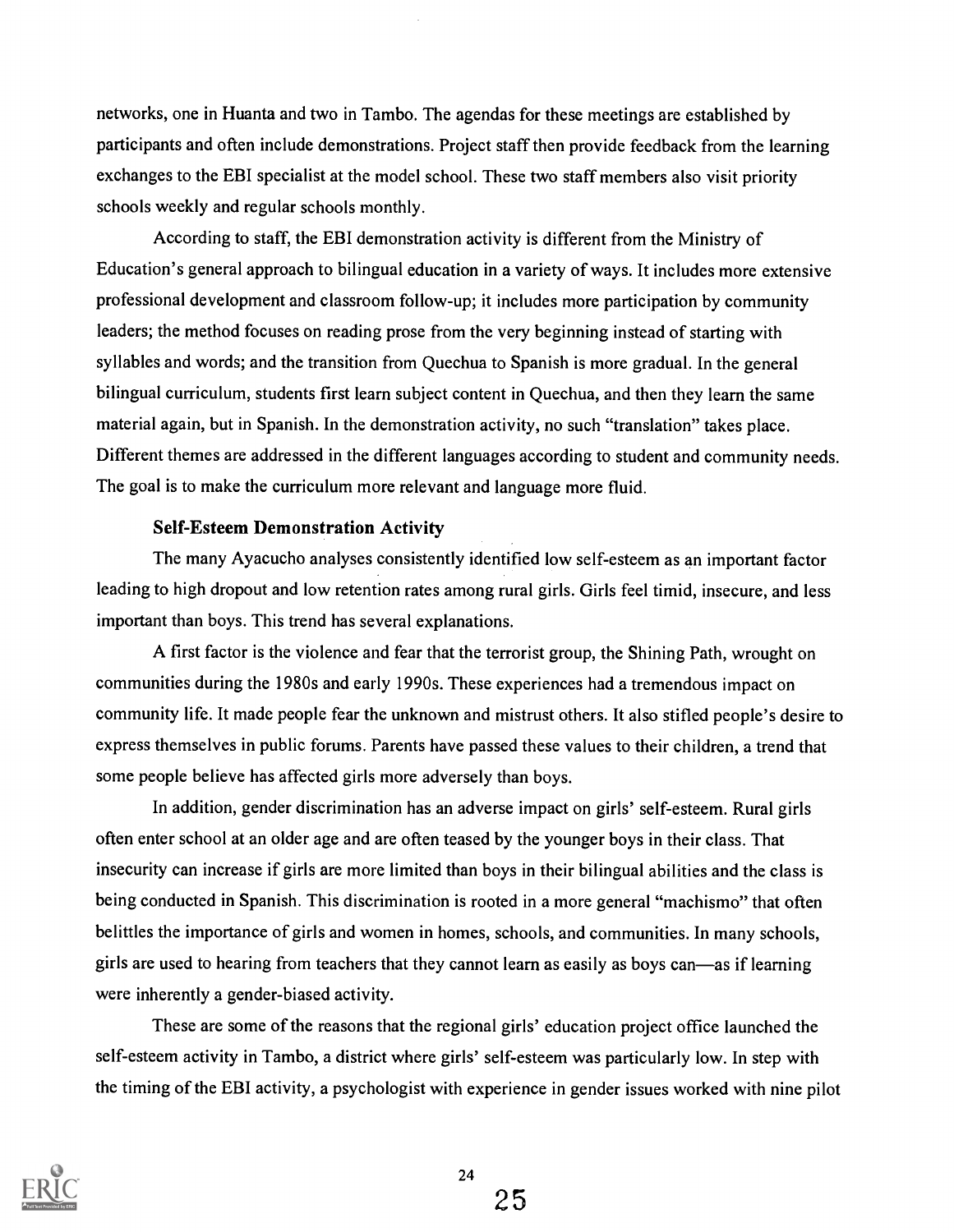networks, one in Huanta and two in Tambo. The agendas for these meetings are established by participants and often include demonstrations. Project staff then provide feedback from the learning exchanges to the EBI specialist at the model school. These two staff members also visit priority schools weekly and regular schools monthly.

According to staff, the EBI demonstration activity is different from the Ministry of Education's general approach to bilingual education in a variety of ways. It includes more extensive professional development and classroom follow-up; it includes more participation by community leaders; the method focuses on reading prose from the very beginning instead of starting with syllables and words; and the transition from Quechua to Spanish is more gradual. In the general bilingual curriculum, students first learn subject content in Quechua, and then they learn the same material again, but in Spanish. In the demonstration activity, no such "translation" takes place. Different themes are addressed in the different languages according to student and community needs. The goal is to make the curriculum more relevant and language more fluid.

### Self-Esteem Demonstration Activity

The many Ayacucho analyses consistently identified low self-esteem as an important factor leading to high dropout and low retention rates among rural girls. Girls feel timid, insecure, and less important than boys. This trend has several explanations.

A first factor is the violence and fear that the terrorist group, the Shining Path, wrought on communities during the 1980s and early 1990s. These experiences had a tremendous impact on community life. It made people fear the unknown and mistrust others. It also stifled people's desire to express themselves in public forums. Parents have passed these values to their children, a trend that some people believe has affected girls more adversely than boys.

In addition, gender discrimination has an adverse impact on girls' self-esteem. Rural girls often enter school at an older age and are often teased by the younger boys in their class. That insecurity can increase if girls are more limited than boys in their bilingual abilities and the class is being conducted in Spanish. This discrimination is rooted in a more general "machismo" that often belittles the importance of girls and women in homes, schools, and communities. In many schools, girls are used to hearing from teachers that they cannot learn as easily as boys can—as if learning were inherently a gender-biased activity.

These are some of the reasons that the regional girls' education project office launched the self-esteem activity in Tambo, a district where girls' self-esteem was particularly low. In step with the timing of the EBI activity, a psychologist with experience in gender issues worked with nine pilot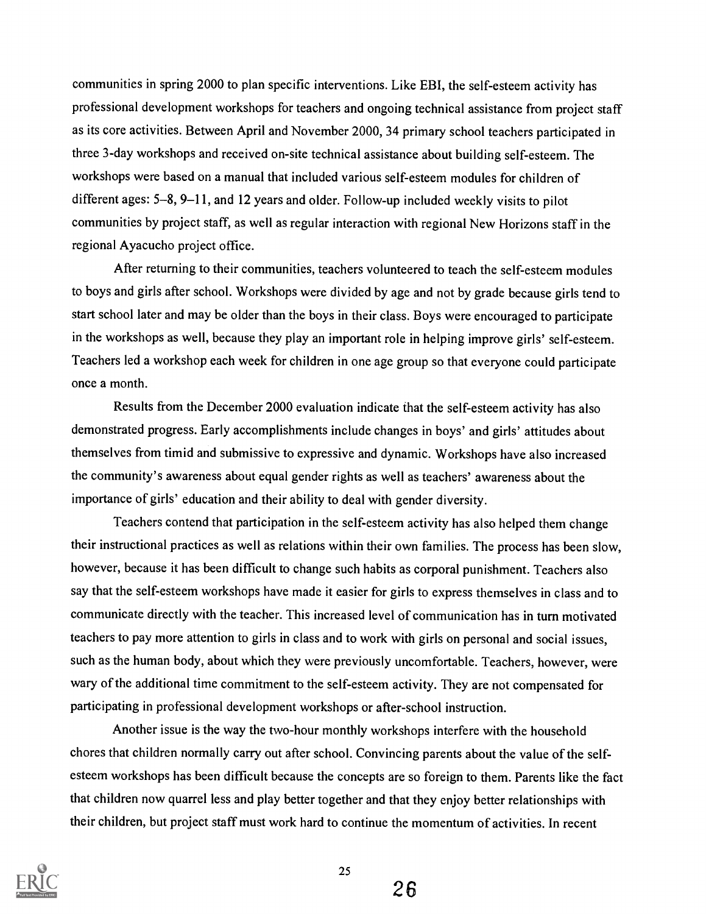communities in spring 2000 to plan specific interventions. Like EBI, the self-esteem activity has professional development workshops for teachers and ongoing technical assistance from project staff as its core activities. Between April and November 2000, 34 primary school teachers participated in three 3-day workshops and received on-site technical assistance about building self-esteem. The workshops were based on a manual that included various self-esteem modules for children of different ages: 5–8, 9–11, and 12 years and older. Follow-up included weekly visits to pilot communities by project staff, as well as regular interaction with regional New Horizons staff in the regional Ayacucho project office.

After returning to their communities, teachers volunteered to teach the self-esteem modules to boys and girls after school. Workshops were divided by age and not by grade because girls tend to start school later and may be older than the boys in their class. Boys were encouraged to participate in the workshops as well, because they play an important role in helping improve girls' self-esteem. Teachers led a workshop each week for children in one age group so that everyone could participate once a month.

Results from the December 2000 evaluation indicate that the self-esteem activity has also demonstrated progress. Early accomplishments include changes in boys' and girls' attitudes about themselves from timid and submissive to expressive and dynamic. Workshops have also increased the community's awareness about equal gender rights as well as teachers' awareness about the importance of girls' education and their ability to deal with gender diversity.

Teachers contend that participation in the self-esteem activity has also helped them change their instructional practices as well as relations within their own families. The process has been slow, however, because it has been difficult to change such habits as corporal punishment. Teachers also say that the self-esteem workshops have made it easier for girls to express themselves in class and to communicate directly with the teacher. This increased level of communication has in turn motivated teachers to pay more attention to girls in class and to work with girls on personal and social issues, such as the human body, about which they were previously uncomfortable. Teachers, however, were wary of the additional time commitment to the self-esteem activity. They are not compensated for participating in professional development workshops or after-school instruction.

Another issue is the way the two-hour monthly workshops interfere with the household chores that children normally carry out after school. Convincing parents about the value of the self-esteem workshops has been difficult because the concepts are so foreign to them. Parents like the fact that children now quarrel less and play better together and that they enjoy better relationships with their children, but project staff must work hard to continue the momentum of activities. In recent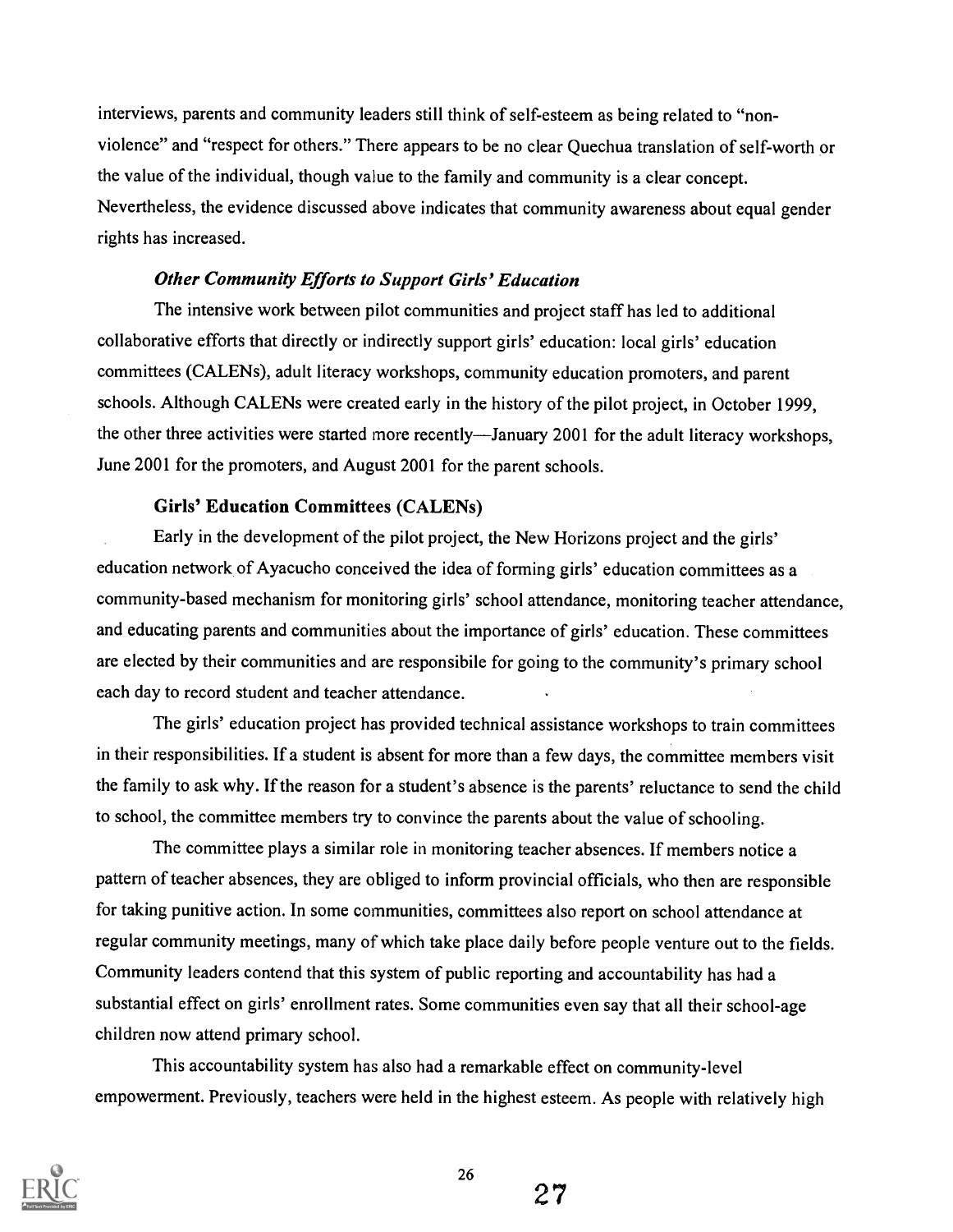interviews, parents and community leaders still think of self-esteem as being related to "non-violence" and "respect for others." There appears to be no clear Quechua translation of self-worth or the value of the individual, though value to the family and community is a clear concept. Nevertheless, the evidence discussed above indicates that community awareness about equal gender rights has increased.

### *Other Community Efforts to Support Girls' Education*

The intensive work between pilot communities and project staff has led to additional collaborative efforts that directly or indirectly support girls' education: local girls' education committees (CALENs), adult literacy workshops, community education promoters, and parent schools. Although CALENs were created early in the history of the pilot project, in October 1999, the other three activities were started more recently—January 2001 for the adult literacy workshops, June 2001 for the promoters, and August 2001 for the parent schools.

### Girls' Education Committees (CALENs)

Early in the development of the pilot project, the New Horizons project and the girls' education network of Ayacucho conceived the idea of forming girls' education committees as a community-based mechanism for monitoring girls' school attendance, monitoring teacher attendance, and educating parents and communities about the importance of girls' education. These committees are elected by their communities and are responsibile for going to the community's primary school each day to record student and teacher attendance.

The girls' education project has provided technical assistance workshops to train committees in their responsibilities. If a student is absent for more than a few days, the committee members visit the family to ask why. If the reason for a student's absence is the parents' reluctance to send the child to school, the committee members try to convince the parents about the value of schooling.

The committee plays a similar role in monitoring teacher absences. If members notice a pattern of teacher absences, they are obliged to inform provincial officials, who then are responsible for taking punitive action. In some communities, committees also report on school attendance at regular community meetings, many of which take place daily before people venture out to the fields. Community leaders contend that this system of public reporting and accountability has had a substantial effect on girls' enrollment rates. Some communities even say that all their school-age children now attend primary school.

This accountability system has also had a remarkable effect on community-level empowerment. Previously, teachers were held in the highest esteem. As people with relatively high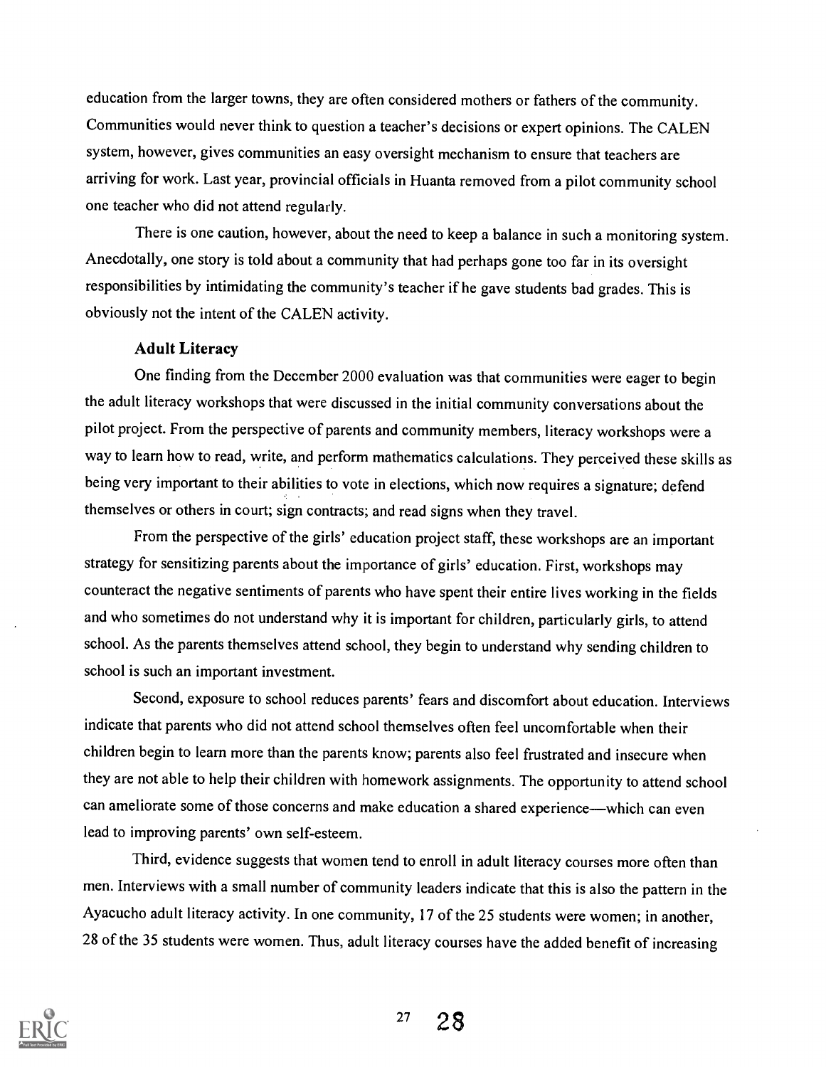education from the larger towns, they are often considered mothers or fathers of the community. Communities would never think to question a teacher's decisions or expert opinions. The CALEN system, however, gives communities an easy oversight mechanism to ensure that teachers are arriving for work. Last year, provincial officials in Huanta removed from a pilot community school one teacher who did not attend regularly.

There is one caution, however, about the need to keep a balance in such a monitoring system. Anecdotally, one story is told about a community that had perhaps gone too far in its oversight responsibilities by intimidating the community's teacher if he gave students bad grades. This is obviously not the intent of the CALEN activity.

### Adult Literacy

One finding from the December 2000 evaluation was that communities were eager to begin the adult literacy workshops that were discussed in the initial community conversations about the pilot project. From the perspective of parents and community members, literacy workshops were a way to learn how to read, write, and perform mathematics calculations. They perceived these skills as being very important to their abilities to vote in elections, which now requires a signature; defend themselves or others in court; sign contracts; and read signs when they travel.

From the perspective of the girls' education project staff, these workshops are an important strategy for sensitizing parents about the importance of girls' education. First, workshops may counteract the negative sentiments of parents who have spent their entire lives working in the fields and who sometimes do not understand why it is important for children, particularly girls, to attend school. As the parents themselves attend school, they begin to understand why sending children to school is such an important investment.

Second, exposure to school reduces parents' fears and discomfort about education. Interviews indicate that parents who did not attend school themselves often feel uncomfortable when their children begin to learn more than the parents know; parents also feel frustrated and insecure when they are not able to help their children with homework assignments. The opportunity to attend school can ameliorate some of those concerns and make education a shared experience—which can even lead to improving parents' own self-esteem.

Third, evidence suggests that women tend to enroll in adult literacy courses more often than men. Interviews with a small number of community leaders indicate that this is also the pattern in the Ayacucho adult literacy activity. In one community, 17 of the 25 students were women; in another, 28 of the 35 students were women. Thus, adult literacy courses have the added benefit of increasing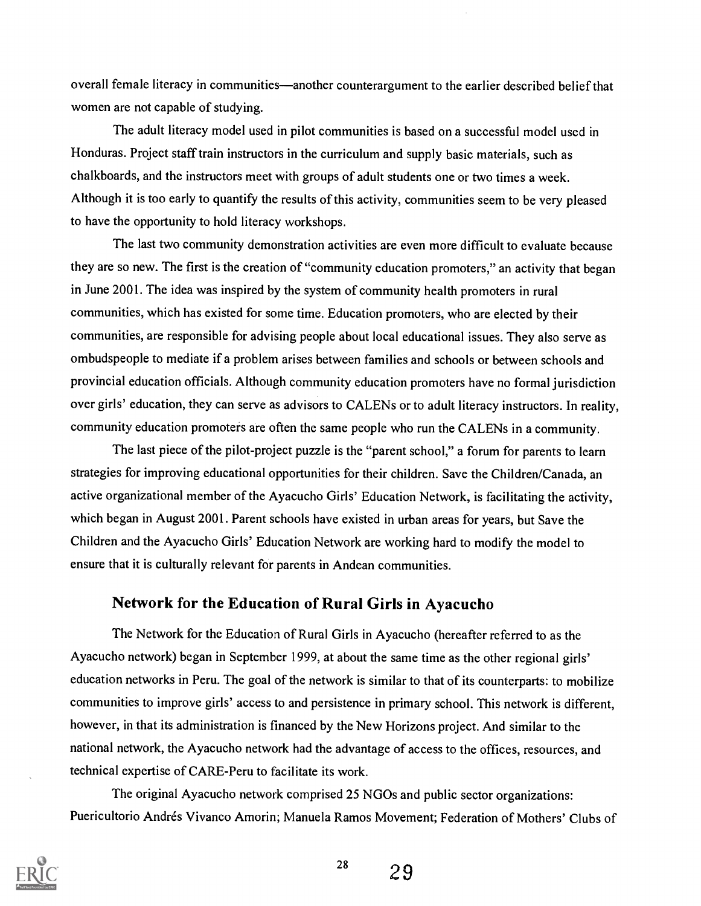overall female literacy in communities—another counterargument to the earlier described belief that women are not capable of studying.

The adult literacy model used in pilot communities is based on a successful model used in Honduras. Project staff train instructors in the curriculum and supply basic materials, such as chalkboards, and the instructors meet with groups of adult students one or two times a week. Although it is too early to quantify the results of this activity, communities seem to be very pleased to have the opportunity to hold literacy workshops.

The last two community demonstration activities are even more difficult to evaluate because they are so new. The first is the creation of "community education promoters," an activity that began in June 2001. The idea was inspired by the system of community health promoters in rural communities, which has existed for some time. Education promoters, who are elected by their communities, are responsible for advising people about local educational issues. They also serve as ombudspeople to mediate if a problem arises between families and schools or between schools and provincial education officials. Although community education promoters have no formal jurisdiction over girls' education, they can serve as advisors to CALENs or to adult literacy instructors. In reality, community education promoters are often the same people who run the CALENs in a community.

The last piece of the pilot-project puzzle is the "parent school," a forum for parents to learn strategies for improving educational opportunities for their children. Save the Children/Canada, an active organizational member of the Ayacucho Girls' Education Network, is facilitating the activity, which began in August 2001. Parent schools have existed in urban areas for years, but Save the Children and the Ayacucho Girls' Education Network are working hard to modify the model to ensure that it is culturally relevant for parents in Andean communities.

## Network for the Education of Rural Girls in Ayacucho

The Network for the Education of Rural Girls in Ayacucho (hereafter referred to as the Ayacucho network) began in September 1999, at about the same time as the other regional girls' education networks in Peru. The goal of the network is similar to that of its counterparts: to mobilize communities to improve girls' access to and persistence in primary school. This network is different, however, in that its administration is financed by the New Horizons project. And similar to the national network, the Ayacucho network had the advantage of access to the offices, resources, and technical expertise of CARE-Peru to facilitate its work.

The original Ayacucho network comprised 25 NGOs and public sector organizations: Puericultorio Andrés Vivanco Amorin; Manuela Ramos Movement; Federation of Mothers' Clubs of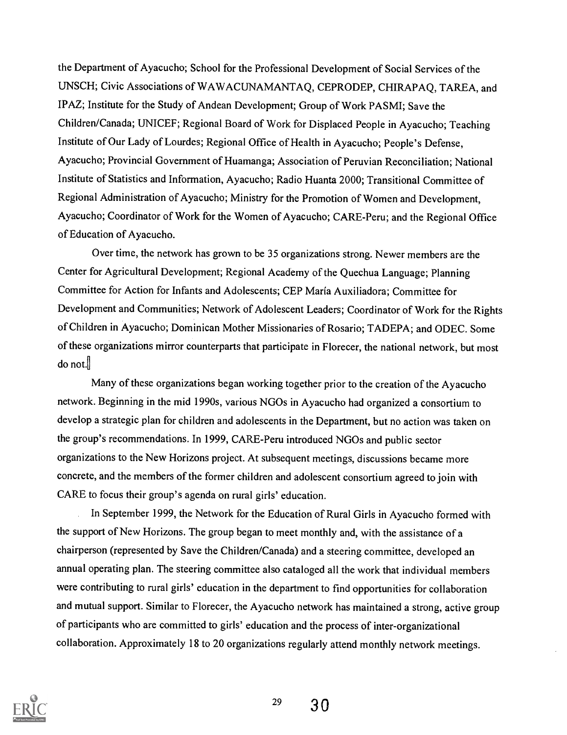the Department of Ayacucho; School for the Professional Development of Social Services of the UNSCH; Civic Associations of WAWACUNAMANTAQ, CEPRODEP, CHIRAPAQ, TAREA, and IPAZ; Institute for the Study of Andean Development; Group of Work PASMI; Save the Children/Canada; UNICEF; Regional Board of Work for Displaced People in Ayacucho; Teaching Institute of Our Lady of Lourdes; Regional Office of Health in Ayacucho; People's Defense, Ayacucho; Provincial Government of Huamanga; Association of Peruvian Reconciliation; National Institute of Statistics and Information, Ayacucho; Radio Huanta 2000; Transitional Committee of Regional Administration of Ayacucho; Ministry for the Promotion of Women and Development, Ayacucho; Coordinator of Work for the Women of Ayacucho; CARE-Peru; and the Regional Office of Education of Ayacucho.

Over time, the network has grown to be 35 organizations strong. Newer members are the Center for Agricultural Development; Regional Academy of the Quechua Language; Planning Committee for Action for Infants and Adolescents; CEP María Auxiliadora; Committee for Development and Communities; Network of Adolescent Leaders; Coordinator of Work for the Rights of Children in Ayacucho; Dominican Mother Missionaries of Rosario; TADEPA; and ODEC. Some of these organizations mirror counterparts that participate in Florecer, the national network, but most do not.

Many of these organizations began working together prior to the creation of the Ayacucho network. Beginning in the mid 1990s, various NGOs in Ayacucho had organized a consortium to develop a strategic plan for children and adolescents in the Department, but no action was taken on the group's recommendations. In 1999, CARE-Peru introduced NGOs and public sector organizations to the New Horizons project. At subsequent meetings, discussions became more concrete, and the members of the former children and adolescent consortium agreed to join with CARE to focus their group's agenda on rural girls' education.

In September 1999, the Network for the Education of Rural Girls in Ayacucho formed with the support of New Horizons. The group began to meet monthly and, with the assistance of a chairperson (represented by Save the Children/Canada) and a steering committee, developed an annual operating plan. The steering committee also cataloged all the work that individual members were contributing to rural girls' education in the department to find opportunities for collaboration and mutual support. Similar to Florecer, the Ayacucho network has maintained a strong, active group of participants who are committed to girls' education and the process of inter-organizational collaboration. Approximately 18 to 20 organizations regularly attend monthly network meetings.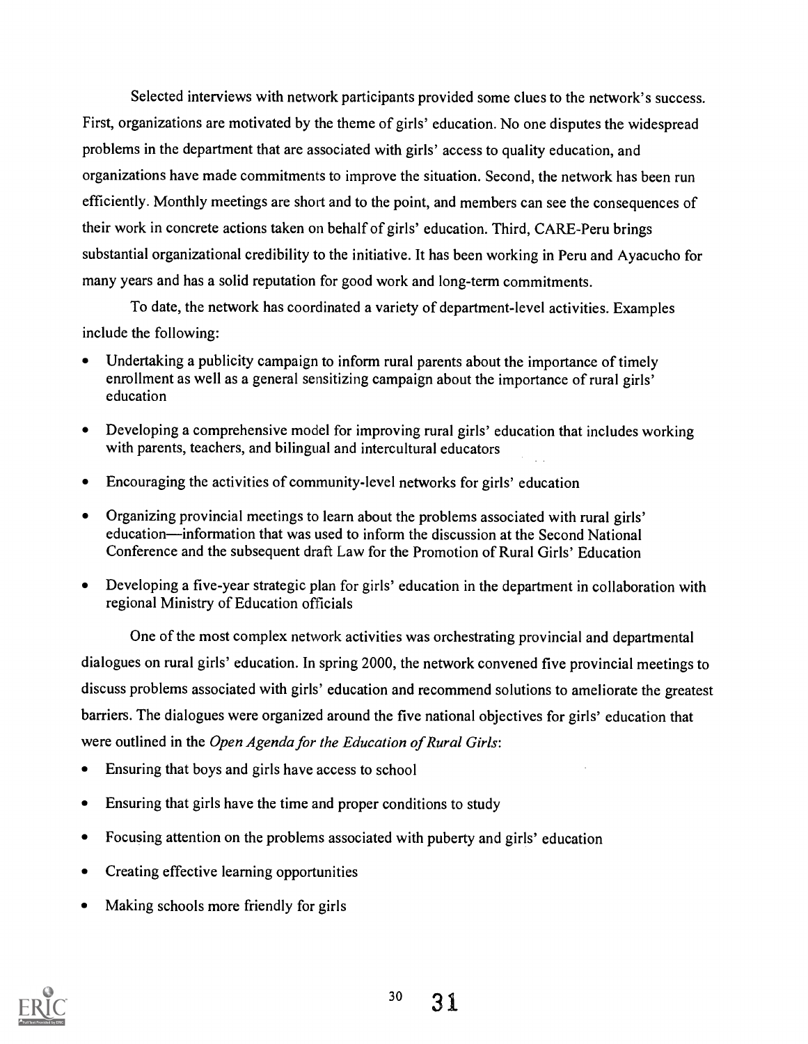Selected interviews with network participants provided some clues to the network's success. First, organizations are motivated by the theme of girls' education. No one disputes the widespread problems in the department that are associated with girls' access to quality education, and organizations have made commitments to improve the situation. Second, the network has been run efficiently. Monthly meetings are short and to the point, and members can see the consequences of their work in concrete actions taken on behalf of girls' education. Third, CARE-Peru brings substantial organizational credibility to the initiative. It has been working in Peru and Ayacucho for many years and has a solid reputation for good work and long-term commitments.

To date, the network has coordinated a variety of department-level activities. Examples include the following:

- Undertaking a publicity campaign to inform rural parents about the importance of timely enrollment as well as a general sensitizing campaign about the importance of rural girls' education
- Developing a comprehensive model for improving rural girls' education that includes working with parents, teachers, and bilingual and intercultural educators
- Encouraging the activities of community-level networks for girls' education
- Organizing provincial meetings to learn about the problems associated with rural girls' education—information that was used to inform the discussion at the Second National Conference and the subsequent draft Law for the Promotion of Rural Girls' Education
- Developing a five-year strategic plan for girls' education in the department in collaboration with regional Ministry of Education officials

One of the most complex network activities was orchestrating provincial and departmental dialogues on rural girls' education. In spring 2000, the network convened five provincial meetings to discuss problems associated with girls' education and recommend solutions to ameliorate the greatest barriers. The dialogues were organized around the five national objectives for girls' education that were outlined in the *Open Agenda for the Education of Rural Girls*:

- Ensuring that boys and girls have access to school
- Ensuring that girls have the time and proper conditions to study
- Focusing attention on the problems associated with puberty and girls' education
- Creating effective learning opportunities
- Making schools more friendly for girls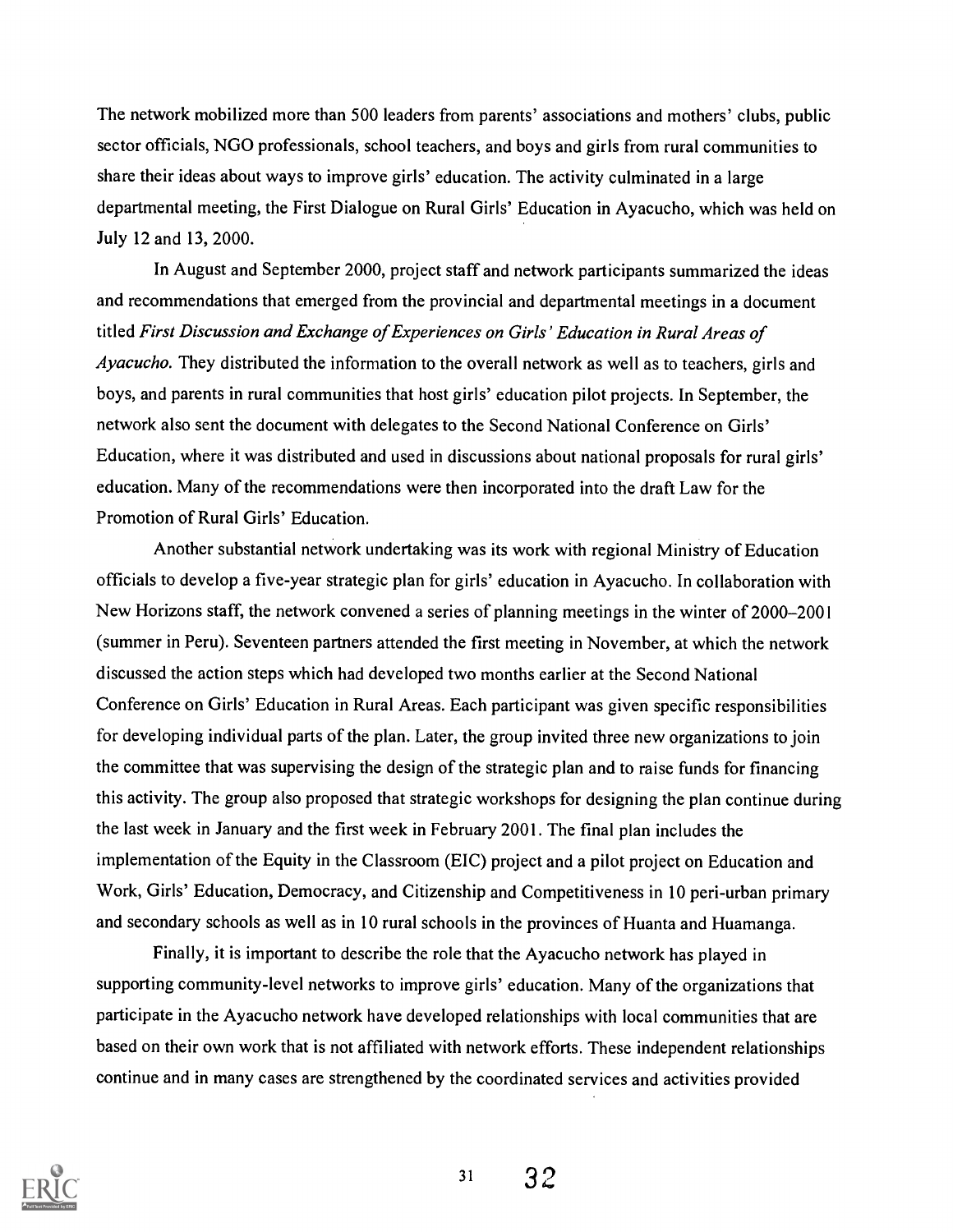The network mobilized more than 500 leaders from parents' associations and mothers' clubs, public sector officials, NGO professionals, school teachers, and boys and girls from rural communities to share their ideas about ways to improve girls' education. The activity culminated in a large departmental meeting, the First Dialogue on Rural Girls' Education in Ayacucho, which was held on July 12 and 13, 2000.

In August and September 2000, project staff and network participants summarized the ideas and recommendations that emerged from the provincial and departmental meetings in a document titled *First Discussion and Exchange of Experiences on Girls' Education in Rural Areas of Ayacucho.* They distributed the information to the overall network as well as to teachers, girls and boys, and parents in rural communities that host girls' education pilot projects. In September, the network also sent the document with delegates to the Second National Conference on Girls' Education, where it was distributed and used in discussions about national proposals for rural girls' education. Many of the recommendations were then incorporated into the draft Law for the Promotion of Rural Girls' Education.

Another substantial network undertaking was its work with regional Ministry of Education officials to develop a five-year strategic plan for girls' education in Ayacucho. In collaboration with New Horizons staff, the network convened a series of planning meetings in the winter of 2000–2001 (summer in Peru). Seventeen partners attended the first meeting in November, at which the network discussed the action steps which had developed two months earlier at the Second National Conference on Girls' Education in Rural Areas. Each participant was given specific responsibilities for developing individual parts of the plan. Later, the group invited three new organizations to join the committee that was supervising the design of the strategic plan and to raise funds for financing this activity. The group also proposed that strategic workshops for designing the plan continue during the last week in January and the first week in February 2001. The final plan includes the implementation of the Equity in the Classroom (EIC) project and a pilot project on Education and Work, Girls' Education, Democracy, and Citizenship and Competitiveness in 10 peri-urban primary and secondary schools as well as in 10 rural schools in the provinces of Huanta and Huamanga.

Finally, it is important to describe the role that the Ayacucho network has played in supporting community-level networks to improve girls' education. Many of the organizations that participate in the Ayacucho network have developed relationships with local communities that are based on their own work that is not affiliated with network efforts. These independent relationships continue and in many cases are strengthened by the coordinated services and activities provided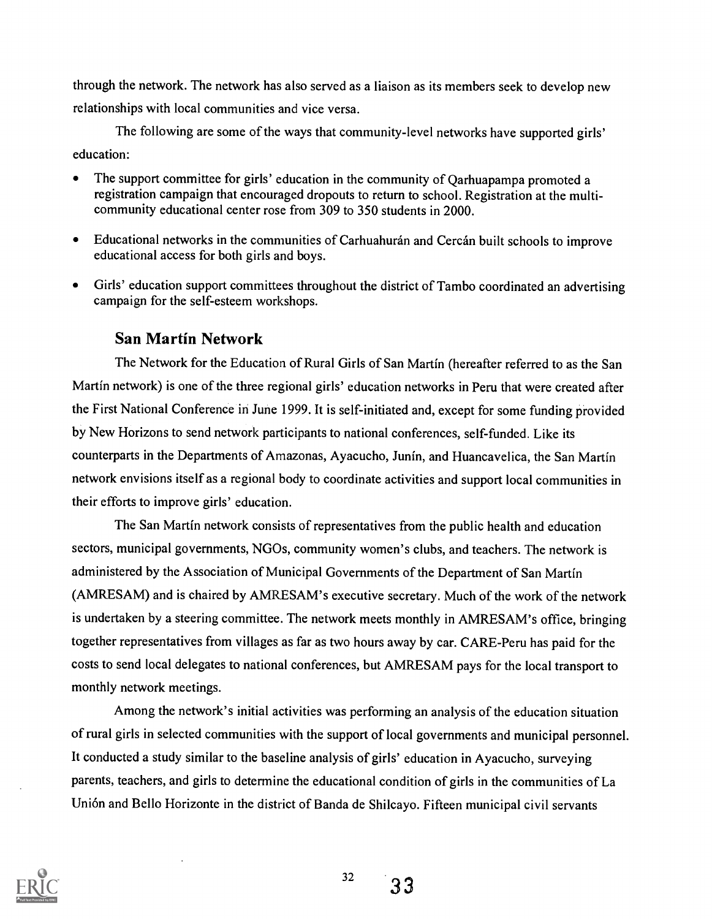through the network. The network has also served as a liaison as its members seek to develop new relationships with local communities and vice versa.

The following are some of the ways that community-level networks have supported girls' education:

- The support committee for girls' education in the community of Qarhuapampa promoted a registration campaign that encouraged dropouts to return to school. Registration at the multi-community educational center rose from 309 to 350 students in 2000.
- Educational networks in the communities of Carhuahurán and Cercán built schools to improve educational access for both girls and boys.
- Girls' education support committees throughout the district of Tambo coordinated an advertising campaign for the self-esteem workshops.

### San Martín Network

The Network for the Education of Rural Girls of San Martín (hereafter referred to as the San Martín network) is one of the three regional girls' education networks in Peru that were created after the First National Conference in June 1999. It is self-initiated and, except for some funding provided by New Horizons to send network participants to national conferences, self-funded. Like its counterparts in the Departments of Amazonas, Ayacucho, Junín, and Huancavelica, the San Martín network envisions itself as a regional body to coordinate activities and support local communities in their efforts to improve girls' education.

The San Martín network consists of representatives from the public health and education sectors, municipal governments, NGOs, community women's clubs, and teachers. The network is administered by the Association of Municipal Governments of the Department of San Martín (AMRESAM) and is chaired by AMRESAM's executive secretary. Much of the work of the network is undertaken by a steering committee. The network meets monthly in AMRESAM's office, bringing together representatives from villages as far as two hours away by car. CARE-Peru has paid for the costs to send local delegates to national conferences, but AMRESAM pays for the local transport to monthly network meetings.

Among the network's initial activities was performing an analysis of the education situation of rural girls in selected communities with the support of local governments and municipal personnel. It conducted a study similar to the baseline analysis of girls' education in Ayacucho, surveying parents, teachers, and girls to determine the educational condition of girls in the communities of La Unión and Bello Horizonte in the district of Banda de Shilcayo. Fifteen municipal civil servants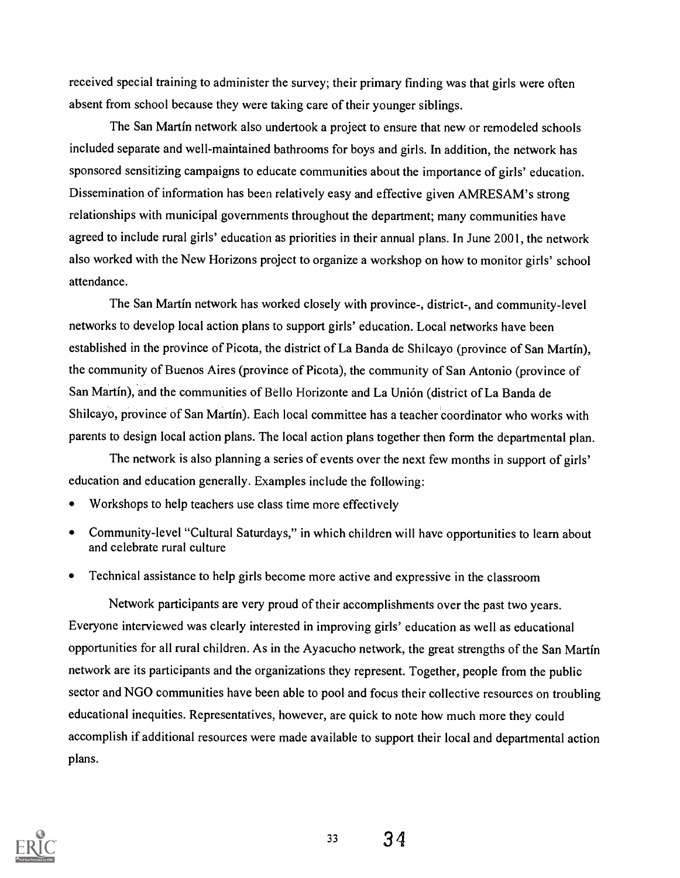received special training to administer the survey; their primary finding was that girls were often absent from school because they were taking care of their younger siblings.

The San Martín network also undertook a project to ensure that new or remodeled schools included separate and well-maintained bathrooms for boys and girls. In addition, the network has sponsored sensitizing campaigns to educate communities about the importance of girls' education. Dissemination of information has been relatively easy and effective given AMRESAM's strong relationships with municipal governments throughout the department; many communities have agreed to include rural girls' education as priorities in their annual plans. In June 2001, the network also worked with the New Horizons project to organize a workshop on how to monitor girls' school attendance.

The San Martín network has worked closely with province-, district-, and community-level networks to develop local action plans to support girls' education. Local networks have been established in the province of Picota, the district of La Banda de Shilcayo (province of San Martín), the community of Buenos Aires (province of Picota), the community of San Antonio (province of San Martín), and the communities of Bello Horizonte and La Unión (district of La Banda de Shilcayo, province of San Martín). Each local committee has a teacher coordinator who works with parents to design local action plans. The local action plans together then form the departmental plan.

The network is also planning a series of events over the next few months in support of girls' education and education generally. Examples include the following:

- Workshops to help teachers use class time more effectively
- Community-level "Cultural Saturdays," in which children will have opportunities to learn about and celebrate rural culture
- Technical assistance to help girls become more active and expressive in the classroom

Network participants are very proud of their accomplishments over the past two years. Everyone interviewed was clearly interested in improving girls' education as well as educational opportunities for all rural children. As in the Ayacucho network, the great strengths of the San Martín network are its participants and the organizations they represent. Together, people from the public sector and NGO communities have been able to pool and focus their collective resources on troubling educational inequities. Representatives, however, are quick to note how much more they could accomplish if additional resources were made available to support their local and departmental action plans.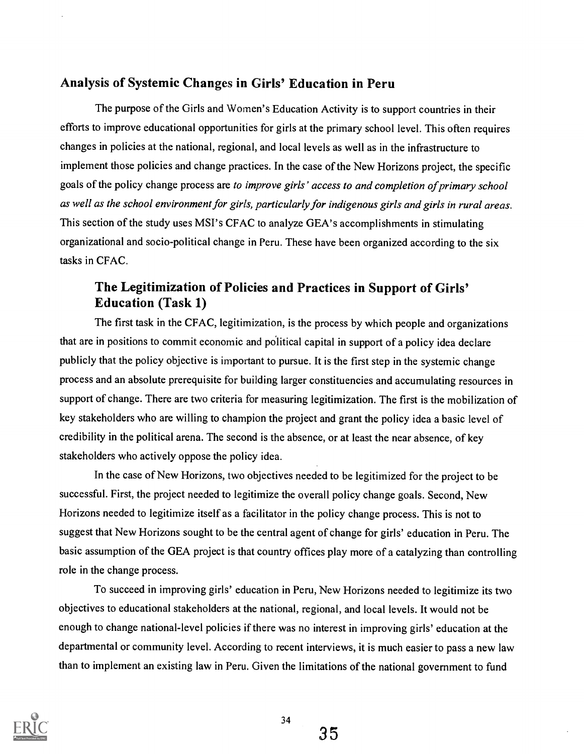## Analysis of Systemic Changes in Girls' Education in Peru

The purpose of the Girls and Women's Education Activity is to support countries in their efforts to improve educational opportunities for girls at the primary school level. This often requires changes in policies at the national, regional, and local levels as well as in the infrastructure to implement those policies and change practices. In the case of the New Horizons project, the specific goals of the policy change process are *to improve girls' access to and completion of primary school as well as the school environment for girls, particularly for indigenous girls and girls in rural areas.* This section of the study uses MSI's CFAC to analyze GEA's accomplishments in stimulating organizational and socio-political change in Peru. These have been organized according to the six tasks in CFAC.

### The Legitimization of Policies and Practices in Support of Girls' Education (Task 1)

The first task in the CFAC, legitimization, is the process by which people and organizations that are in positions to commit economic and political capital in support of a policy idea declare publicly that the policy objective is important to pursue. It is the first step in the systemic change process and an absolute prerequisite for building larger constituencies and accumulating resources in support of change. There are two criteria for measuring legitimization. The first is the mobilization of key stakeholders who are willing to champion the project and grant the policy idea a basic level of credibility in the political arena. The second is the absence, or at least the near absence, of key stakeholders who actively oppose the policy idea.

In the case of New Horizons, two objectives needed to be legitimized for the project to be successful. First, the project needed to legitimize the overall policy change goals. Second, New Horizons needed to legitimize itself as a facilitator in the policy change process. This is not to suggest that New Horizons sought to be the central agent of change for girls' education in Peru. The basic assumption of the GEA project is that country offices play more of a catalyzing than controlling role in the change process.

To succeed in improving girls' education in Peru, New Horizons needed to legitimize its two objectives to educational stakeholders at the national, regional, and local levels. It would not be enough to change national-level policies if there was no interest in improving girls' education at the departmental or community level. According to recent interviews, it is much easier to pass a new law than to implement an existing law in Peru. Given the limitations of the national government to fund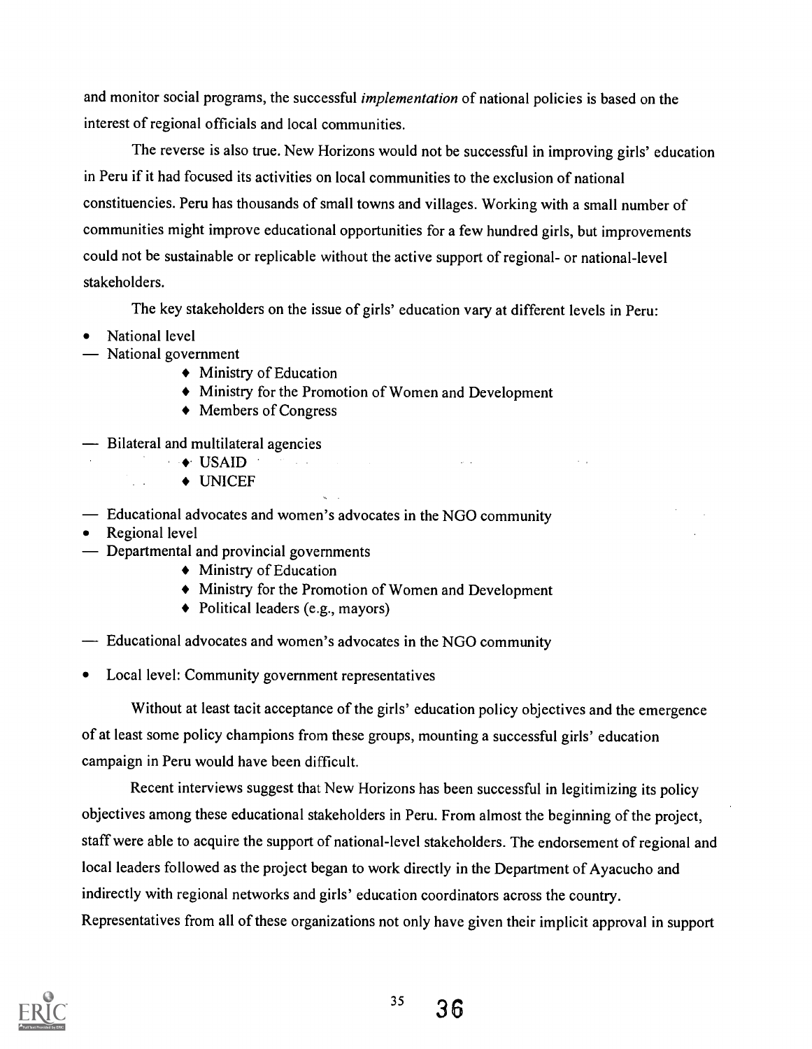and monitor social programs, the successful *implementation* of national policies is based on the interest of regional officials and local communities.

The reverse is also true. New Horizons would not be successful in improving girls' education in Peru if it had focused its activities on local communities to the exclusion of national constituencies. Peru has thousands of small towns and villages. Working with a small number of communities might improve educational opportunities for a few hundred girls, but improvements could not be sustainable or replicable without the active support of regional- or national-level stakeholders.

The key stakeholders on the issue of girls' education vary at different levels in Peru:

- National level
  - National government
    - Ministry of Education
    - Ministry for the Promotion of Women and Development
    - Members of Congress
  - Bilateral and multilateral agencies
    - USAID
    - UNICEF
  - Educational advocates and women's advocates in the NGO community
- Regional level
  - Departmental and provincial governments
    - Ministry of Education
    - Ministry for the Promotion of Women and Development
    - Political leaders (e.g., mayors)
  - Educational advocates and women's advocates in the NGO community
- Local level: Community government representatives

Without at least tacit acceptance of the girls' education policy objectives and the emergence of at least some policy champions from these groups, mounting a successful girls' education campaign in Peru would have been difficult.

Recent interviews suggest that New Horizons has been successful in legitimizing its policy objectives among these educational stakeholders in Peru. From almost the beginning of the project, staff were able to acquire the support of national-level stakeholders. The endorsement of regional and local leaders followed as the project began to work directly in the Department of Ayacucho and indirectly with regional networks and girls' education coordinators across the country. Representatives from all of these organizations not only have given their implicit approval in support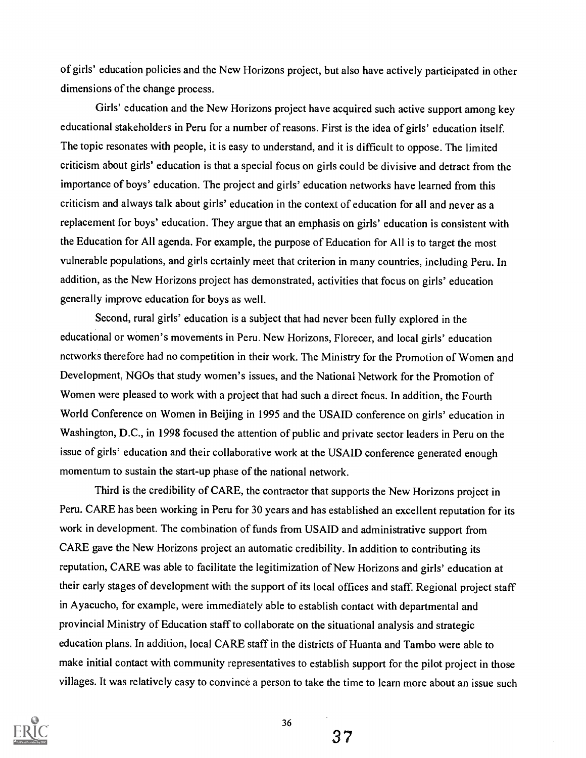of girls' education policies and the New Horizons project, but also have actively participated in other dimensions of the change process.

Girls' education and the New Horizons project have acquired such active support among key educational stakeholders in Peru for a number of reasons. First is the idea of girls' education itself. The topic resonates with people, it is easy to understand, and it is difficult to oppose. The limited criticism about girls' education is that a special focus on girls could be divisive and detract from the importance of boys' education. The project and girls' education networks have learned from this criticism and always talk about girls' education in the context of education for all and never as a replacement for boys' education. They argue that an emphasis on girls' education is consistent with the Education for All agenda. For example, the purpose of Education for All is to target the most vulnerable populations, and girls certainly meet that criterion in many countries, including Peru. In addition, as the New Horizons project has demonstrated, activities that focus on girls' education generally improve education for boys as well.

Second, rural girls' education is a subject that had never been fully explored in the educational or women's movements in Peru. New Horizons, Florecer, and local girls' education networks therefore had no competition in their work. The Ministry for the Promotion of Women and Development, NGOs that study women's issues, and the National Network for the Promotion of Women were pleased to work with a project that had such a direct focus. In addition, the Fourth World Conference on Women in Beijing in 1995 and the USAID conference on girls' education in Washington, D.C., in 1998 focused the attention of public and private sector leaders in Peru on the issue of girls' education and their collaborative work at the USAID conference generated enough momentum to sustain the start-up phase of the national network.

Third is the credibility of CARE, the contractor that supports the New Horizons project in Peru. CARE has been working in Peru for 30 years and has established an excellent reputation for its work in development. The combination of funds from USAID and administrative support from CARE gave the New Horizons project an automatic credibility. In addition to contributing its reputation, CARE was able to facilitate the legitimization of New Horizons and girls' education at their early stages of development with the support of its local offices and staff. Regional project staff in Ayacucho, for example, were immediately able to establish contact with departmental and provincial Ministry of Education staff to collaborate on the situational analysis and strategic education plans. In addition, local CARE staff in the districts of Huanta and Tambo were able to make initial contact with community representatives to establish support for the pilot project in those villages. It was relatively easy to convince a person to take the time to learn more about an issue such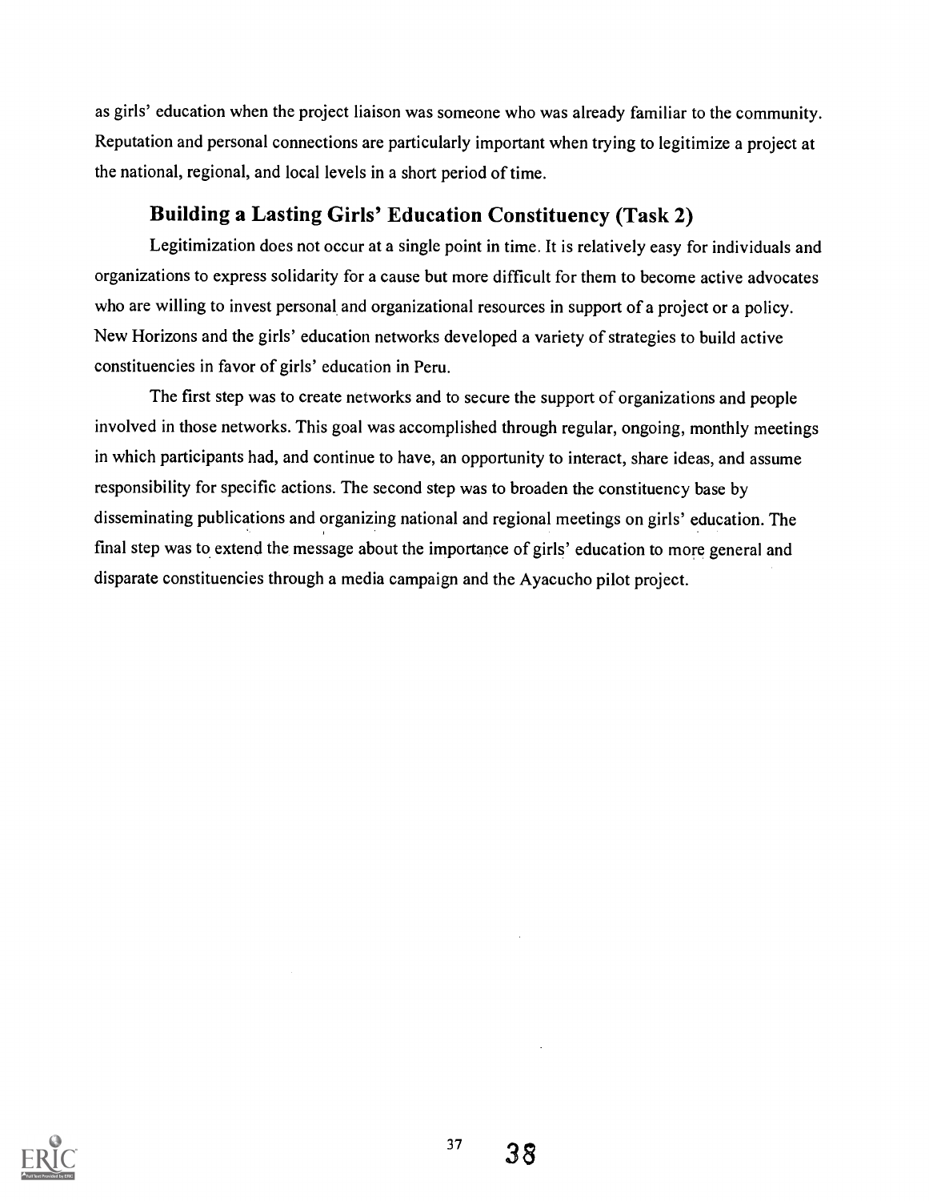as girls' education when the project liaison was someone who was already familiar to the community. Reputation and personal connections are particularly important when trying to legitimize a project at the national, regional, and local levels in a short period of time.

## Building a Lasting Girls' Education Constituency (Task 2)

Legitimization does not occur at a single point in time. It is relatively easy for individuals and organizations to express solidarity for a cause but more difficult for them to become active advocates who are willing to invest personal and organizational resources in support of a project or a policy. New Horizons and the girls' education networks developed a variety of strategies to build active constituencies in favor of girls' education in Peru.

The first step was to create networks and to secure the support of organizations and people involved in those networks. This goal was accomplished through regular, ongoing, monthly meetings in which participants had, and continue to have, an opportunity to interact, share ideas, and assume responsibility for specific actions. The second step was to broaden the constituency base by disseminating publications and organizing national and regional meetings on girls' education. The final step was to extend the message about the importance of girls' education to more general and disparate constituencies through a media campaign and the Ayacucho pilot project.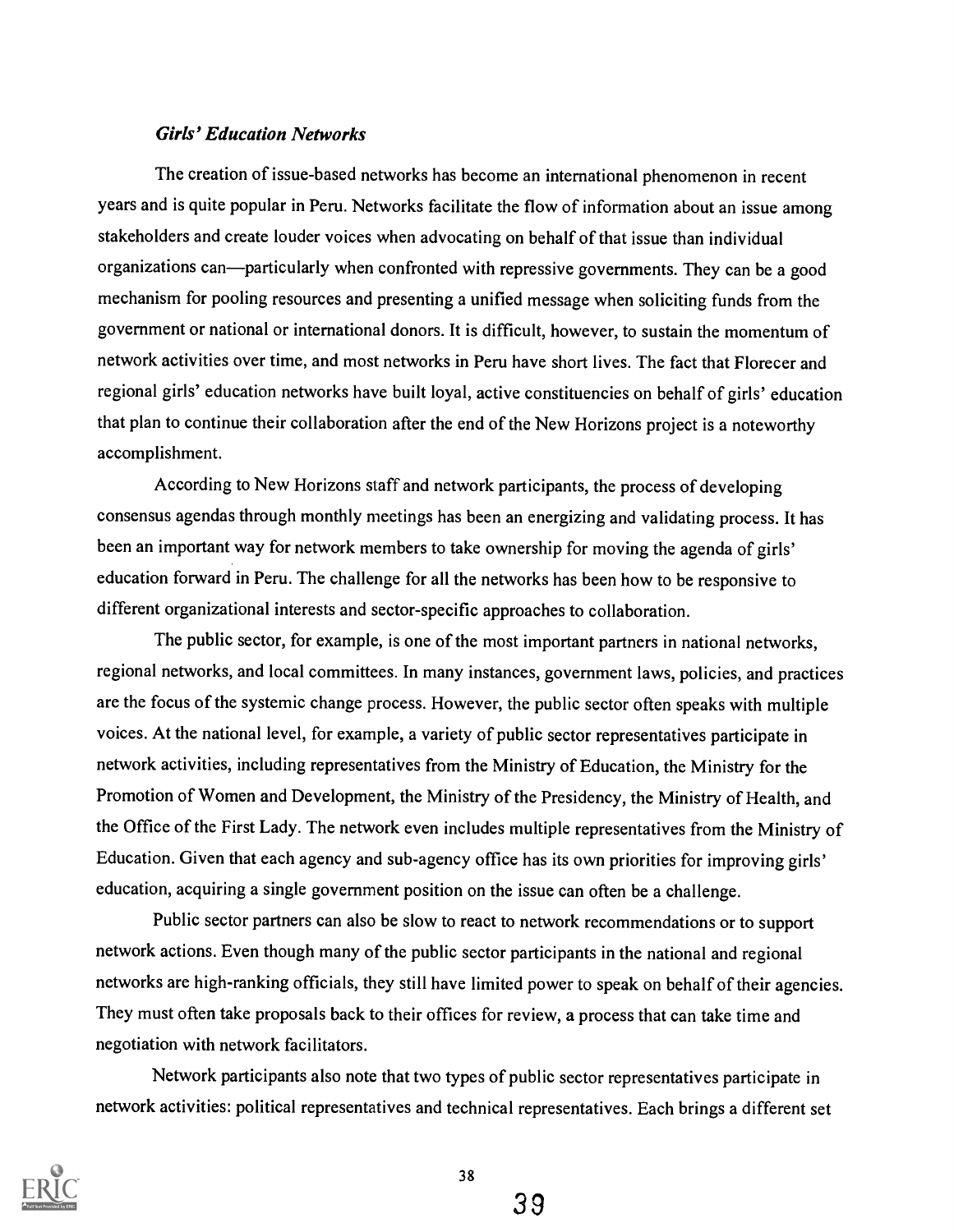### *Girls' Education Networks*

The creation of issue-based networks has become an international phenomenon in recent years and is quite popular in Peru. Networks facilitate the flow of information about an issue among stakeholders and create louder voices when advocating on behalf of that issue than individual organizations can—particularly when confronted with repressive governments. They can be a good mechanism for pooling resources and presenting a unified message when soliciting funds from the government or national or international donors. It is difficult, however, to sustain the momentum of network activities over time, and most networks in Peru have short lives. The fact that Florecer and regional girls' education networks have built loyal, active constituencies on behalf of girls' education that plan to continue their collaboration after the end of the New Horizons project is a noteworthy accomplishment.

According to New Horizons staff and network participants, the process of developing consensus agendas through monthly meetings has been an energizing and validating process. It has been an important way for network members to take ownership for moving the agenda of girls' education forward in Peru. The challenge for all the networks has been how to be responsive to different organizational interests and sector-specific approaches to collaboration.

The public sector, for example, is one of the most important partners in national networks, regional networks, and local committees. In many instances, government laws, policies, and practices are the focus of the systemic change process. However, the public sector often speaks with multiple voices. At the national level, for example, a variety of public sector representatives participate in network activities, including representatives from the Ministry of Education, the Ministry for the Promotion of Women and Development, the Ministry of the Presidency, the Ministry of Health, and the Office of the First Lady. The network even includes multiple representatives from the Ministry of Education. Given that each agency and sub-agency office has its own priorities for improving girls' education, acquiring a single government position on the issue can often be a challenge.

Public sector partners can also be slow to react to network recommendations or to support network actions. Even though many of the public sector participants in the national and regional networks are high-ranking officials, they still have limited power to speak on behalf of their agencies. They must often take proposals back to their offices for review, a process that can take time and negotiation with network facilitators.

Network participants also note that two types of public sector representatives participate in network activities: political representatives and technical representatives. Each brings a different set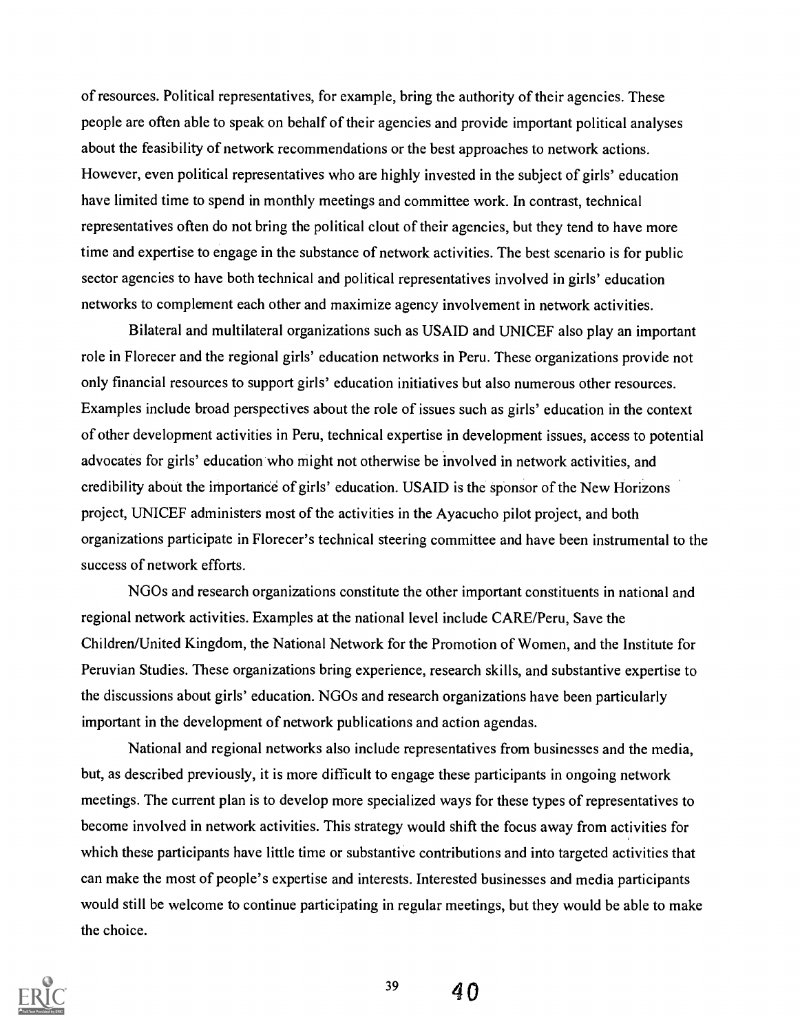of resources. Political representatives, for example, bring the authority of their agencies. These people are often able to speak on behalf of their agencies and provide important political analyses about the feasibility of network recommendations or the best approaches to network actions. However, even political representatives who are highly invested in the subject of girls' education have limited time to spend in monthly meetings and committee work. In contrast, technical representatives often do not bring the political clout of their agencies, but they tend to have more time and expertise to engage in the substance of network activities. The best scenario is for public sector agencies to have both technical and political representatives involved in girls' education networks to complement each other and maximize agency involvement in network activities.

Bilateral and multilateral organizations such as USAID and UNICEF also play an important role in Florecer and the regional girls' education networks in Peru. These organizations provide not only financial resources to support girls' education initiatives but also numerous other resources. Examples include broad perspectives about the role of issues such as girls' education in the context of other development activities in Peru, technical expertise in development issues, access to potential advocates for girls' education who might not otherwise be involved in network activities, and credibility about the importance of girls' education. USAID is the sponsor of the New Horizons project, UNICEF administers most of the activities in the Ayacucho pilot project, and both organizations participate in Florecer's technical steering committee and have been instrumental to the success of network efforts.

NGOs and research organizations constitute the other important constituents in national and regional network activities. Examples at the national level include CARE/Peru, Save the Children/United Kingdom, the National Network for the Promotion of Women, and the Institute for Peruvian Studies. These organizations bring experience, research skills, and substantive expertise to the discussions about girls' education. NGOs and research organizations have been particularly important in the development of network publications and action agendas.

National and regional networks also include representatives from businesses and the media, but, as described previously, it is more difficult to engage these participants in ongoing network meetings. The current plan is to develop more specialized ways for these types of representatives to become involved in network activities. This strategy would shift the focus away from activities for which these participants have little time or substantive contributions and into targeted activities that can make the most of people's expertise and interests. Interested businesses and media participants would still be welcome to continue participating in regular meetings, but they would be able to make the choice.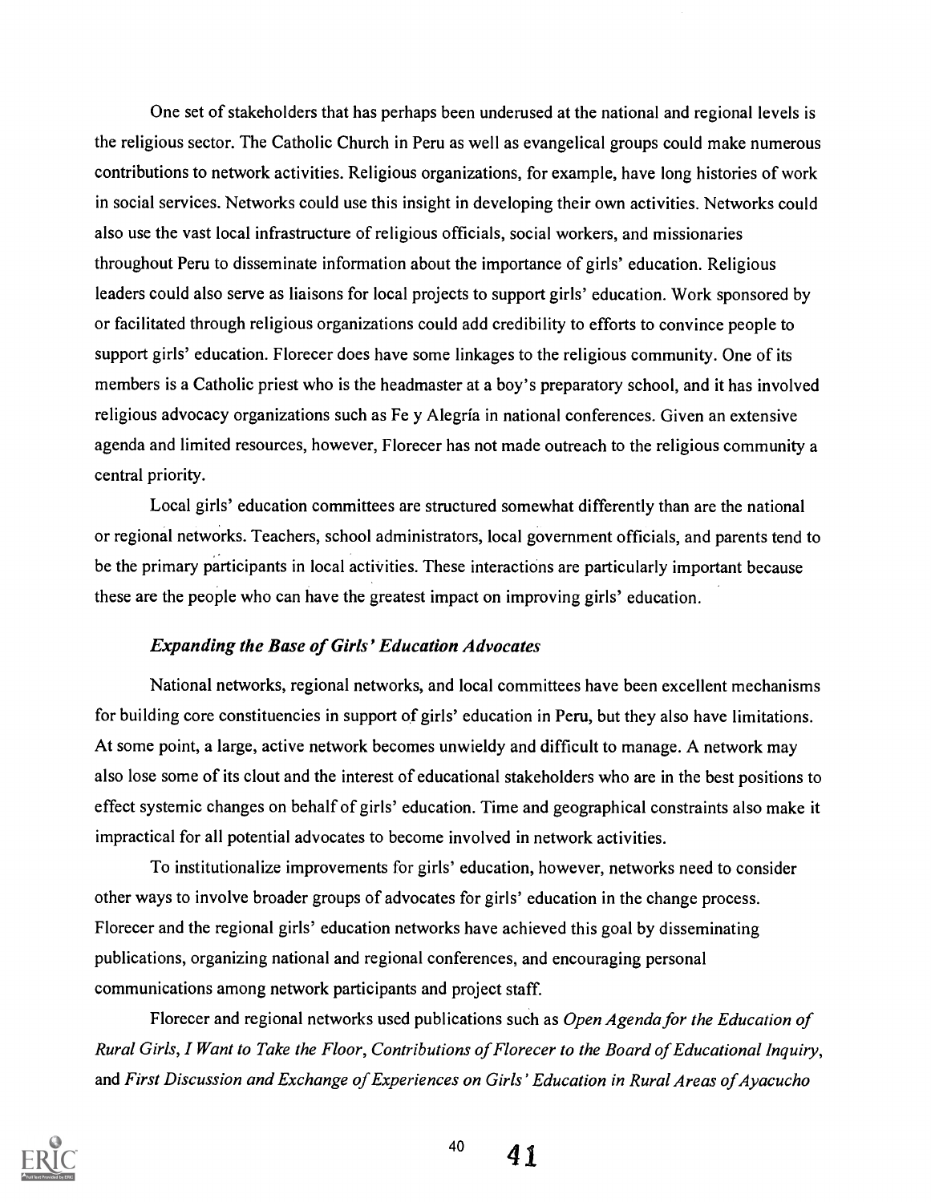One set of stakeholders that has perhaps been underused at the national and regional levels is the religious sector. The Catholic Church in Peru as well as evangelical groups could make numerous contributions to network activities. Religious organizations, for example, have long histories of work in social services. Networks could use this insight in developing their own activities. Networks could also use the vast local infrastructure of religious officials, social workers, and missionaries throughout Peru to disseminate information about the importance of girls' education. Religious leaders could also serve as liaisons for local projects to support girls' education. Work sponsored by or facilitated through religious organizations could add credibility to efforts to convince people to support girls' education. Florecer does have some linkages to the religious community. One of its members is a Catholic priest who is the headmaster at a boy's preparatory school, and it has involved religious advocacy organizations such as Fe y Alegría in national conferences. Given an extensive agenda and limited resources, however, Florecer has not made outreach to the religious community a central priority.

Local girls' education committees are structured somewhat differently than are the national or regional networks. Teachers, school administrators, local government officials, and parents tend to be the primary participants in local activities. These interactions are particularly important because these are the people who can have the greatest impact on improving girls' education.

### *Expanding the Base of Girls' Education Advocates*

National networks, regional networks, and local committees have been excellent mechanisms for building core constituencies in support of girls' education in Peru, but they also have limitations. At some point, a large, active network becomes unwieldy and difficult to manage. A network may also lose some of its clout and the interest of educational stakeholders who are in the best positions to effect systemic changes on behalf of girls' education. Time and geographical constraints also make it impractical for all potential advocates to become involved in network activities.

To institutionalize improvements for girls' education, however, networks need to consider other ways to involve broader groups of advocates for girls' education in the change process. Florecer and the regional girls' education networks have achieved this goal by disseminating publications, organizing national and regional conferences, and encouraging personal communications among network participants and project staff.

Florecer and regional networks used publications such as *Open Agenda for the Education of Rural Girls*, *I Want to Take the Floor*, *Contributions of Florecer to the Board of Educational Inquiry*, and *First Discussion and Exchange of Experiences on Girls' Education in Rural Areas of Ayacucho*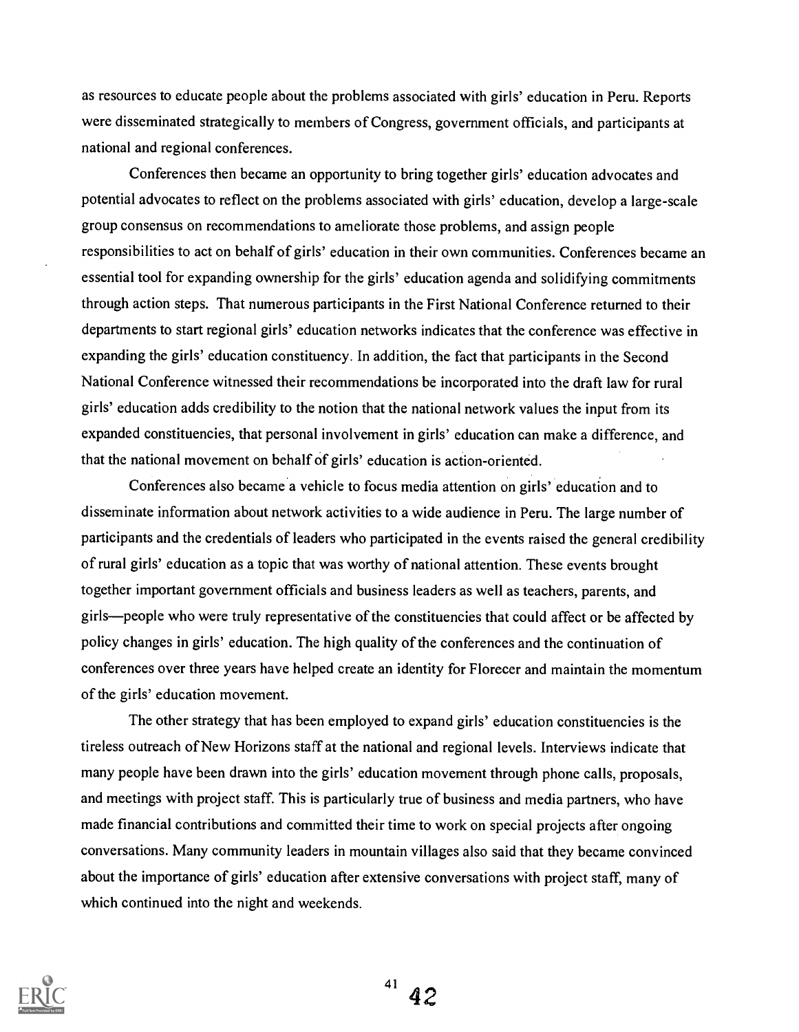as resources to educate people about the problems associated with girls' education in Peru. Reports were disseminated strategically to members of Congress, government officials, and participants at national and regional conferences.

Conferences then became an opportunity to bring together girls' education advocates and potential advocates to reflect on the problems associated with girls' education, develop a large-scale group consensus on recommendations to ameliorate those problems, and assign people responsibilities to act on behalf of girls' education in their own communities. Conferences became an essential tool for expanding ownership for the girls' education agenda and solidifying commitments through action steps. That numerous participants in the First National Conference returned to their departments to start regional girls' education networks indicates that the conference was effective in expanding the girls' education constituency. In addition, the fact that participants in the Second National Conference witnessed their recommendations be incorporated into the draft law for rural girls' education adds credibility to the notion that the national network values the input from its expanded constituencies, that personal involvement in girls' education can make a difference, and that the national movement on behalf of girls' education is action-oriented.

Conferences also became a vehicle to focus media attention on girls' education and to disseminate information about network activities to a wide audience in Peru. The large number of participants and the credentials of leaders who participated in the events raised the general credibility of rural girls' education as a topic that was worthy of national attention. These events brought together important government officials and business leaders as well as teachers, parents, and girls—people who were truly representative of the constituencies that could affect or be affected by policy changes in girls' education. The high quality of the conferences and the continuation of conferences over three years have helped create an identity for Florecer and maintain the momentum of the girls' education movement.

The other strategy that has been employed to expand girls' education constituencies is the tireless outreach of New Horizons staff at the national and regional levels. Interviews indicate that many people have been drawn into the girls' education movement through phone calls, proposals, and meetings with project staff. This is particularly true of business and media partners, who have made financial contributions and committed their time to work on special projects after ongoing conversations. Many community leaders in mountain villages also said that they became convinced about the importance of girls' education after extensive conversations with project staff, many of which continued into the night and weekends.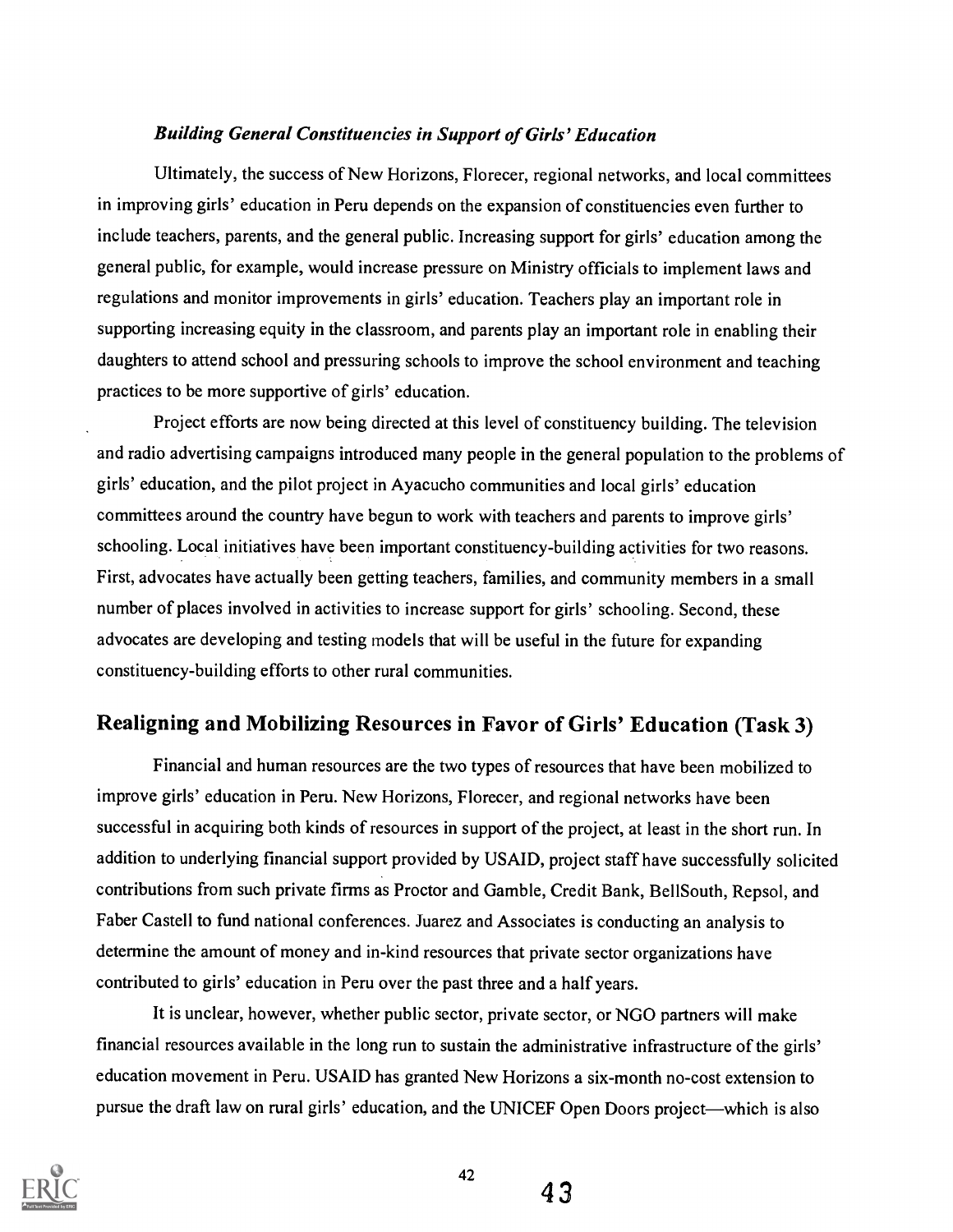### *Building General Constituencies in Support of Girls' Education*

Ultimately, the success of New Horizons, Florecer, regional networks, and local committees in improving girls' education in Peru depends on the expansion of constituencies even further to include teachers, parents, and the general public. Increasing support for girls' education among the general public, for example, would increase pressure on Ministry officials to implement laws and regulations and monitor improvements in girls' education. Teachers play an important role in supporting increasing equity in the classroom, and parents play an important role in enabling their daughters to attend school and pressuring schools to improve the school environment and teaching practices to be more supportive of girls' education.

Project efforts are now being directed at this level of constituency building. The television and radio advertising campaigns introduced many people in the general population to the problems of girls' education, and the pilot project in Ayacucho communities and local girls' education committees around the country have begun to work with teachers and parents to improve girls' schooling. Local initiatives have been important constituency-building activities for two reasons. First, advocates have actually been getting teachers, families, and community members in a small number of places involved in activities to increase support for girls' schooling. Second, these advocates are developing and testing models that will be useful in the future for expanding constituency-building efforts to other rural communities.

## Realigning and Mobilizing Resources in Favor of Girls' Education (Task 3)

Financial and human resources are the two types of resources that have been mobilized to improve girls' education in Peru. New Horizons, Florecer, and regional networks have been successful in acquiring both kinds of resources in support of the project, at least in the short run. In addition to underlying financial support provided by USAID, project staff have successfully solicited contributions from such private firms as Proctor and Gamble, Credit Bank, BellSouth, Repsol, and Faber Castell to fund national conferences. Juarez and Associates is conducting an analysis to determine the amount of money and in-kind resources that private sector organizations have contributed to girls' education in Peru over the past three and a half years.

It is unclear, however, whether public sector, private sector, or NGO partners will make financial resources available in the long run to sustain the administrative infrastructure of the girls' education movement in Peru. USAID has granted New Horizons a six-month no-cost extension to pursue the draft law on rural girls' education, and the UNICEF Open Doors project—which is also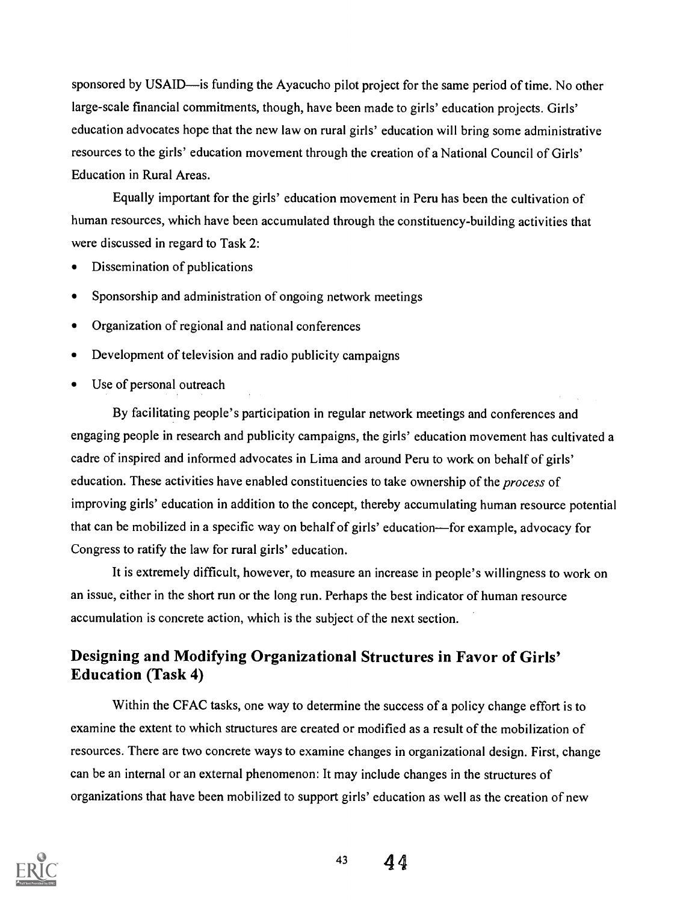sponsored by USAID—is funding the Ayacucho pilot project for the same period of time. No other large-scale financial commitments, though, have been made to girls' education projects. Girls' education advocates hope that the new law on rural girls' education will bring some administrative resources to the girls' education movement through the creation of a National Council of Girls' Education in Rural Areas.

Equally important for the girls' education movement in Peru has been the cultivation of human resources, which have been accumulated through the constituency-building activities that were discussed in regard to Task 2:

- Dissemination of publications
- Sponsorship and administration of ongoing network meetings
- Organization of regional and national conferences
- Development of television and radio publicity campaigns
- Use of personal outreach

By facilitating people's participation in regular network meetings and conferences and engaging people in research and publicity campaigns, the girls' education movement has cultivated a cadre of inspired and informed advocates in Lima and around Peru to work on behalf of girls' education. These activities have enabled constituencies to take ownership of the *process* of improving girls' education in addition to the concept, thereby accumulating human resource potential that can be mobilized in a specific way on behalf of girls' education—for example, advocacy for Congress to ratify the law for rural girls' education.

It is extremely difficult, however, to measure an increase in people's willingness to work on an issue, either in the short run or the long run. Perhaps the best indicator of human resource accumulation is concrete action, which is the subject of the next section.

## Designing and Modifying Organizational Structures in Favor of Girls' Education (Task 4)

Within the CFAC tasks, one way to determine the success of a policy change effort is to examine the extent to which structures are created or modified as a result of the mobilization of resources. There are two concrete ways to examine changes in organizational design. First, change can be an internal or an external phenomenon: It may include changes in the structures of organizations that have been mobilized to support girls' education as well as the creation of new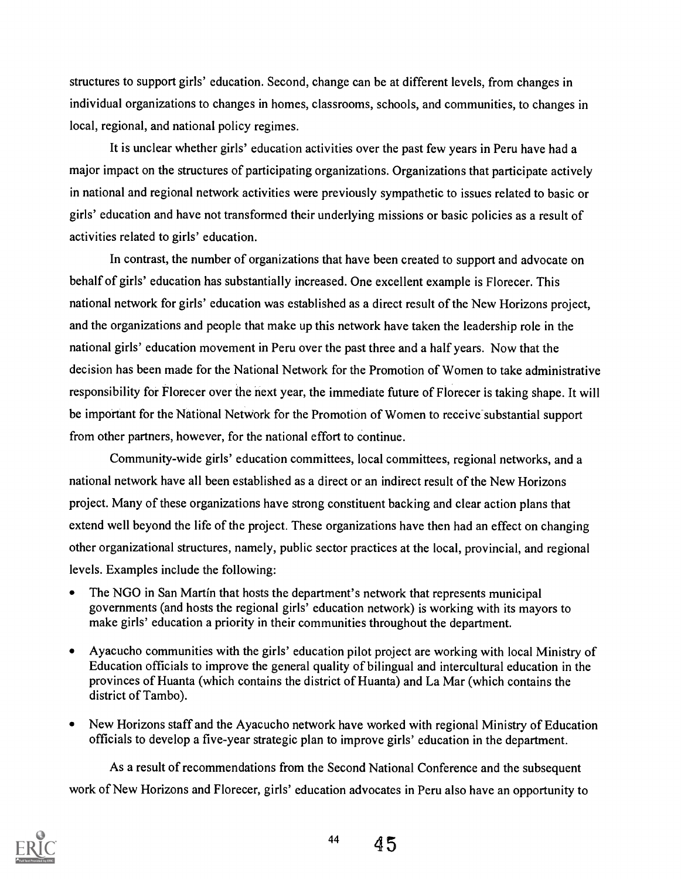structures to support girls' education. Second, change can be at different levels, from changes in individual organizations to changes in homes, classrooms, schools, and communities, to changes in local, regional, and national policy regimes.

It is unclear whether girls' education activities over the past few years in Peru have had a major impact on the structures of participating organizations. Organizations that participate actively in national and regional network activities were previously sympathetic to issues related to basic or girls' education and have not transformed their underlying missions or basic policies as a result of activities related to girls' education.

In contrast, the number of organizations that have been created to support and advocate on behalf of girls' education has substantially increased. One excellent example is Florecer. This national network for girls' education was established as a direct result of the New Horizons project, and the organizations and people that make up this network have taken the leadership role in the national girls' education movement in Peru over the past three and a half years. Now that the decision has been made for the National Network for the Promotion of Women to take administrative responsibility for Florecer over the next year, the immediate future of Florecer is taking shape. It will be important for the National Network for the Promotion of Women to receive substantial support from other partners, however, for the national effort to continue.

Community-wide girls' education committees, local committees, regional networks, and a national network have all been established as a direct or an indirect result of the New Horizons project. Many of these organizations have strong constituent backing and clear action plans that extend well beyond the life of the project. These organizations have then had an effect on changing other organizational structures, namely, public sector practices at the local, provincial, and regional levels. Examples include the following:

- The NGO in San Martín that hosts the department's network that represents municipal governments (and hosts the regional girls' education network) is working with its mayors to make girls' education a priority in their communities throughout the department.
- Ayacucho communities with the girls' education pilot project are working with local Ministry of Education officials to improve the general quality of bilingual and intercultural education in the provinces of Huanta (which contains the district of Huanta) and La Mar (which contains the district of Tambo).
- New Horizons staff and the Ayacucho network have worked with regional Ministry of Education officials to develop a five-year strategic plan to improve girls' education in the department.

As a result of recommendations from the Second National Conference and the subsequent work of New Horizons and Florecer, girls' education advocates in Peru also have an opportunity to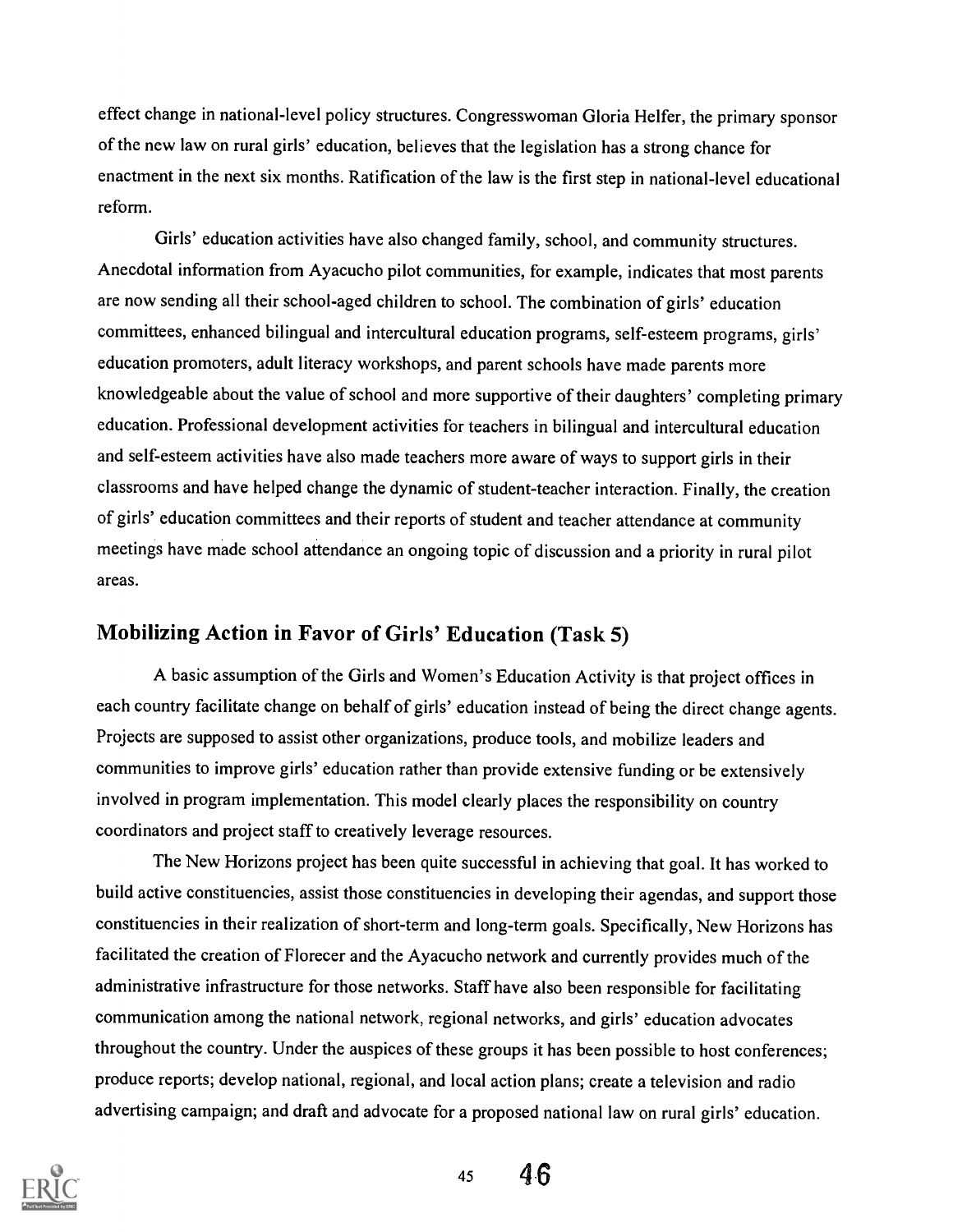effect change in national-level policy structures. Congresswoman Gloria Helfer, the primary sponsor of the new law on rural girls' education, believes that the legislation has a strong chance for enactment in the next six months. Ratification of the law is the first step in national-level educational reform.

Girls' education activities have also changed family, school, and community structures. Anecdotal information from Ayacucho pilot communities, for example, indicates that most parents are now sending all their school-aged children to school. The combination of girls' education committees, enhanced bilingual and intercultural education programs, self-esteem programs, girls' education promoters, adult literacy workshops, and parent schools have made parents more knowledgeable about the value of school and more supportive of their daughters' completing primary education. Professional development activities for teachers in bilingual and intercultural education and self-esteem activities have also made teachers more aware of ways to support girls in their classrooms and have helped change the dynamic of student-teacher interaction. Finally, the creation of girls' education committees and their reports of student and teacher attendance at community meetings have made school attendance an ongoing topic of discussion and a priority in rural pilot areas.

## Mobilizing Action in Favor of Girls' Education (Task 5)

A basic assumption of the Girls and Women's Education Activity is that project offices in each country facilitate change on behalf of girls' education instead of being the direct change agents. Projects are supposed to assist other organizations, produce tools, and mobilize leaders and communities to improve girls' education rather than provide extensive funding or be extensively involved in program implementation. This model clearly places the responsibility on country coordinators and project staff to creatively leverage resources.

The New Horizons project has been quite successful in achieving that goal. It has worked to build active constituencies, assist those constituencies in developing their agendas, and support those constituencies in their realization of short-term and long-term goals. Specifically, New Horizons has facilitated the creation of Florecer and the Ayacucho network and currently provides much of the administrative infrastructure for those networks. Staff have also been responsible for facilitating communication among the national network, regional networks, and girls' education advocates throughout the country. Under the auspices of these groups it has been possible to host conferences; produce reports; develop national, regional, and local action plans; create a television and radio advertising campaign; and draft and advocate for a proposed national law on rural girls' education.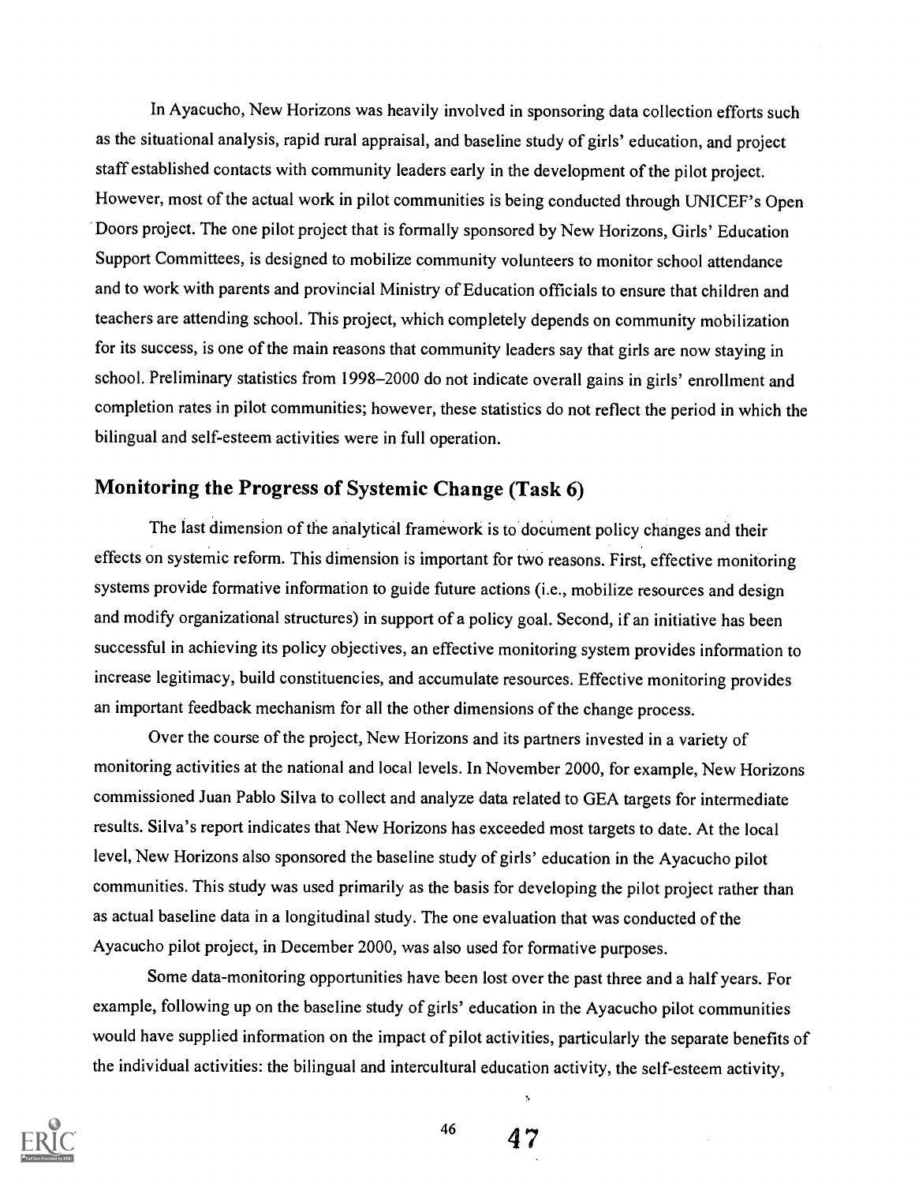In Ayacucho, New Horizons was heavily involved in sponsoring data collection efforts such as the situational analysis, rapid rural appraisal, and baseline study of girls' education, and project staff established contacts with community leaders early in the development of the pilot project. However, most of the actual work in pilot communities is being conducted through UNICEF's Open Doors project. The one pilot project that is formally sponsored by New Horizons, Girls' Education Support Committees, is designed to mobilize community volunteers to monitor school attendance and to work with parents and provincial Ministry of Education officials to ensure that children and teachers are attending school. This project, which completely depends on community mobilization for its success, is one of the main reasons that community leaders say that girls are now staying in school. Preliminary statistics from 1998–2000 do not indicate overall gains in girls' enrollment and completion rates in pilot communities; however, these statistics do not reflect the period in which the bilingual and self-esteem activities were in full operation.

## Monitoring the Progress of Systemic Change (Task 6)

The last dimension of the analytical framework is to document policy changes and their effects on systemic reform. This dimension is important for two reasons. First, effective monitoring systems provide formative information to guide future actions (i.e., mobilize resources and design and modify organizational structures) in support of a policy goal. Second, if an initiative has been successful in achieving its policy objectives, an effective monitoring system provides information to increase legitimacy, build constituencies, and accumulate resources. Effective monitoring provides an important feedback mechanism for all the other dimensions of the change process.

Over the course of the project, New Horizons and its partners invested in a variety of monitoring activities at the national and local levels. In November 2000, for example, New Horizons commissioned Juan Pablo Silva to collect and analyze data related to GEA targets for intermediate results. Silva's report indicates that New Horizons has exceeded most targets to date. At the local level, New Horizons also sponsored the baseline study of girls' education in the Ayacucho pilot communities. This study was used primarily as the basis for developing the pilot project rather than as actual baseline data in a longitudinal study. The one evaluation that was conducted of the Ayacucho pilot project, in December 2000, was also used for formative purposes.

Some data-monitoring opportunities have been lost over the past three and a half years. For example, following up on the baseline study of girls' education in the Ayacucho pilot communities would have supplied information on the impact of pilot activities, particularly the separate benefits of the individual activities: the bilingual and intercultural education activity, the self-esteem activity,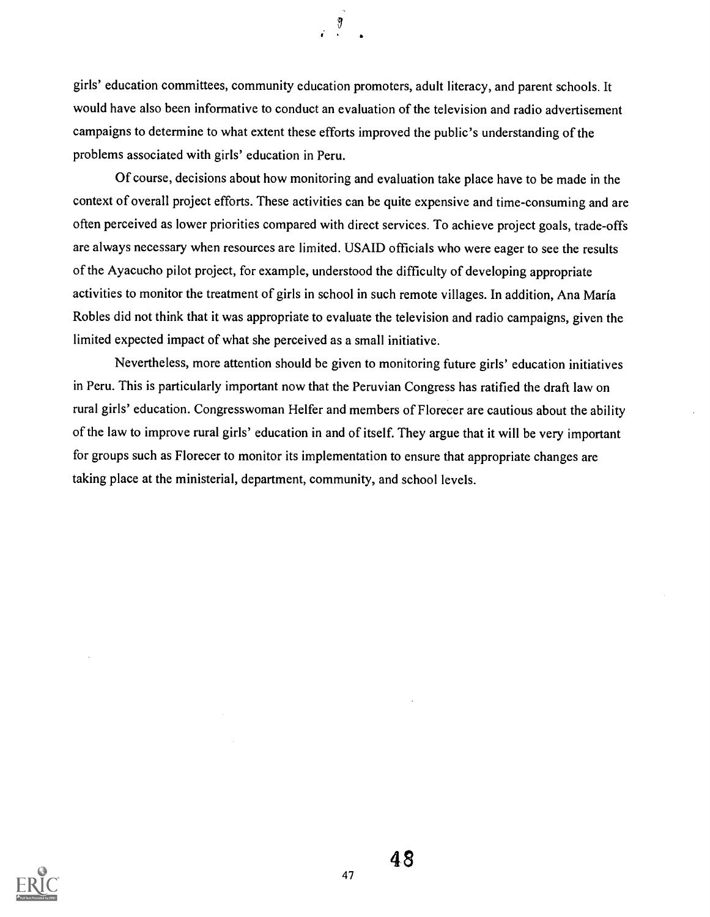girls' education committees, community education promoters, adult literacy, and parent schools. It would have also been informative to conduct an evaluation of the television and radio advertisement campaigns to determine to what extent these efforts improved the public's understanding of the problems associated with girls' education in Peru.

Of course, decisions about how monitoring and evaluation take place have to be made in the context of overall project efforts. These activities can be quite expensive and time-consuming and are often perceived as lower priorities compared with direct services. To achieve project goals, trade-offs are always necessary when resources are limited. USAID officials who were eager to see the results of the Ayacucho pilot project, for example, understood the difficulty of developing appropriate activities to monitor the treatment of girls in school in such remote villages. In addition, Ana María Robles did not think that it was appropriate to evaluate the television and radio campaigns, given the limited expected impact of what she perceived as a small initiative.

Nevertheless, more attention should be given to monitoring future girls' education initiatives in Peru. This is particularly important now that the Peruvian Congress has ratified the draft law on rural girls' education. Congresswoman Helfer and members of Florecer are cautious about the ability of the law to improve rural girls' education in and of itself. They argue that it will be very important for groups such as Florecer to monitor its implementation to ensure that appropriate changes are taking place at the ministerial, department, community, and school levels.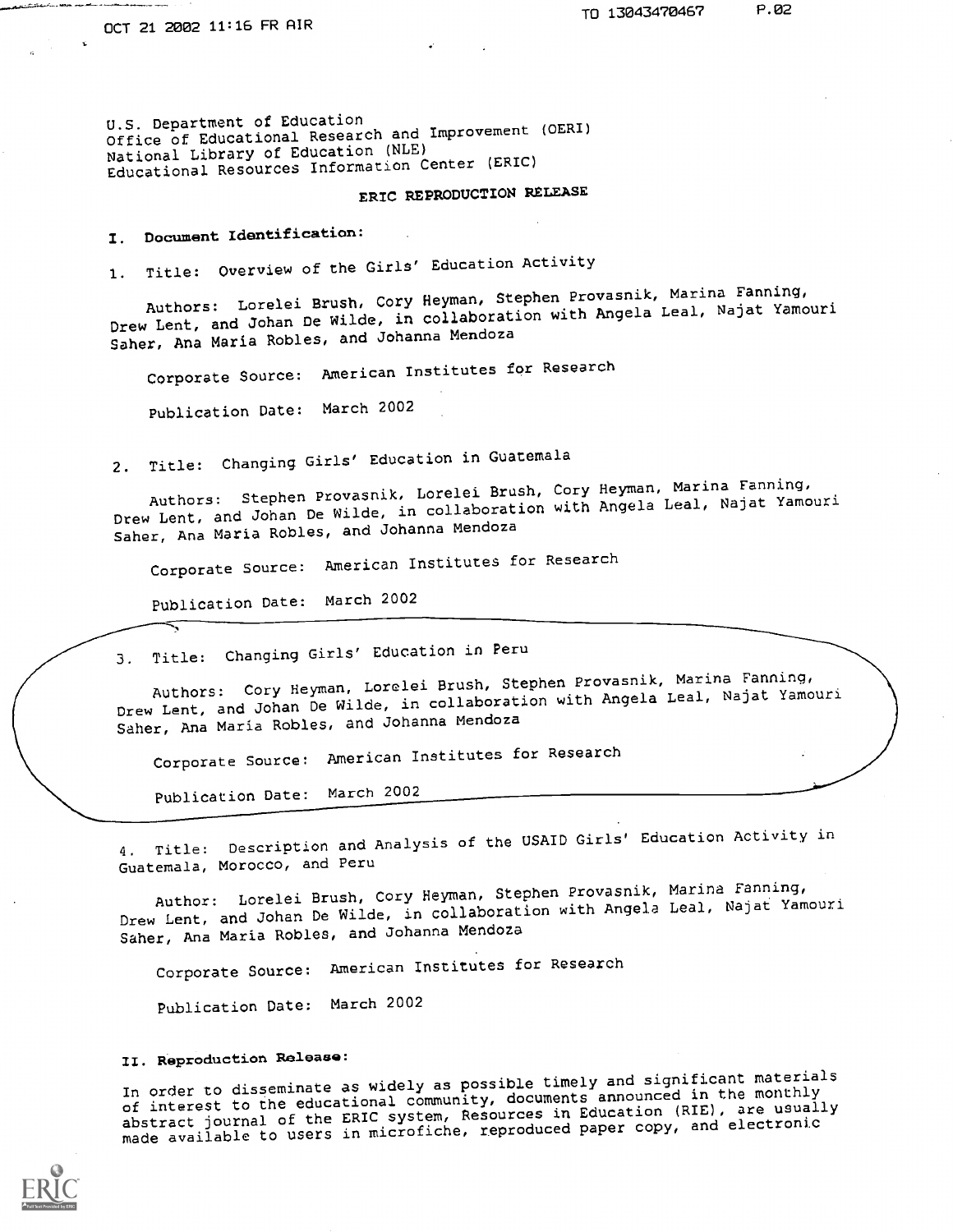U.S. Department of Education
Office of Educational Research and Improvement (OERI)
National Library of Education (NLE)
Educational Resources Information Center (ERIC)

## ERIC REPRODUCTION RELEASE

### I. Document Identification:

1. Title: Overview of the Girls' Education Activity

   Authors: Lorelei Brush, Cory Heyman, Stephen Provasnik, Marina Fanning, Drew Lent, and Johan De Wilde, in collaboration with Angela Leal, Najat Yamouri Saher, Ana Maria Robles, and Johanna Mendoza

   Corporate Source: American Institutes for Research

   Publication Date: March 2002

2. Title: Changing Girls' Education in Guatemala

   Authors: Stephen Provasnik, Lorelei Brush, Cory Heyman, Marina Fanning, Drew Lent, and Johan De Wilde, in collaboration with Angela Leal, Najat Yamouri Saher, Ana Maria Robles, and Johanna Mendoza

   Corporate Source: American Institutes for Research

   Publication Date: March 2002

3. Title: Changing Girls' Education in Peru

   Authors: Cory Heyman, Lorelei Brush, Stephen Provasnik, Marina Fanning, Drew Lent, and Johan De Wilde, in collaboration with Angela Leal, Najat Yamouri Saher, Ana Maria Robles, and Johanna Mendoza

   Corporate Source: American Institutes for Research

   Publication Date: March 2002

4. Title: Description and Analysis of the USAID Girls' Education Activity in Guatemala, Morocco, and Peru

   Author: Lorelei Brush, Cory Heyman, Stephen Provasnik, Marina Fanning, Drew Lent, and Johan De Wilde, in collaboration with Angela Leal, Najat Yamouri Saher, Ana Maria Robles, and Johanna Mendoza

   Corporate Source: American Institutes for Research

   Publication Date: March 2002

### II. Reproduction Release:

In order to disseminate as widely as possible timely and significant materials of interest to the educational community, documents announced in the monthly abstract journal of the ERIC system, Resources in Education (RIE), are usually made available to users in microfiche, reproduced paper copy, and electronic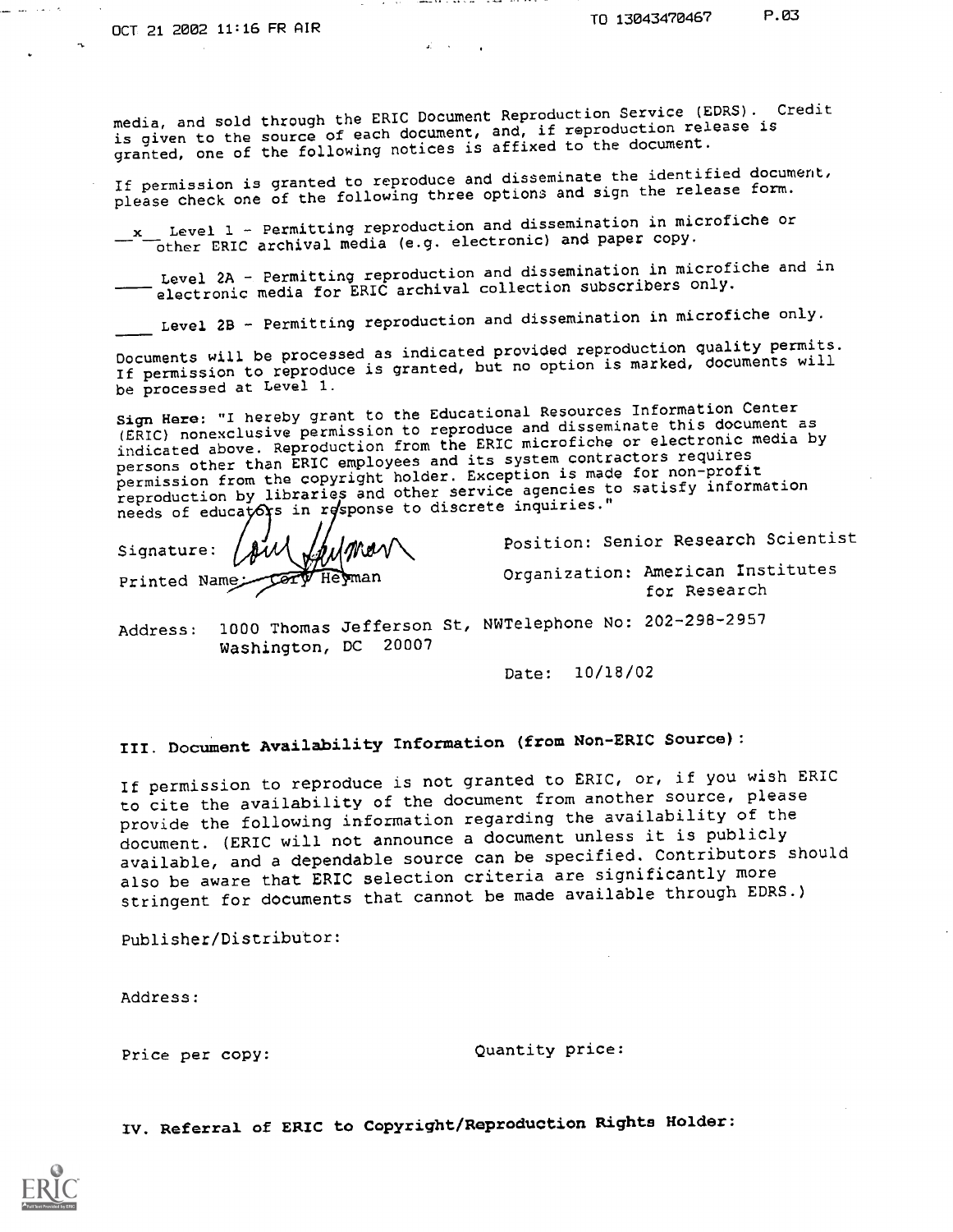media, and sold through the ERIC Document Reproduction Service (EDRS). Credit is given to the source of each document, and, if reproduction release is granted, one of the following notices is affixed to the document.

If permission is granted to reproduce and disseminate the identified document, please check one of the following three options and sign the release form.

\_\_x\_\_ Level 1 - Permitting reproduction and dissemination in microfiche or other ERIC archival media (e.g. electronic) and paper copy.

\_\_\_\_ Level 2A - Permitting reproduction and dissemination in microfiche and in electronic media for ERIC archival collection subscribers only.

\_\_\_\_ Level 2B - Permitting reproduction and dissemination in microfiche only.

Documents will be processed as indicated provided reproduction quality permits. If permission to reproduce is granted, but no option is marked, documents will be processed at Level 1.

**Sign Here:** "I hereby grant to the Educational Resources Information Center (ERIC) nonexclusive permission to reproduce and disseminate this document as indicated above. Reproduction from the ERIC microfiche or electronic media by persons other than ERIC employees and its system contractors requires permission from the copyright holder. Exception is made for non-profit reproduction by libraries and other service agencies to satisfy information needs of educators in response to discrete inquiries."

Signature: Cory Heyman

Position: Senior Research Scientist

Printed Name: Cory Heyman

Organization: American Institutes for Research

Address: 1000 Thomas Jefferson St, NW Washington, DC 20007

Telephone No: 202-298-2957

Date: 10/18/02

## III. Document Availability Information (from Non-ERIC Source):

If permission to reproduce is not granted to ERIC, or, if you wish ERIC to cite the availability of the document from another source, please provide the following information regarding the availability of the document. (ERIC will not announce a document unless it is publicly available, and a dependable source can be specified. Contributors should also be aware that ERIC selection criteria are significantly more stringent for documents that cannot be made available through EDRS.)

Publisher/Distributor:

Address:

Price per copy:

Quantity price:

## IV. Referral of ERIC to Copyright/Reproduction Rights Holder: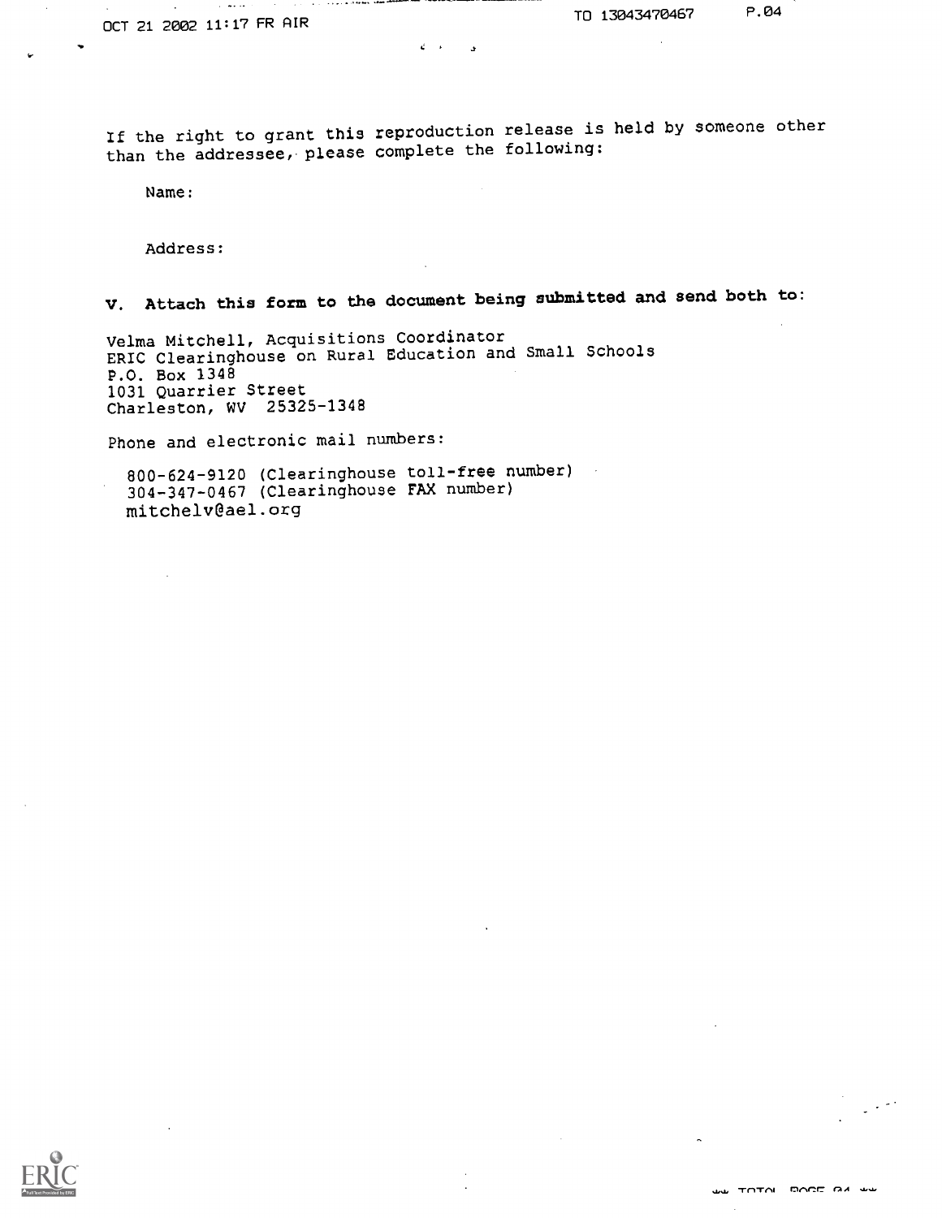If the right to grant this reproduction release is held by someone other than the addressee, please complete the following:

Name:

Address:

**V. Attach this form to the document being submitted and send both to:**

Velma Mitchell, Acquisitions Coordinator
ERIC Clearinghouse on Rural Education and Small Schools
P.O. Box 1348
1031 Quarrier Street
Charleston, WV 25325-1348

Phone and electronic mail numbers:

800-624-9120 (Clearinghouse toll-free number)
304-347-0467 (Clearinghouse FAX number)
mitchelv@ael.org